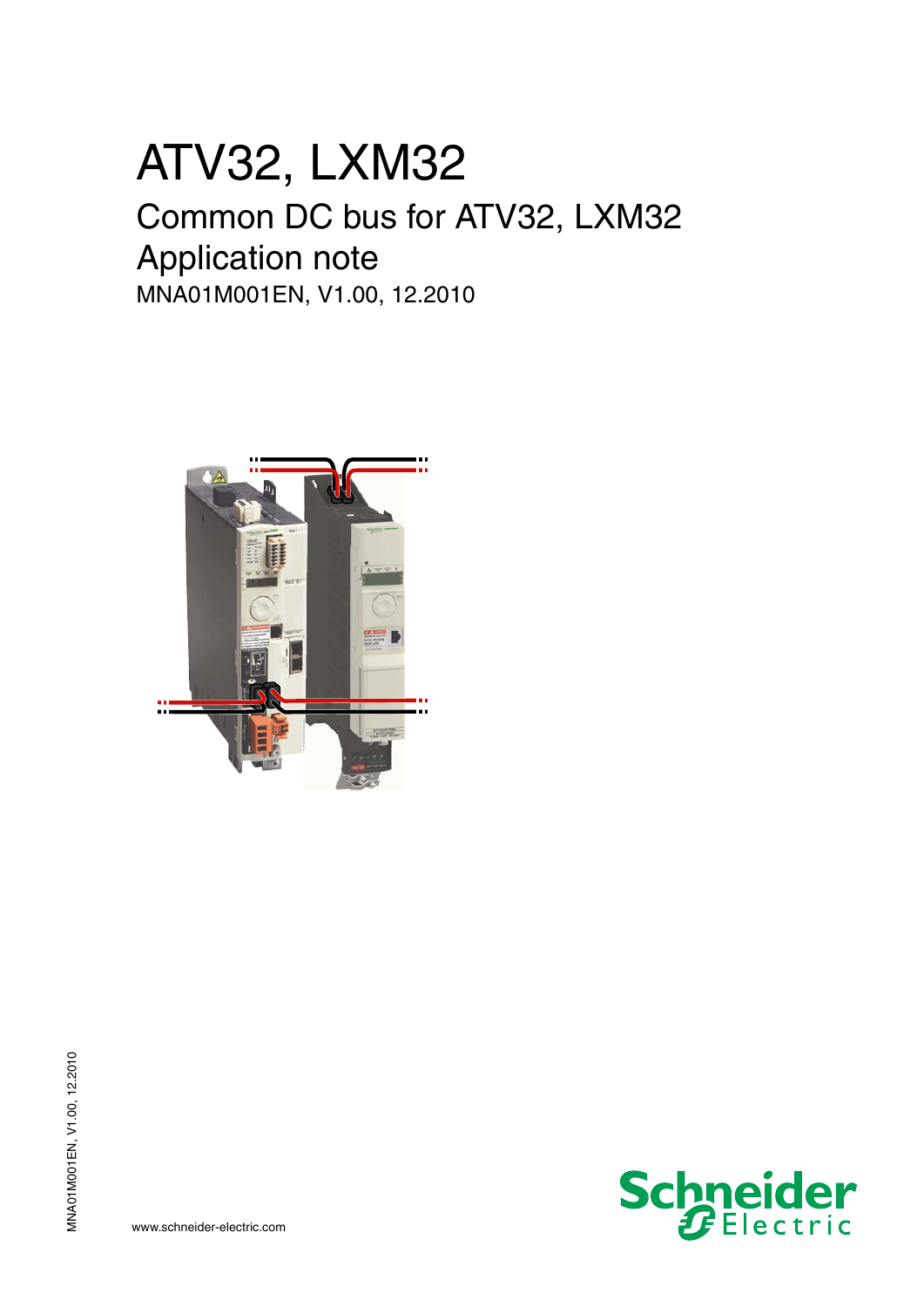# ATV32, LXM32

## Common DC bus for ATV32, LXM32

## Application note

MNA01M001EN, V1.00, 12.2010

www.schneider-electric.com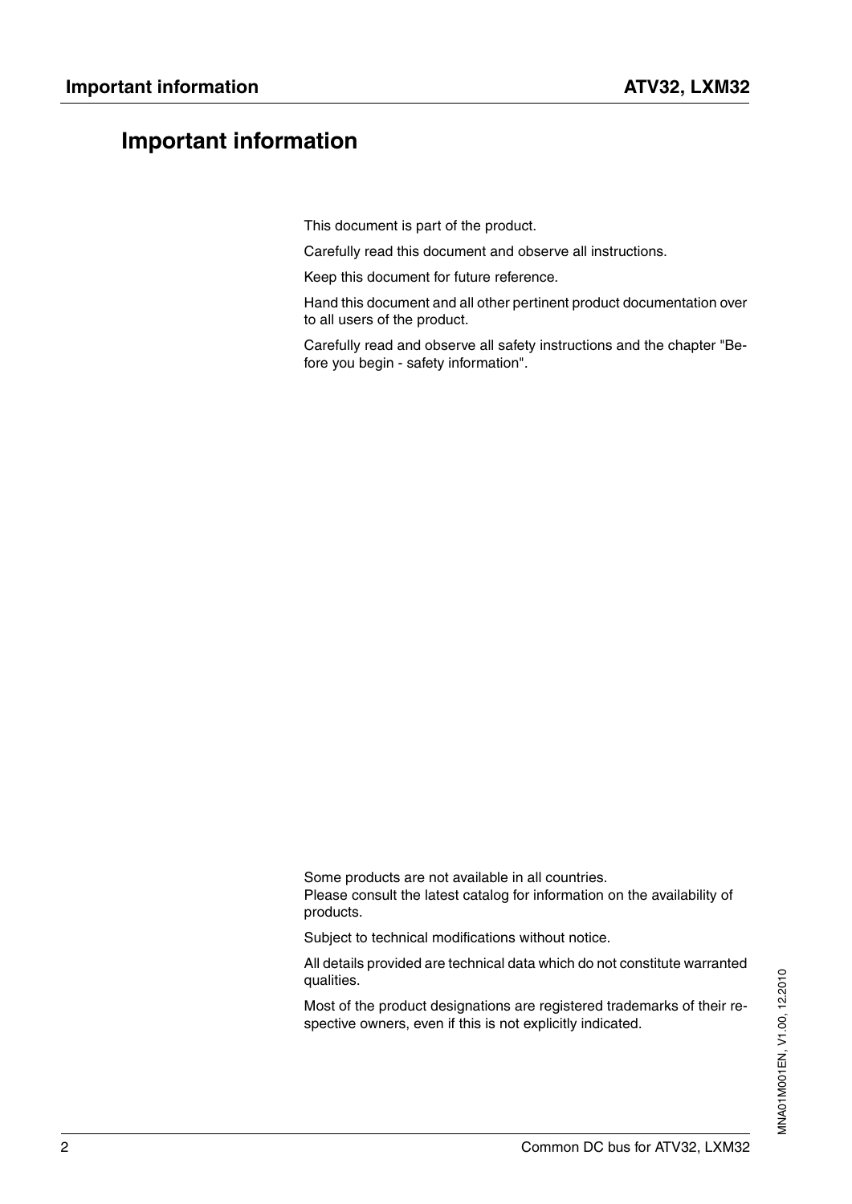# Important information

This document is part of the product.

Carefully read this document and observe all instructions.

Keep this document for future reference.

Hand this document and all other pertinent product documentation over to all users of the product.

Carefully read and observe all safety instructions and the chapter "Before you begin - safety information".

Some products are not available in all countries.
Please consult the latest catalog for information on the availability of products.

Subject to technical modifications without notice.

All details provided are technical data which do not constitute warranted qualities.

Most of the product designations are registered trademarks of their respective owners, even if this is not explicitly indicated.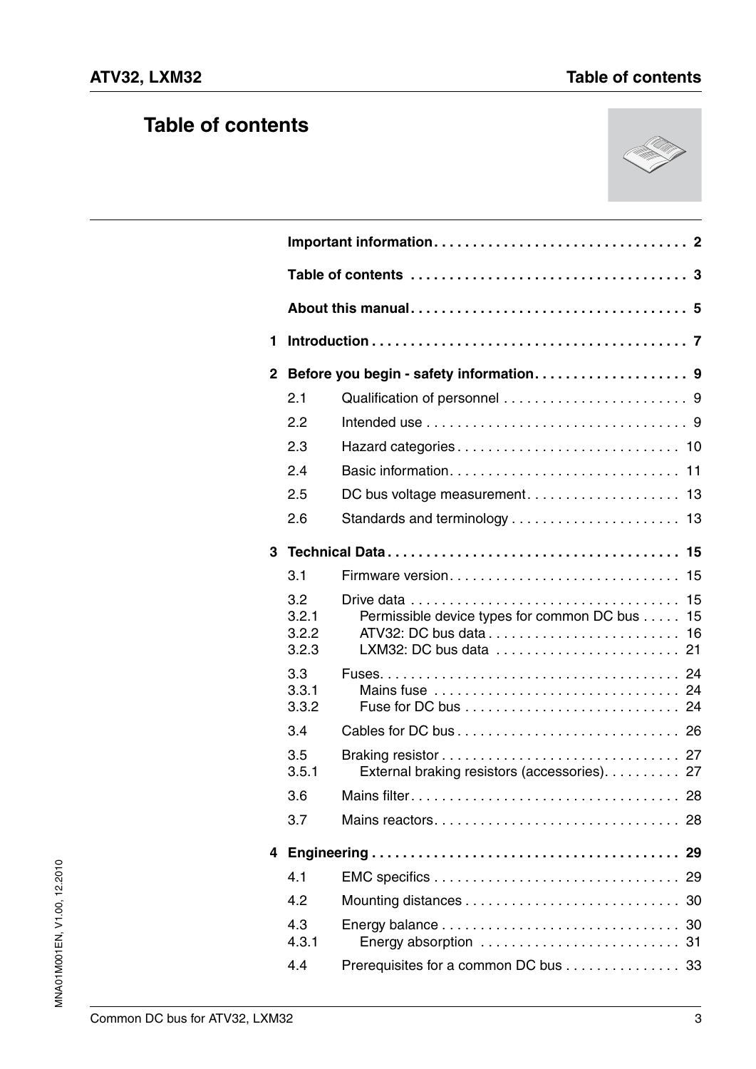# Table of contents

| | | |
|---|---|---|
| **Important information** | | **2** |
| **Table of contents** | | **3** |
| **About this manual** | | **5** |
| **1** | **Introduction** | **7** |
| **2** | **Before you begin - safety information** | **9** |
| 2.1 | Qualification of personnel | 9 |
| 2.2 | Intended use | 9 |
| 2.3 | Hazard categories | 10 |
| 2.4 | Basic information | 11 |
| 2.5 | DC bus voltage measurement | 13 |
| 2.6 | Standards and terminology | 13 |
| **3** | **Technical Data** | **15** |
| 3.1 | Firmware version | 15 |
| 3.2 | Drive data | 15 |
| 3.2.1 | Permissible device types for common DC bus | 15 |
| 3.2.2 | ATV32: DC bus data | 16 |
| 3.2.3 | LXM32: DC bus data | 21 |
| 3.3 | Fuses | 24 |
| 3.3.1 | Mains fuse | 24 |
| 3.3.2 | Fuse for DC bus | 24 |
| 3.4 | Cables for DC bus | 26 |
| 3.5 | Braking resistor | 27 |
| 3.5.1 | External braking resistors (accessories) | 27 |
| 3.6 | Mains filter | 28 |
| 3.7 | Mains reactors | 28 |
| **4** | **Engineering** | **29** |
| 4.1 | EMC specifics | 29 |
| 4.2 | Mounting distances | 30 |
| 4.3 | Energy balance | 30 |
| 4.3.1 | Energy absorption | 31 |
| 4.4 | Prerequisites for a common DC bus | 33 |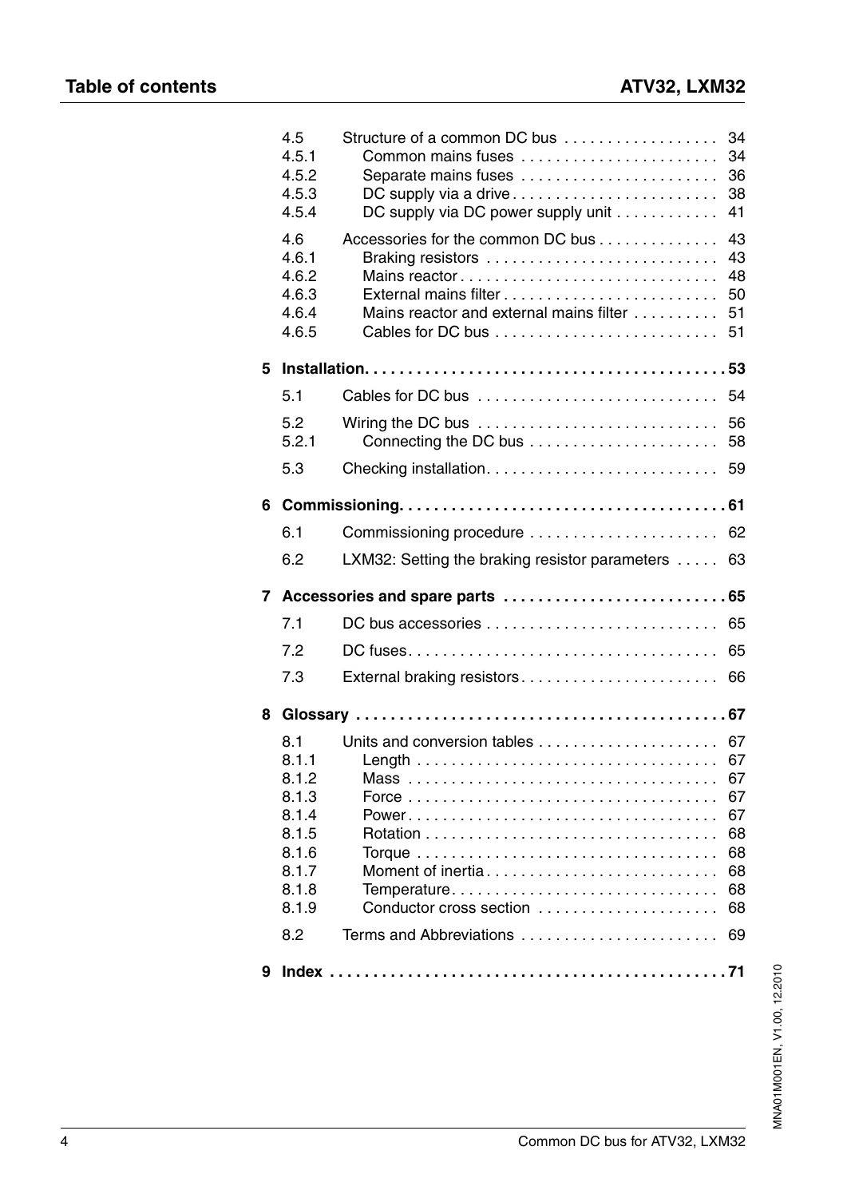| | | |
|---|---|---|
| 4.5 | Structure of a common DC bus | 34 |
| 4.5.1 | Common mains fuses | 34 |
| 4.5.2 | Separate mains fuses | 36 |
| 4.5.3 | DC supply via a drive | 38 |
| 4.5.4 | DC supply via DC power supply unit | 41 |
| 4.6 | Accessories for the common DC bus | 43 |
| 4.6.1 | Braking resistors | 43 |
| 4.6.2 | Mains reactor | 48 |
| 4.6.3 | External mains filter | 50 |
| 4.6.4 | Mains reactor and external mains filter | 51 |
| 4.6.5 | Cables for DC bus | 51 |
| **5** | **Installation** | **53** |
| 5.1 | Cables for DC bus | 54 |
| 5.2 | Wiring the DC bus | 56 |
| 5.2.1 | Connecting the DC bus | 58 |
| 5.3 | Checking installation | 59 |
| **6** | **Commissioning** | **61** |
| 6.1 | Commissioning procedure | 62 |
| 6.2 | LXM32: Setting the braking resistor parameters | 63 |
| **7** | **Accessories and spare parts** | **65** |
| 7.1 | DC bus accessories | 65 |
| 7.2 | DC fuses | 65 |
| 7.3 | External braking resistors | 66 |
| **8** | **Glossary** | **67** |
| 8.1 | Units and conversion tables | 67 |
| 8.1.1 | Length | 67 |
| 8.1.2 | Mass | 67 |
| 8.1.3 | Force | 67 |
| 8.1.4 | Power | 67 |
| 8.1.5 | Rotation | 68 |
| 8.1.6 | Torque | 68 |
| 8.1.7 | Moment of inertia | 68 |
| 8.1.8 | Temperature | 68 |
| 8.1.9 | Conductor cross section | 68 |
| 8.2 | Terms and Abbreviations | 69 |
| **9** | **Index** | **71** |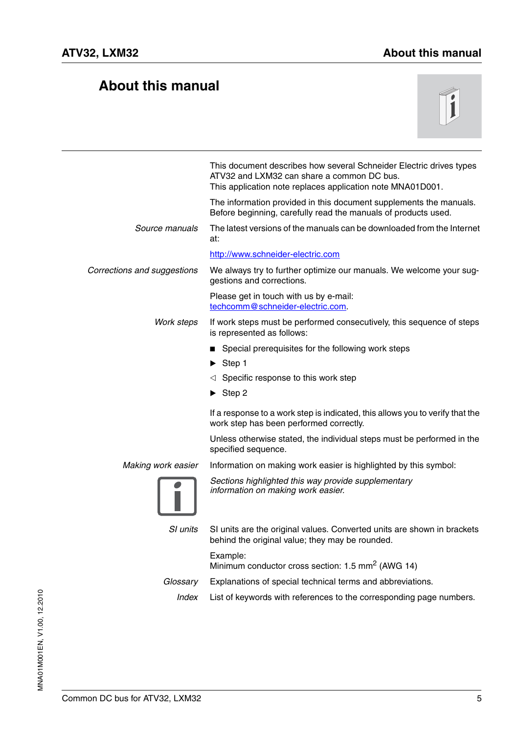# About this manual

This document describes how several Schneider Electric drives types ATV32 and LXM32 can share a common DC bus.
This application note replaces application note MNA01D001.

The information provided in this document supplements the manuals. Before beginning, carefully read the manuals of products used.

*Source manuals*

The latest versions of the manuals can be downloaded from the Internet at:

http://www.schneider-electric.com

*Corrections and suggestions*

We always try to further optimize our manuals. We welcome your suggestions and corrections.

Please get in touch with us by e-mail:
techcomm@schneider-electric.com.

*Work steps*

If work steps must be performed consecutively, this sequence of steps is represented as follows:

■ Special prerequisites for the following work steps

► Step 1

◁ Specific response to this work step

► Step 2

If a response to a work step is indicated, this allows you to verify that the work step has been performed correctly.

Unless otherwise stated, the individual steps must be performed in the specified sequence.

*Making work easier*

Information on making work easier is highlighted by this symbol:

*Sections highlighted this way provide supplementary information on making work easier.*

*SI units*

SI units are the original values. Converted units are shown in brackets behind the original value; they may be rounded.

Example:
Minimum conductor cross section: 1.5 mm$^2$ (AWG 14)

*Glossary*

Explanations of special technical terms and abbreviations.

*Index*

List of keywords with references to the corresponding page numbers.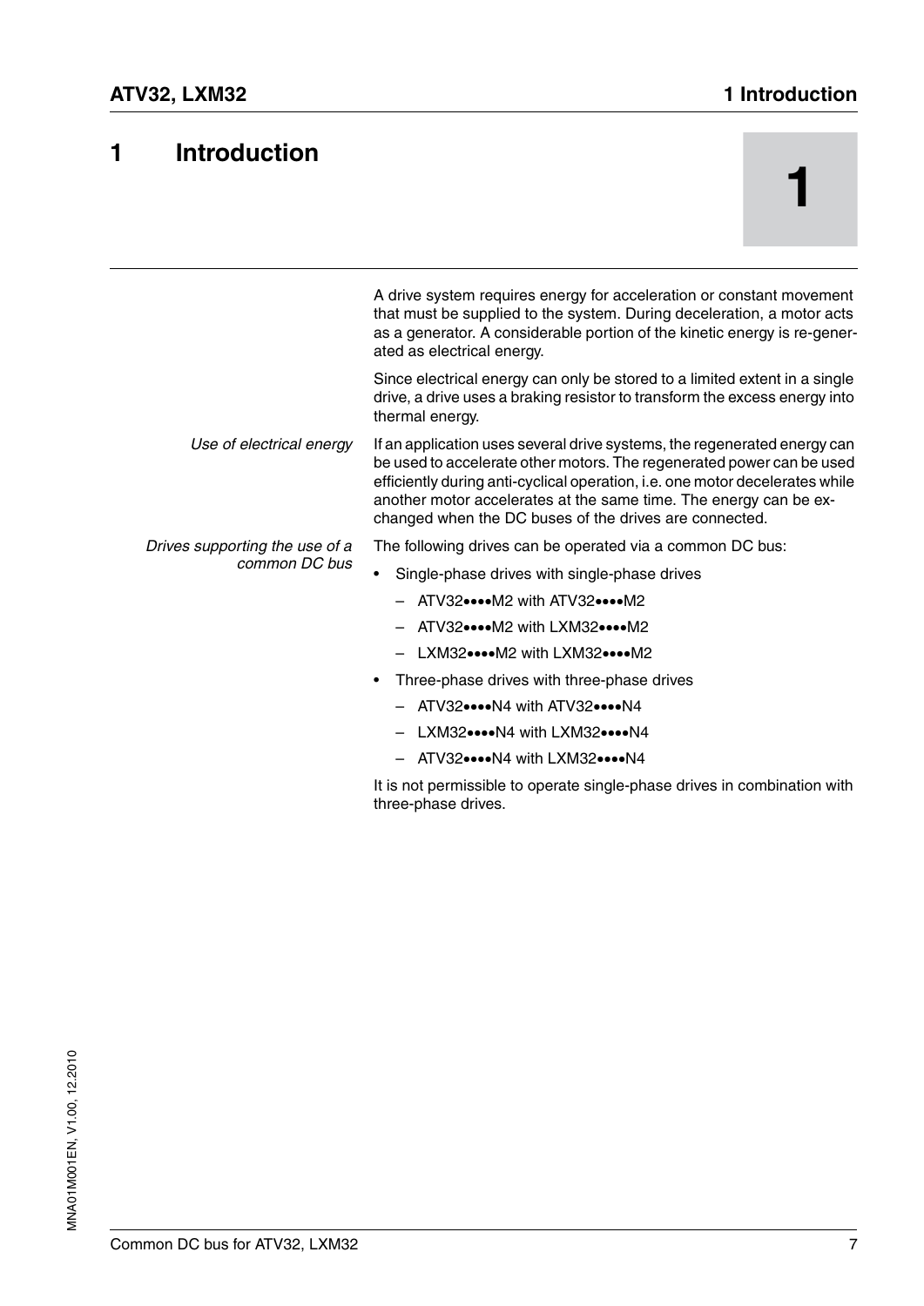# 1 Introduction

A drive system requires energy for acceleration or constant movement that must be supplied to the system. During deceleration, a motor acts as a generator. A considerable portion of the kinetic energy is re-generated as electrical energy.

Since electrical energy can only be stored to a limited extent in a single drive, a drive uses a braking resistor to transform the excess energy into thermal energy.

*Use of electrical energy*

If an application uses several drive systems, the regenerated energy can be used to accelerate other motors. The regenerated power can be used efficiently during anti-cyclical operation, i.e. one motor decelerates while another motor accelerates at the same time. The energy can be exchanged when the DC buses of the drives are connected.

*Drives supporting the use of a common DC bus*

The following drives can be operated via a common DC bus:

- Single-phase drives with single-phase drives
  - ATV32••••M2 with ATV32••••M2
  - ATV32••••M2 with LXM32••••M2
  - LXM32••••M2 with LXM32••••M2
- Three-phase drives with three-phase drives
  - ATV32••••N4 with ATV32••••N4
  - LXM32••••N4 with LXM32••••N4
  - ATV32••••N4 with LXM32••••N4

It is not permissible to operate single-phase drives in combination with three-phase drives.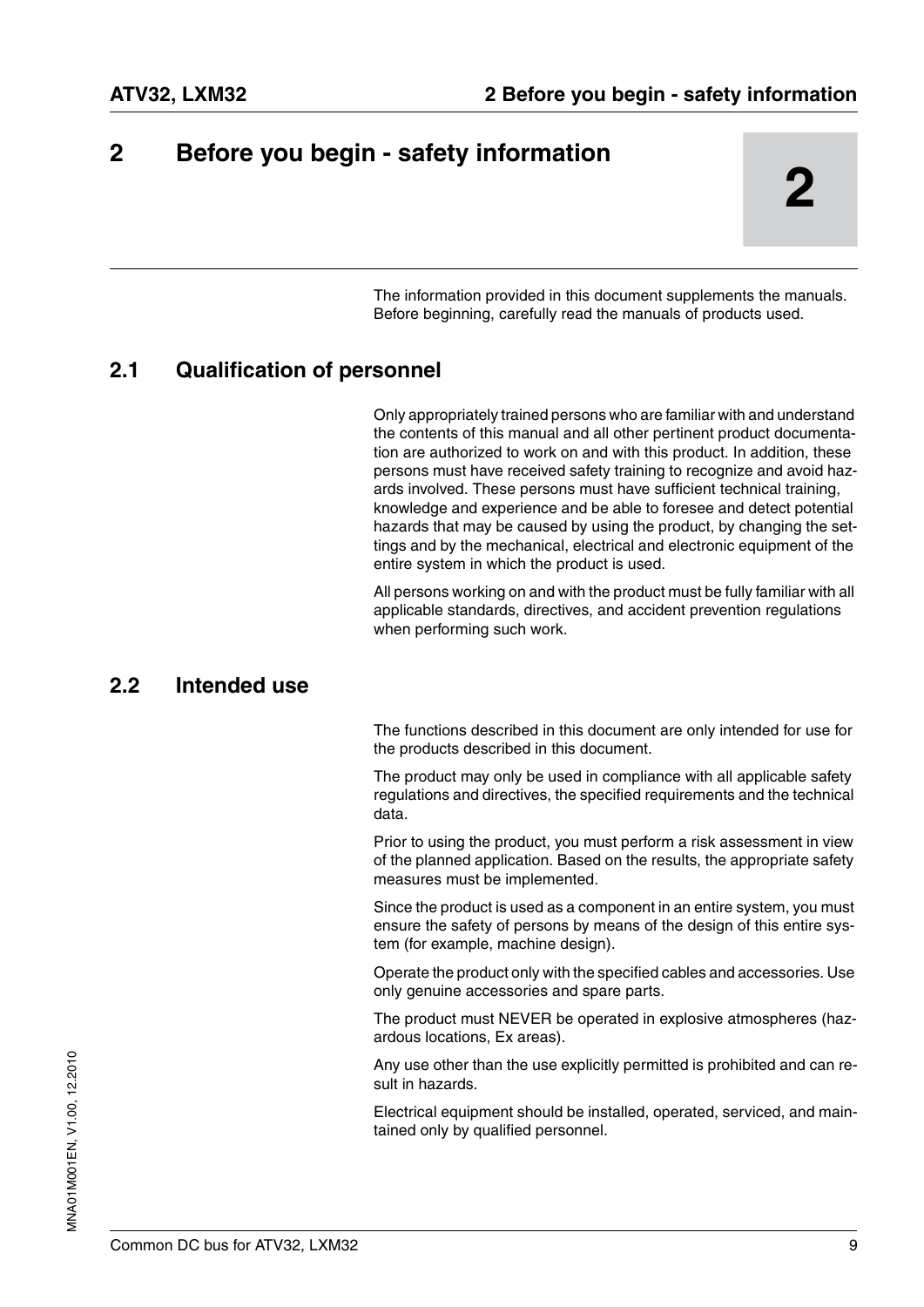# 2 Before you begin - safety information

The information provided in this document supplements the manuals. Before beginning, carefully read the manuals of products used.

## 2.1 Qualification of personnel

Only appropriately trained persons who are familiar with and understand the contents of this manual and all other pertinent product documentation are authorized to work on and with this product. In addition, these persons must have received safety training to recognize and avoid hazards involved. These persons must have sufficient technical training, knowledge and experience and be able to foresee and detect potential hazards that may be caused by using the product, by changing the settings and by the mechanical, electrical and electronic equipment of the entire system in which the product is used.

All persons working on and with the product must be fully familiar with all applicable standards, directives, and accident prevention regulations when performing such work.

## 2.2 Intended use

The functions described in this document are only intended for use for the products described in this document.

The product may only be used in compliance with all applicable safety regulations and directives, the specified requirements and the technical data.

Prior to using the product, you must perform a risk assessment in view of the planned application. Based on the results, the appropriate safety measures must be implemented.

Since the product is used as a component in an entire system, you must ensure the safety of persons by means of the design of this entire system (for example, machine design).

Operate the product only with the specified cables and accessories. Use only genuine accessories and spare parts.

The product must NEVER be operated in explosive atmospheres (hazardous locations, Ex areas).

Any use other than the use explicitly permitted is prohibited and can result in hazards.

Electrical equipment should be installed, operated, serviced, and maintained only by qualified personnel.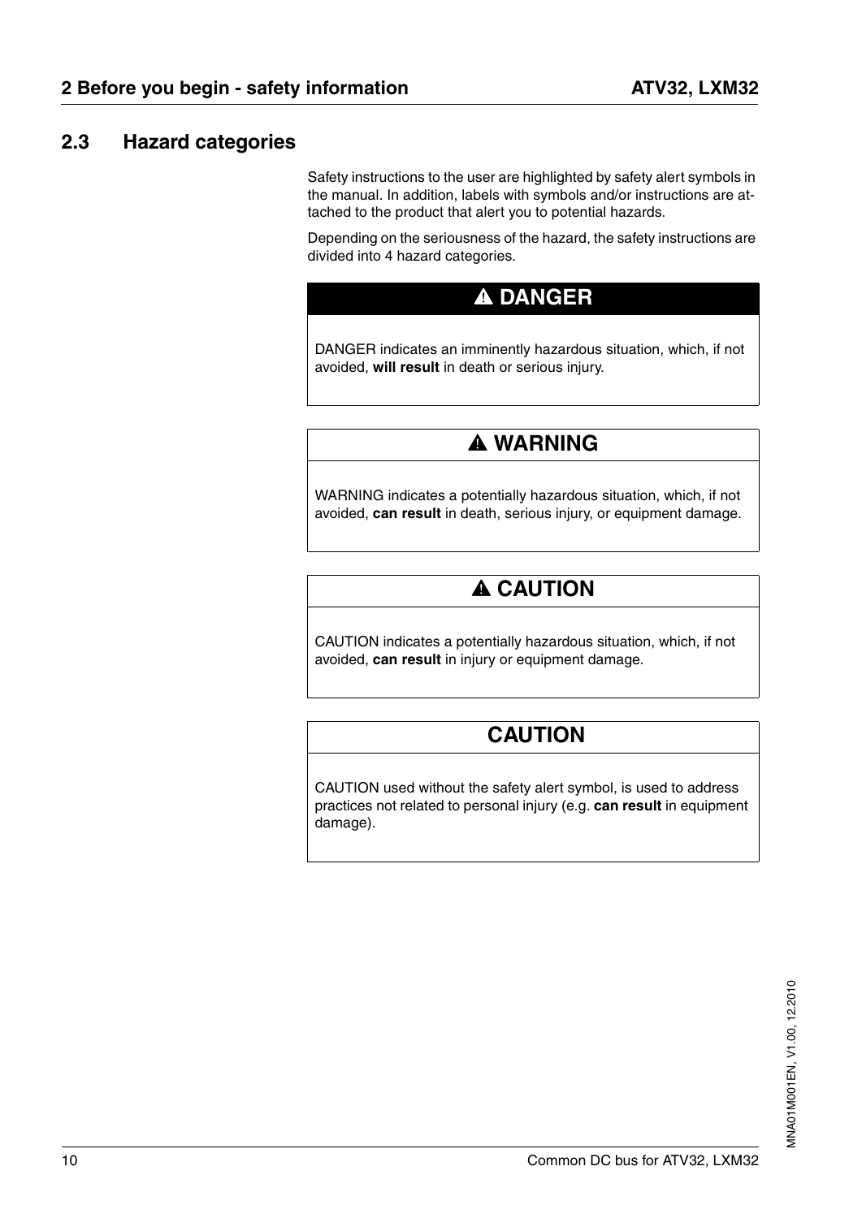## 2.3 Hazard categories

Safety instructions to the user are highlighted by safety alert symbols in the manual. In addition, labels with symbols and/or instructions are attached to the product that alert you to potential hazards.

Depending on the seriousness of the hazard, the safety instructions are divided into 4 hazard categories.

**⚠ DANGER**

DANGER indicates an imminently hazardous situation, which, if not avoided, **will result** in death or serious injury.

**⚠ WARNING**

WARNING indicates a potentially hazardous situation, which, if not avoided, **can result** in death, serious injury, or equipment damage.

**⚠ CAUTION**

CAUTION indicates a potentially hazardous situation, which, if not avoided, **can result** in injury or equipment damage.

**CAUTION**

CAUTION used without the safety alert symbol, is used to address practices not related to personal injury (e.g. **can result** in equipment damage).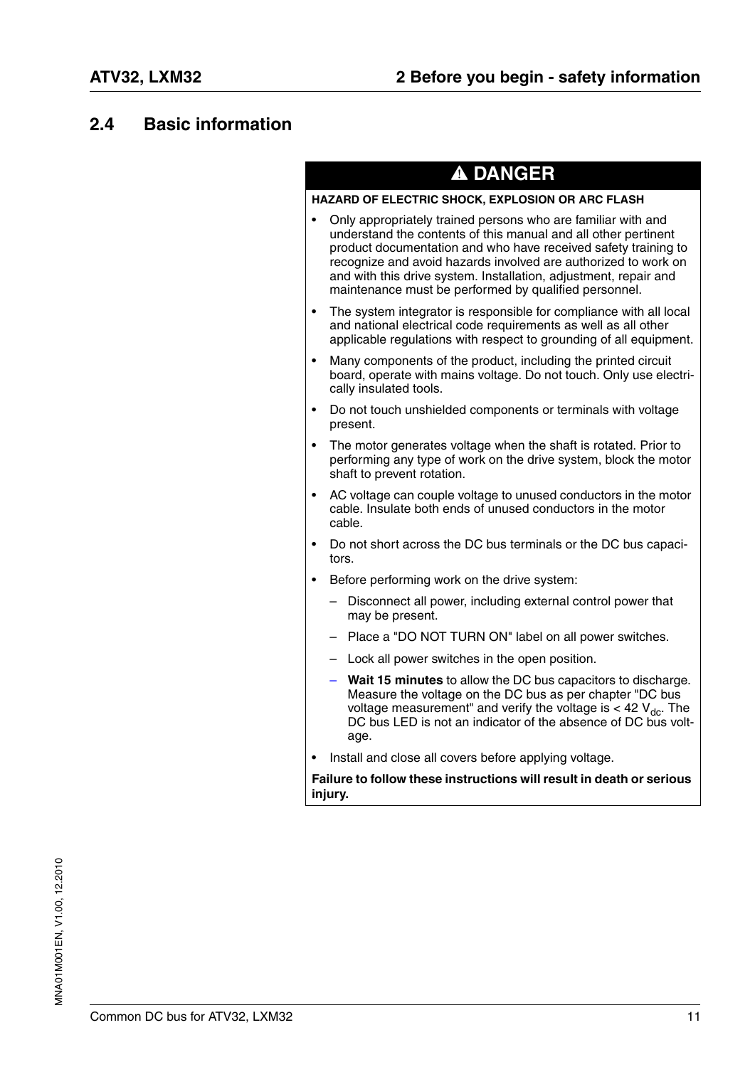## 2.4 Basic information

**⚠ DANGER**

**HAZARD OF ELECTRIC SHOCK, EXPLOSION OR ARC FLASH**

- Only appropriately trained persons who are familiar with and understand the contents of this manual and all other pertinent product documentation and who have received safety training to recognize and avoid hazards involved are authorized to work on and with this drive system. Installation, adjustment, repair and maintenance must be performed by qualified personnel.
- The system integrator is responsible for compliance with all local and national electrical code requirements as well as all other applicable regulations with respect to grounding of all equipment.
- Many components of the product, including the printed circuit board, operate with mains voltage. Do not touch. Only use electrically insulated tools.
- Do not touch unshielded components or terminals with voltage present.
- The motor generates voltage when the shaft is rotated. Prior to performing any type of work on the drive system, block the motor shaft to prevent rotation.
- AC voltage can couple voltage to unused conductors in the motor cable. Insulate both ends of unused conductors in the motor cable.
- Do not short across the DC bus terminals or the DC bus capacitors.
- Before performing work on the drive system:
  - Disconnect all power, including external control power that may be present.
  - Place a "DO NOT TURN ON" label on all power switches.
  - Lock all power switches in the open position.
  - **Wait 15 minutes** to allow the DC bus capacitors to discharge. Measure the voltage on the DC bus as per chapter "DC bus voltage measurement" and verify the voltage is < 42 $V_{dc}$. The DC bus LED is not an indicator of the absence of DC bus voltage.
- Install and close all covers before applying voltage.

**Failure to follow these instructions will result in death or serious injury.**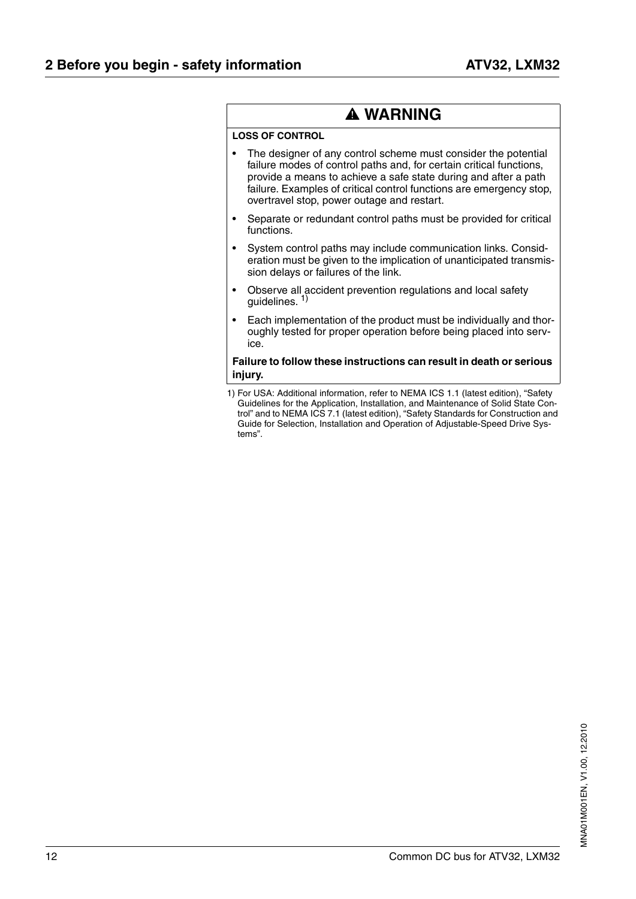## ⚠ WARNING

**LOSS OF CONTROL**

- The designer of any control scheme must consider the potential failure modes of control paths and, for certain critical functions, provide a means to achieve a safe state during and after a path failure. Examples of critical control functions are emergency stop, overtravel stop, power outage and restart.
- Separate or redundant control paths must be provided for critical functions.
- System control paths may include communication links. Consideration must be given to the implication of unanticipated transmission delays or failures of the link.
- Observe all accident prevention regulations and local safety guidelines. [1)]
- Each implementation of the product must be individually and thoroughly tested for proper operation before being placed into service.

**Failure to follow these instructions can result in death or serious injury.**

1) For USA: Additional information, refer to NEMA ICS 1.1 (latest edition), "Safety Guidelines for the Application, Installation, and Maintenance of Solid State Control" and to NEMA ICS 7.1 (latest edition), "Safety Standards for Construction and Guide for Selection, Installation and Operation of Adjustable-Speed Drive Systems".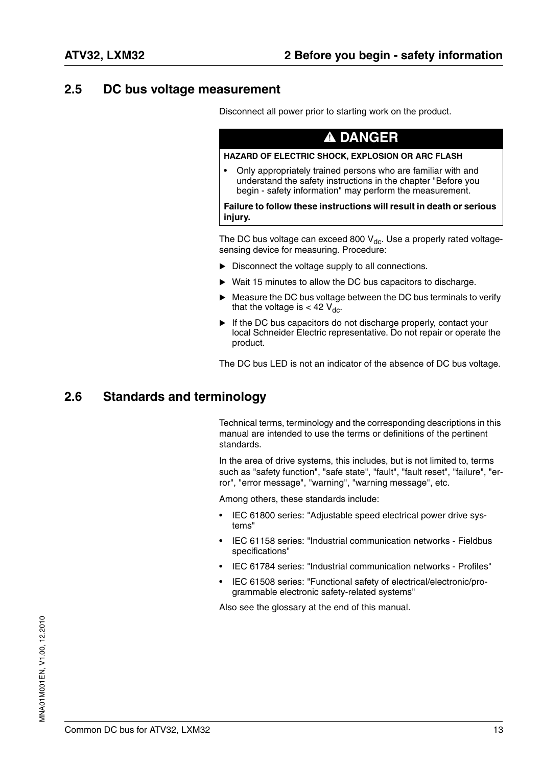## 2.5 DC bus voltage measurement

Disconnect all power prior to starting work on the product.

**⚠ DANGER**

**HAZARD OF ELECTRIC SHOCK, EXPLOSION OR ARC FLASH**

- Only appropriately trained persons who are familiar with and understand the safety instructions in the chapter "Before you begin - safety information" may perform the measurement.

**Failure to follow these instructions will result in death or serious injury.**

The DC bus voltage can exceed 800 $V_{dc}$. Use a properly rated voltage-sensing device for measuring. Procedure:

- ▶ Disconnect the voltage supply to all connections.
- ▶ Wait 15 minutes to allow the DC bus capacitors to discharge.
- ▶ Measure the DC bus voltage between the DC bus terminals to verify that the voltage is < 42 $V_{dc}$.
- ▶ If the DC bus capacitors do not discharge properly, contact your local Schneider Electric representative. Do not repair or operate the product.

The DC bus LED is not an indicator of the absence of DC bus voltage.

## 2.6 Standards and terminology

Technical terms, terminology and the corresponding descriptions in this manual are intended to use the terms or definitions of the pertinent standards.

In the area of drive systems, this includes, but is not limited to, terms such as "safety function", "safe state", "fault", "fault reset", "failure", "error", "error message", "warning", "warning message", etc.

Among others, these standards include:

- IEC 61800 series: "Adjustable speed electrical power drive systems"
- IEC 61158 series: "Industrial communication networks - Fieldbus specifications"
- IEC 61784 series: "Industrial communication networks - Profiles"
- IEC 61508 series: "Functional safety of electrical/electronic/programmable electronic safety-related systems"

Also see the glossary at the end of this manual.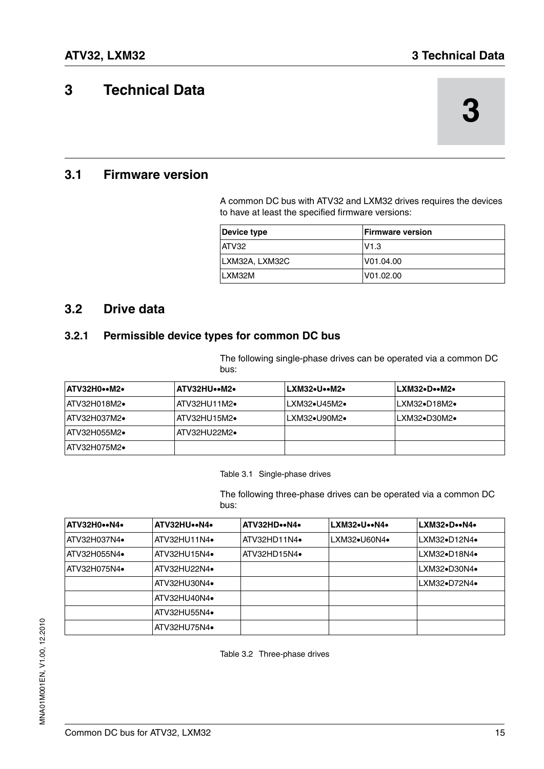# 3 Technical Data

## 3.1 Firmware version

A common DC bus with ATV32 and LXM32 drives requires the devices to have at least the specified firmware versions:

| Device type | Firmware version |
|---|---|
| ATV32 | V1.3 |
| LXM32A, LXM32C | V01.04.00 |
| LXM32M | V01.02.00 |

## 3.2 Drive data

### 3.2.1 Permissible device types for common DC bus

The following single-phase drives can be operated via a common DC bus:

| ATV32H0••M2• | ATV32HU••M2• | LXM32•U••M2• | LXM32•D••M2• |
|---|---|---|---|
| ATV32H018M2• | ATV32HU11M2• | LXM32•U45M2• | LXM32•D18M2• |
| ATV32H037M2• | ATV32HU15M2• | LXM32•U90M2• | LXM32•D30M2• |
| ATV32H055M2• | ATV32HU22M2• | | |
| ATV32H075M2• | | | |

Table 3.1 Single-phase drives

The following three-phase drives can be operated via a common DC bus:

| ATV32H0••N4• | ATV32HU••N4• | ATV32HD••N4• | LXM32•U••N4• | LXM32•D••N4• |
|---|---|---|---|---|
| ATV32H037N4• | ATV32HU11N4• | ATV32HD11N4• | LXM32•U60N4• | LXM32•D12N4• |
| ATV32H055N4• | ATV32HU15N4• | ATV32HD15N4• | | LXM32•D18N4• |
| ATV32H075N4• | ATV32HU22N4• | | | LXM32•D30N4• |
| | ATV32HU30N4• | | | LXM32•D72N4• |
| | ATV32HU40N4• | | | |
| | ATV32HU55N4• | | | |
| | ATV32HU75N4• | | | |

Table 3.2 Three-phase drives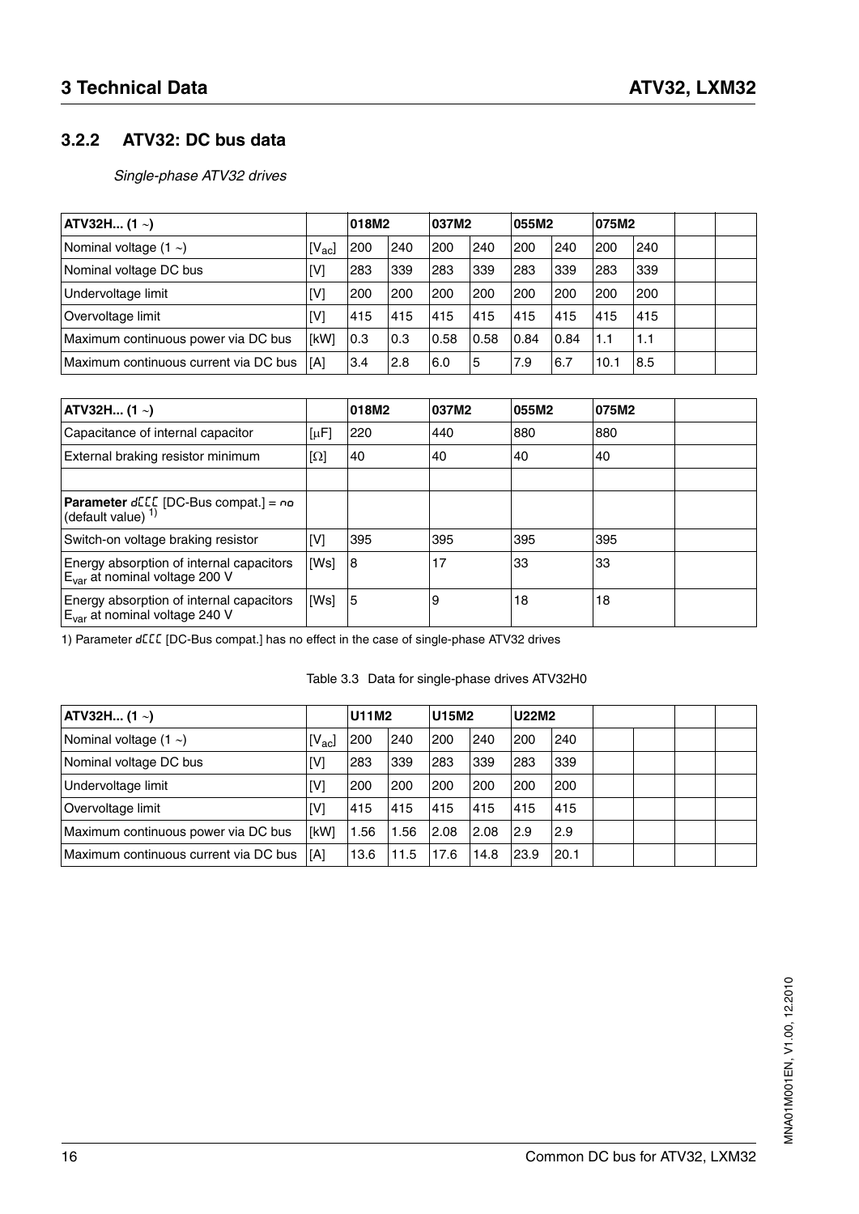### 3.2.2 ATV32: DC bus data

*Single-phase ATV32 drives*

| ATV32H... (1 ~) | | 018M2 | | 037M2 | | 055M2 | | 075M2 | | | |
|---|---|---|---|---|---|---|---|---|---|---|---|
| Nominal voltage (1 ~) | [$V_{ac}$] | 200 | 240 | 200 | 240 | 200 | 240 | 200 | 240 | | |
| Nominal voltage DC bus | [V] | 283 | 339 | 283 | 339 | 283 | 339 | 283 | 339 | | |
| Undervoltage limit | [V] | 200 | 200 | 200 | 200 | 200 | 200 | 200 | 200 | | |
| Overvoltage limit | [V] | 415 | 415 | 415 | 415 | 415 | 415 | 415 | 415 | | |
| Maximum continuous power via DC bus | [kW] | 0.3 | 0.3 | 0.58 | 0.58 | 0.84 | 0.84 | 1.1 | 1.1 | | |
| Maximum continuous current via DC bus | [A] | 3.4 | 2.8 | 6.0 | 5 | 7.9 | 6.7 | 10.1 | 8.5 | | |

| ATV32H... (1 ~) | | 018M2 | 037M2 | 055M2 | 075M2 | |
|---|---|---|---|---|---|---|
| Capacitance of internal capacitor | [μF] | 220 | 440 | 880 | 880 | |
| External braking resistor minimum | [Ω] | 40 | 40 | 40 | 40 | |
| | | | | | | |
| **Parameter** dCCC [DC-Bus compat.] = no (default value) [1] | | | | | | |
| Switch-on voltage braking resistor | [V] | 395 | 395 | 395 | 395 | |
| Energy absorption of internal capacitors $E_{var}$ at nominal voltage 200 V | [Ws] | 8 | 17 | 33 | 33 | |
| Energy absorption of internal capacitors $E_{var}$ at nominal voltage 240 V | [Ws] | 5 | 9 | 18 | 18 | |

1) Parameter dCCC [DC-Bus compat.] has no effect in the case of single-phase ATV32 drives

Table 3.3 Data for single-phase drives ATV32H0

| ATV32H... (1 ~) | | U11M2 | | U15M2 | | U22M2 | | | | | |
|---|---|---|---|---|---|---|---|---|---|---|---|
| Nominal voltage (1 ~) | [$V_{ac}$] | 200 | 240 | 200 | 240 | 200 | 240 | | | | |
| Nominal voltage DC bus | [V] | 283 | 339 | 283 | 339 | 283 | 339 | | | | |
| Undervoltage limit | [V] | 200 | 200 | 200 | 200 | 200 | 200 | | | | |
| Overvoltage limit | [V] | 415 | 415 | 415 | 415 | 415 | 415 | | | | |
| Maximum continuous power via DC bus | [kW] | 1.56 | 1.56 | 2.08 | 2.08 | 2.9 | 2.9 | | | | |
| Maximum continuous current via DC bus | [A] | 13.6 | 11.5 | 17.6 | 14.8 | 23.9 | 20.1 | | | | |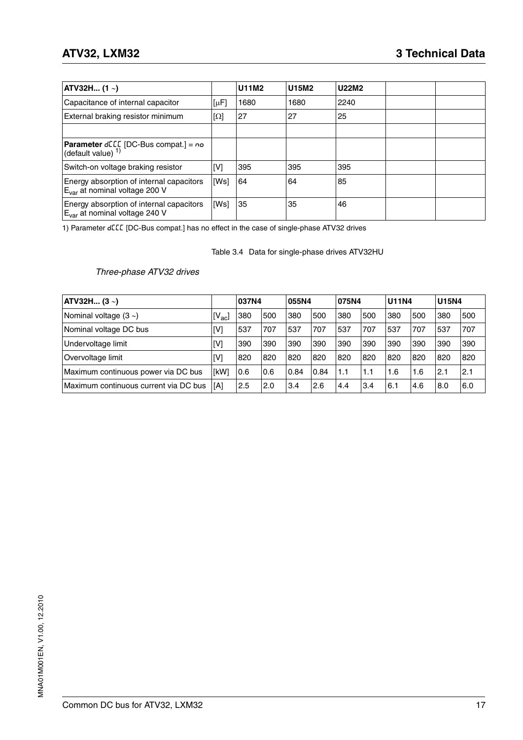| ATV32H... (1 ~) | | U11M2 | U15M2 | U22M2 | | |
|---|---|---|---|---|---|---|
| Capacitance of internal capacitor | [μF] | 1680 | 1680 | 2240 | | |
| External braking resistor minimum | [Ω] | 27 | 27 | 25 | | |
| | | | | | | |
| **Parameter** dCCC [DC-Bus compat.] = no (default value) [1] | | | | | | |
| Switch-on voltage braking resistor | [V] | 395 | 395 | 395 | | |
| Energy absorption of internal capacitors $E_{var}$ at nominal voltage 200 V | [Ws] | 64 | 64 | 85 | | |
| Energy absorption of internal capacitors $E_{var}$ at nominal voltage 240 V | [Ws] | 35 | 35 | 46 | | |

1) Parameter dCCC [DC-Bus compat.] has no effect in the case of single-phase ATV32 drives

Table 3.4 Data for single-phase drives ATV32HU

*Three-phase ATV32 drives*

| ATV32H... (3 ~) | | 037N4 | | 055N4 | | 075N4 | | U11N4 | | U15N4 | |
|---|---|---|---|---|---|---|---|---|---|---|---|
| Nominal voltage (3 ~) | [$V_{ac}$] | 380 | 500 | 380 | 500 | 380 | 500 | 380 | 500 | 380 | 500 |
| Nominal voltage DC bus | [V] | 537 | 707 | 537 | 707 | 537 | 707 | 537 | 707 | 537 | 707 |
| Undervoltage limit | [V] | 390 | 390 | 390 | 390 | 390 | 390 | 390 | 390 | 390 | 390 |
| Overvoltage limit | [V] | 820 | 820 | 820 | 820 | 820 | 820 | 820 | 820 | 820 | 820 |
| Maximum continuous power via DC bus | [kW] | 0.6 | 0.6 | 0.84 | 0.84 | 1.1 | 1.1 | 1.6 | 1.6 | 2.1 | 2.1 |
| Maximum continuous current via DC bus | [A] | 2.5 | 2.0 | 3.4 | 2.6 | 4.4 | 3.4 | 6.1 | 4.6 | 8.0 | 6.0 |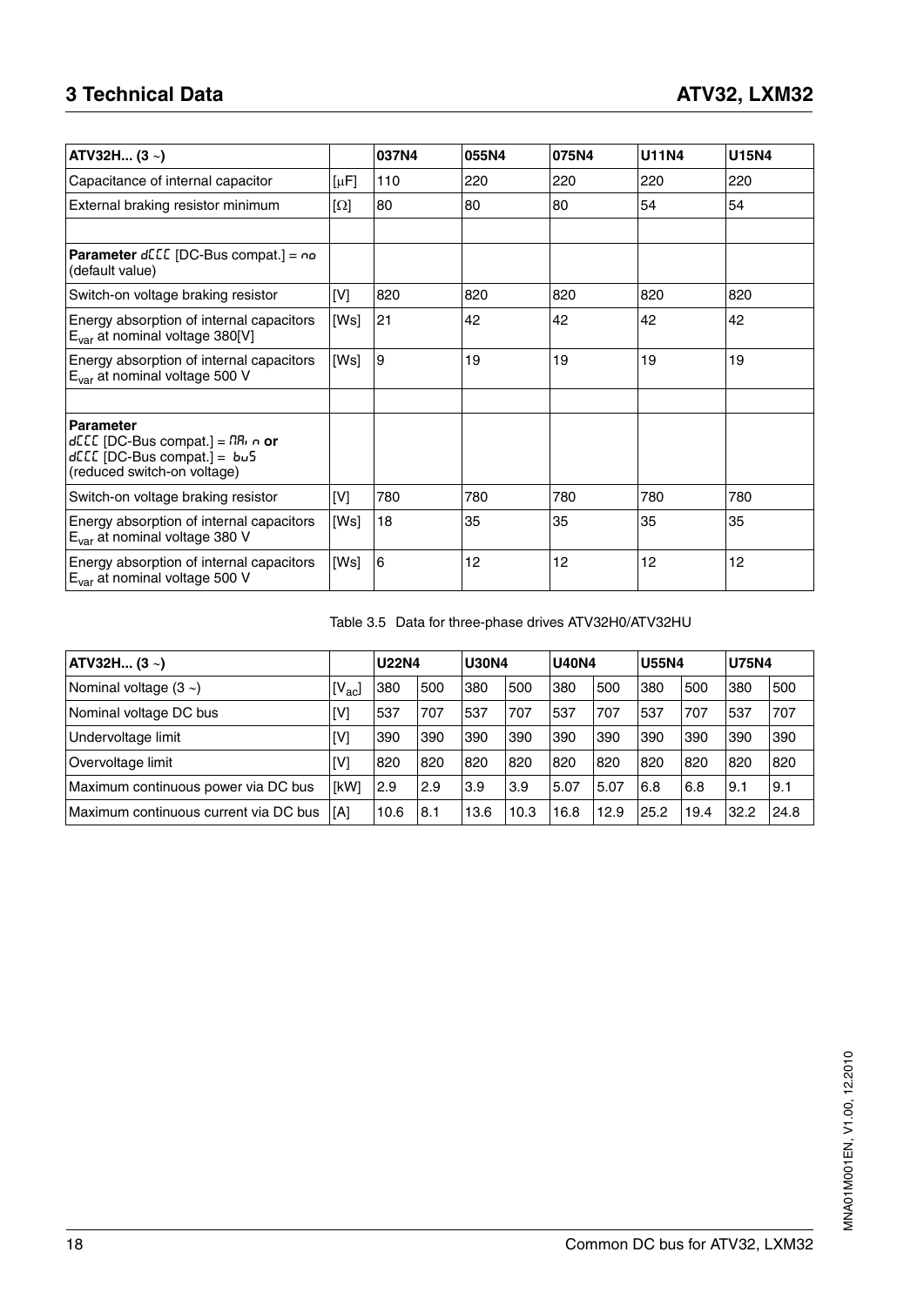| ATV32H... (3 ~) | | 037N4 | 055N4 | 075N4 | U11N4 | U15N4 |
|---|---|---|---|---|---|---|
| Capacitance of internal capacitor | [μF] | 110 | 220 | 220 | 220 | 220 |
| External braking resistor minimum | [Ω] | 80 | 80 | 80 | 54 | 54 |
| | | | | | | |
| **Parameter** dCCC [DC-Bus compat.] = no (default value) | | | | | | |
| Switch-on voltage braking resistor | [V] | 820 | 820 | 820 | 820 | 820 |
| Energy absorption of internal capacitors $E_{var}$ at nominal voltage 380[V] | [Ws] | 21 | 42 | 42 | 42 | 42 |
| Energy absorption of internal capacitors $E_{var}$ at nominal voltage 500 V | [Ws] | 9 | 19 | 19 | 19 | 19 |
| | | | | | | |
| **Parameter** dCCC [DC-Bus compat.] = MAin **or** dCCC [DC-Bus compat.] = bUS (reduced switch-on voltage) | | | | | | |
| Switch-on voltage braking resistor | [V] | 780 | 780 | 780 | 780 | 780 |
| Energy absorption of internal capacitors $E_{var}$ at nominal voltage 380 V | [Ws] | 18 | 35 | 35 | 35 | 35 |
| Energy absorption of internal capacitors $E_{var}$ at nominal voltage 500 V | [Ws] | 6 | 12 | 12 | 12 | 12 |

Table 3.5 Data for three-phase drives ATV32H0/ATV32HU

| ATV32H... (3 ~) | | U22N4 | | U30N4 | | U40N4 | | U55N4 | | U75N4 | |
|---|---|---|---|---|---|---|---|---|---|---|---|
| Nominal voltage (3 ~) | [$V_{ac}$] | 380 | 500 | 380 | 500 | 380 | 500 | 380 | 500 | 380 | 500 |
| Nominal voltage DC bus | [V] | 537 | 707 | 537 | 707 | 537 | 707 | 537 | 707 | 537 | 707 |
| Undervoltage limit | [V] | 390 | 390 | 390 | 390 | 390 | 390 | 390 | 390 | 390 | 390 |
| Overvoltage limit | [V] | 820 | 820 | 820 | 820 | 820 | 820 | 820 | 820 | 820 | 820 |
| Maximum continuous power via DC bus | [kW] | 2.9 | 2.9 | 3.9 | 3.9 | 5.07 | 5.07 | 6.8 | 6.8 | 9.1 | 9.1 |
| Maximum continuous current via DC bus | [A] | 10.6 | 8.1 | 13.6 | 10.3 | 16.8 | 12.9 | 25.2 | 19.4 | 32.2 | 24.8 |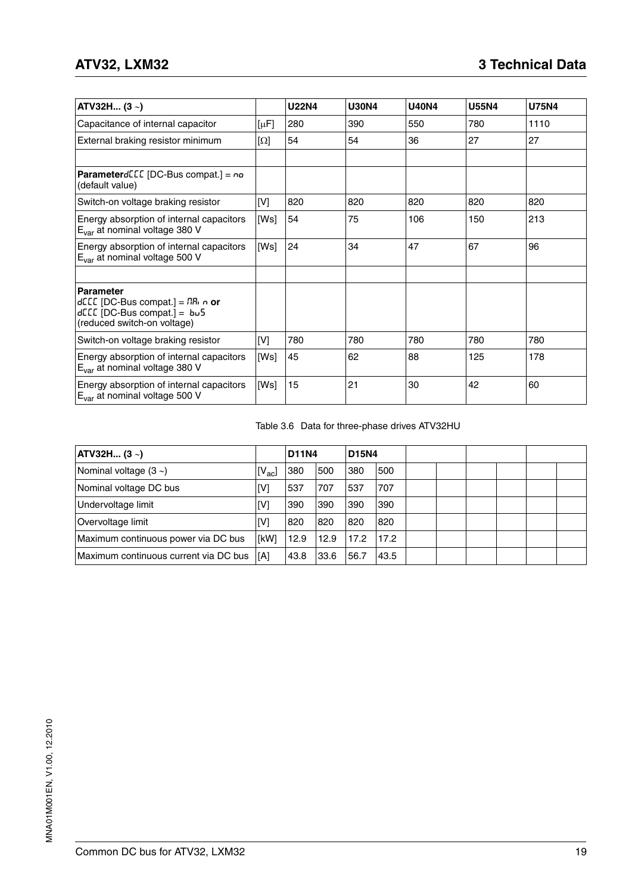| ATV32H... (3 ~) | | U22N4 | U30N4 | U40N4 | U55N4 | U75N4 |
|---|---|---|---|---|---|---|
| Capacitance of internal capacitor | [μF] | 280 | 390 | 550 | 780 | 1110 |
| External braking resistor minimum | [Ω] | 54 | 54 | 36 | 27 | 27 |
| | | | | | | |
| **Parameter** dCCC [DC-Bus compat.] = no (default value) | | | | | | |
| Switch-on voltage braking resistor | [V] | 820 | 820 | 820 | 820 | 820 |
| Energy absorption of internal capacitors $E_{var}$ at nominal voltage 380 V | [Ws] | 54 | 75 | 106 | 150 | 213 |
| Energy absorption of internal capacitors $E_{var}$ at nominal voltage 500 V | [Ws] | 24 | 34 | 47 | 67 | 96 |
| | | | | | | |
| **Parameter** dCCC [DC-Bus compat.] = MAin **or** dCCC [DC-Bus compat.] = buS (reduced switch-on voltage) | | | | | | |
| Switch-on voltage braking resistor | [V] | 780 | 780 | 780 | 780 | 780 |
| Energy absorption of internal capacitors $E_{var}$ at nominal voltage 380 V | [Ws] | 45 | 62 | 88 | 125 | 178 |
| Energy absorption of internal capacitors $E_{var}$ at nominal voltage 500 V | [Ws] | 15 | 21 | 30 | 42 | 60 |

Table 3.6 Data for three-phase drives ATV32HU

| ATV32H... (3 ~) | | D11N4 | | D15N4 | | | | | | | |
|---|---|---|---|---|---|---|---|---|---|---|---|
| Nominal voltage (3 ~) | $[V_{ac}]$ | 380 | 500 | 380 | 500 | | | | | | |
| Nominal voltage DC bus | [V] | 537 | 707 | 537 | 707 | | | | | | |
| Undervoltage limit | [V] | 390 | 390 | 390 | 390 | | | | | | |
| Overvoltage limit | [V] | 820 | 820 | 820 | 820 | | | | | | |
| Maximum continuous power via DC bus | [kW] | 12.9 | 12.9 | 17.2 | 17.2 | | | | | | |
| Maximum continuous current via DC bus | [A] | 43.8 | 33.6 | 56.7 | 43.5 | | | | | | |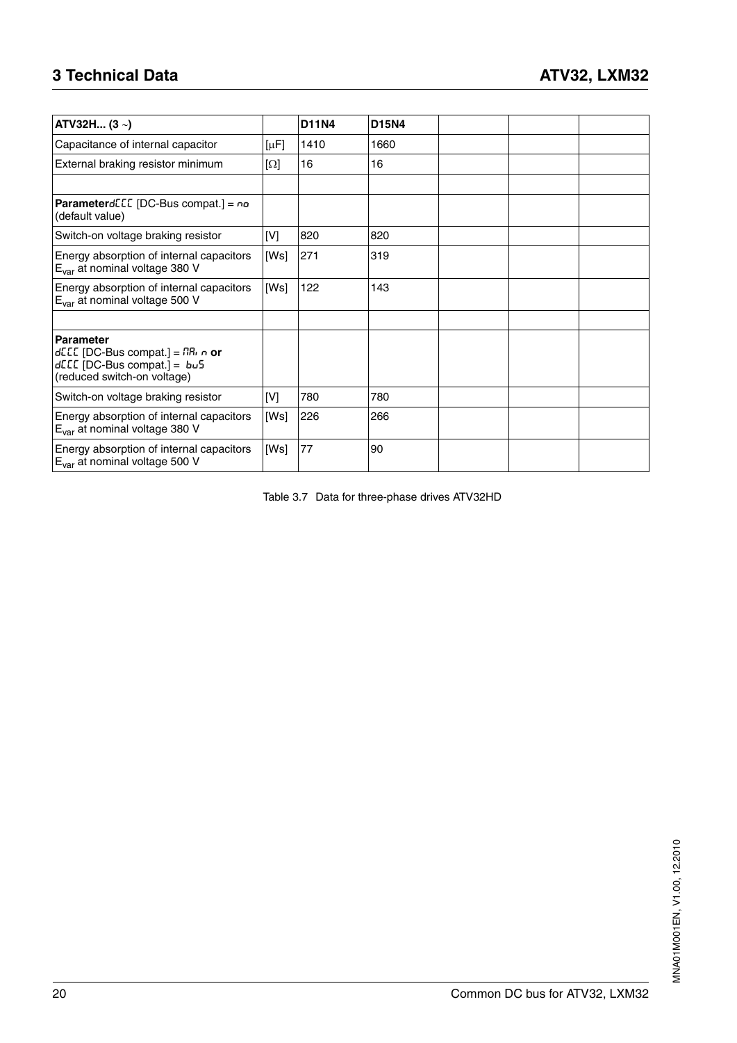| ATV32H... (3 ~) | | D11N4 | D15N4 | | | |
|---|---|---|---|---|---|---|
| Capacitance of internal capacitor | [μF] | 1410 | 1660 | | | |
| External braking resistor minimum | [Ω] | 16 | 16 | | | |
| | | | | | | |
| **Parameter** dCCC [DC-Bus compat.] = no (default value) | | | | | | |
| Switch-on voltage braking resistor | [V] | 820 | 820 | | | |
| Energy absorption of internal capacitors $E_{var}$ at nominal voltage 380 V | [Ws] | 271 | 319 | | | |
| Energy absorption of internal capacitors $E_{var}$ at nominal voltage 500 V | [Ws] | 122 | 143 | | | |
| | | | | | | |
| **Parameter** dCCC [DC-Bus compat.] = MAin **or** dCCC [DC-Bus compat.] = bus (reduced switch-on voltage) | | | | | | |
| Switch-on voltage braking resistor | [V] | 780 | 780 | | | |
| Energy absorption of internal capacitors $E_{var}$ at nominal voltage 380 V | [Ws] | 226 | 266 | | | |
| Energy absorption of internal capacitors $E_{var}$ at nominal voltage 500 V | [Ws] | 77 | 90 | | | |

Table 3.7 Data for three-phase drives ATV32HD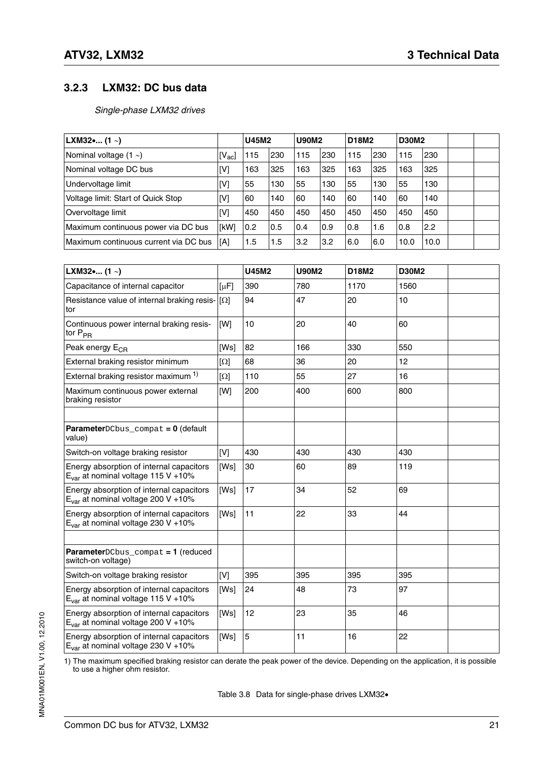### 3.2.3 LXM32: DC bus data

*Single-phase LXM32 drives*

| LXM32•... (1 ~) | | U45M2 | | U90M2 | | D18M2 | | D30M2 | | | |
|---|---|---|---|---|---|---|---|---|---|---|---|
| Nominal voltage (1 ~) | [$V_{ac}$] | 115 | 230 | 115 | 230 | 115 | 230 | 115 | 230 | | |
| Nominal voltage DC bus | [V] | 163 | 325 | 163 | 325 | 163 | 325 | 163 | 325 | | |
| Undervoltage limit | [V] | 55 | 130 | 55 | 130 | 55 | 130 | 55 | 130 | | |
| Voltage limit: Start of Quick Stop | [V] | 60 | 140 | 60 | 140 | 60 | 140 | 60 | 140 | | |
| Overvoltage limit | [V] | 450 | 450 | 450 | 450 | 450 | 450 | 450 | 450 | | |
| Maximum continuous power via DC bus | [kW] | 0.2 | 0.5 | 0.4 | 0.9 | 0.8 | 1.6 | 0.8 | 2.2 | | |
| Maximum continuous current via DC bus | [A] | 1.5 | 1.5 | 3.2 | 3.2 | 6.0 | 6.0 | 10.0 | 10.0 | | |

| LXM32•... (1 ~) | | U45M2 | U90M2 | D18M2 | D30M2 | |
|---|---|---|---|---|---|---|
| Capacitance of internal capacitor | [μF] | 390 | 780 | 1170 | 1560 | |
| Resistance value of internal braking resistor | [Ω] | 94 | 47 | 20 | 10 | |
| Continuous power internal braking resistor $P_{PR}$ | [W] | 10 | 20 | 40 | 60 | |
| Peak energy $E_{CR}$ | [Ws] | 82 | 166 | 330 | 550 | |
| External braking resistor minimum | [Ω] | 68 | 36 | 20 | 12 | |
| External braking resistor maximum [1] | [Ω] | 110 | 55 | 27 | 16 | |
| Maximum continuous power external braking resistor | [W] | 200 | 400 | 600 | 800 | |
| | | | | | | |
| **Parameter** DCbus_compat **= 0** (default value) | | | | | | |
| Switch-on voltage braking resistor | [V] | 430 | 430 | 430 | 430 | |
| Energy absorption of internal capacitors $E_{var}$ at nominal voltage 115 V +10% | [Ws] | 30 | 60 | 89 | 119 | |
| Energy absorption of internal capacitors $E_{var}$ at nominal voltage 200 V +10% | [Ws] | 17 | 34 | 52 | 69 | |
| Energy absorption of internal capacitors $E_{var}$ at nominal voltage 230 V +10% | [Ws] | 11 | 22 | 33 | 44 | |
| | | | | | | |
| **Parameter** DCbus_compat **= 1** (reduced switch-on voltage) | | | | | | |
| Switch-on voltage braking resistor | [V] | 395 | 395 | 395 | 395 | |
| Energy absorption of internal capacitors $E_{var}$ at nominal voltage 115 V +10% | [Ws] | 24 | 48 | 73 | 97 | |
| Energy absorption of internal capacitors $E_{var}$ at nominal voltage 200 V +10% | [Ws] | 12 | 23 | 35 | 46 | |
| Energy absorption of internal capacitors $E_{var}$ at nominal voltage 230 V +10% | [Ws] | 5 | 11 | 16 | 22 | |

1) The maximum specified braking resistor can derate the peak power of the device. Depending on the application, it is possible to use a higher ohm resistor.

Table 3.8 Data for single-phase drives LXM32•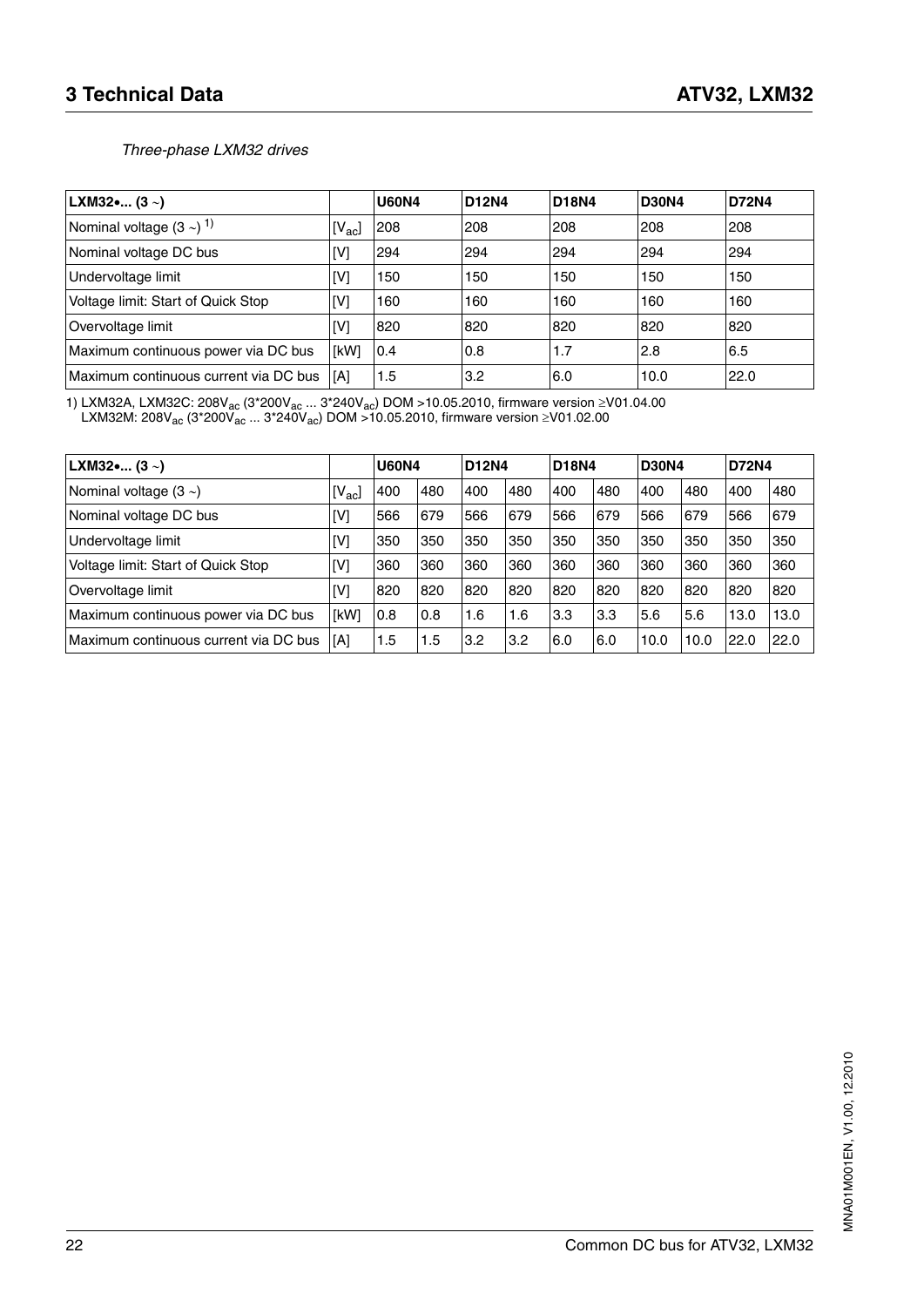*Three-phase LXM32 drives*

| LXM32•... (3 ~) | | U60N4 | D12N4 | D18N4 | D30N4 | D72N4 |
|---|---|---|---|---|---|---|
| Nominal voltage (3 ~) [1] | [$V_{ac}$] | 208 | 208 | 208 | 208 | 208 |
| Nominal voltage DC bus | [V] | 294 | 294 | 294 | 294 | 294 |
| Undervoltage limit | [V] | 150 | 150 | 150 | 150 | 150 |
| Voltage limit: Start of Quick Stop | [V] | 160 | 160 | 160 | 160 | 160 |
| Overvoltage limit | [V] | 820 | 820 | 820 | 820 | 820 |
| Maximum continuous power via DC bus | [kW] | 0.4 | 0.8 | 1.7 | 2.8 | 6.5 |
| Maximum continuous current via DC bus | [A] | 1.5 | 3.2 | 6.0 | 10.0 | 22.0 |

1) LXM32A, LXM32C: 208$V_{ac}$ (3*200$V_{ac}$ ... 3*240$V_{ac}$) DOM >10.05.2010, firmware version ≥V01.04.00
LXM32M: 208$V_{ac}$ (3*200$V_{ac}$ ... 3*240$V_{ac}$) DOM >10.05.2010, firmware version ≥V01.02.00

| LXM32•... (3 ~) | | U60N4 | | D12N4 | | D18N4 | | D30N4 | | D72N4 | |
|---|---|---|---|---|---|---|---|---|---|---|---|
| Nominal voltage (3 ~) | [$V_{ac}$] | 400 | 480 | 400 | 480 | 400 | 480 | 400 | 480 | 400 | 480 |
| Nominal voltage DC bus | [V] | 566 | 679 | 566 | 679 | 566 | 679 | 566 | 679 | 566 | 679 |
| Undervoltage limit | [V] | 350 | 350 | 350 | 350 | 350 | 350 | 350 | 350 | 350 | 350 |
| Voltage limit: Start of Quick Stop | [V] | 360 | 360 | 360 | 360 | 360 | 360 | 360 | 360 | 360 | 360 |
| Overvoltage limit | [V] | 820 | 820 | 820 | 820 | 820 | 820 | 820 | 820 | 820 | 820 |
| Maximum continuous power via DC bus | [kW] | 0.8 | 0.8 | 1.6 | 1.6 | 3.3 | 3.3 | 5.6 | 5.6 | 13.0 | 13.0 |
| Maximum continuous current via DC bus | [A] | 1.5 | 1.5 | 3.2 | 3.2 | 6.0 | 6.0 | 10.0 | 10.0 | 22.0 | 22.0 |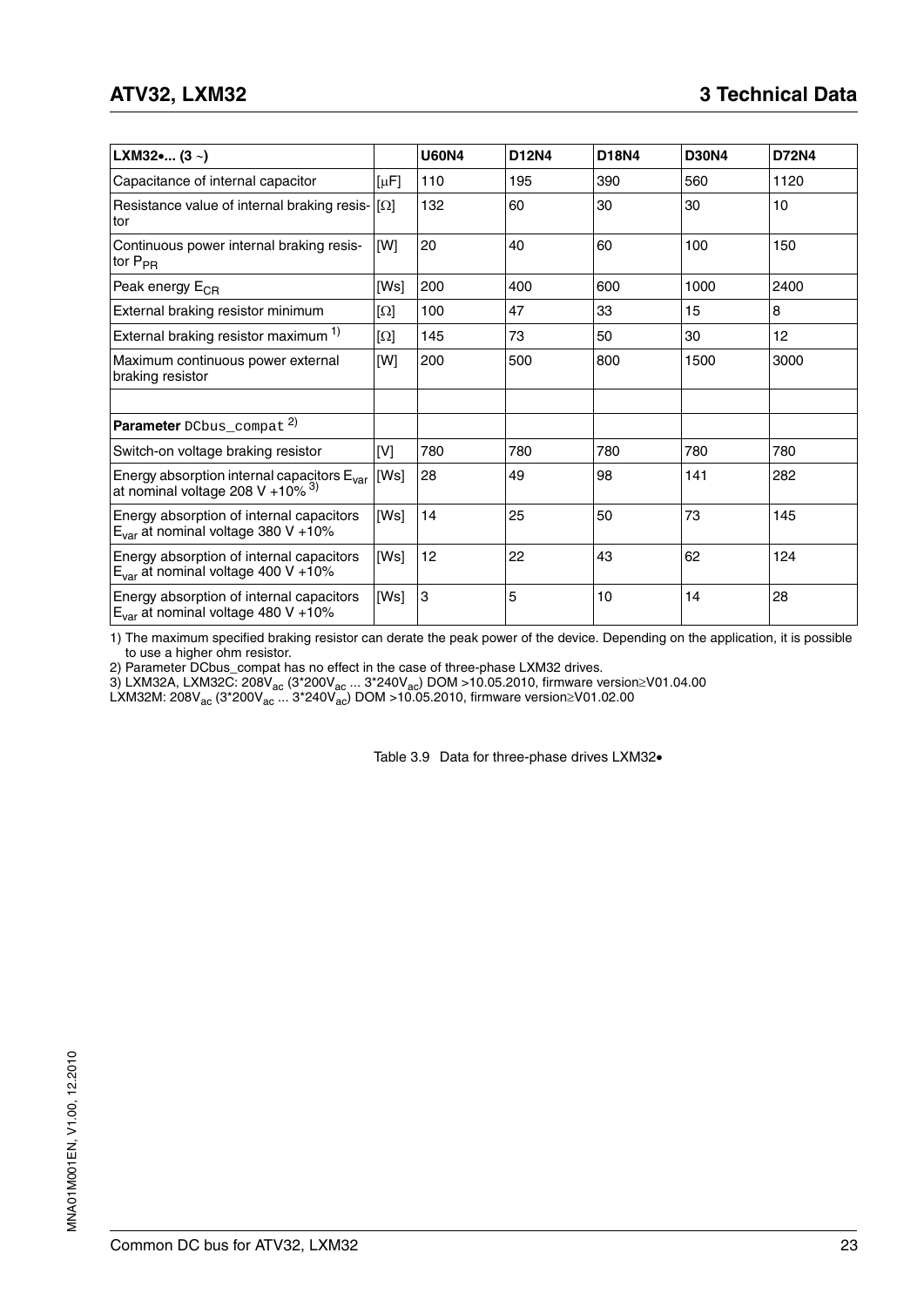| LXM32•... (3 ~) | | U60N4 | D12N4 | D18N4 | D30N4 | D72N4 |
|---|---|---|---|---|---|---|
| Capacitance of internal capacitor | [μF] | 110 | 195 | 390 | 560 | 1120 |
| Resistance value of internal braking resistor | [Ω] | 132 | 60 | 30 | 30 | 10 |
| Continuous power internal braking resistor $P_{PR}$ | [W] | 20 | 40 | 60 | 100 | 150 |
| Peak energy $E_{CR}$ | [Ws] | 200 | 400 | 600 | 1000 | 2400 |
| External braking resistor minimum | [Ω] | 100 | 47 | 33 | 15 | 8 |
| External braking resistor maximum [1] | [Ω] | 145 | 73 | 50 | 30 | 12 |
| Maximum continuous power external braking resistor | [W] | 200 | 500 | 800 | 1500 | 3000 |
| | | | | | | |
| **Parameter** DCbus_compat [2] | | | | | | |
| Switch-on voltage braking resistor | [V] | 780 | 780 | 780 | 780 | 780 |
| Energy absorption internal capacitors $E_{var}$ at nominal voltage 208 V +10% [3] | [Ws] | 28 | 49 | 98 | 141 | 282 |
| Energy absorption of internal capacitors $E_{var}$ at nominal voltage 380 V +10% | [Ws] | 14 | 25 | 50 | 73 | 145 |
| Energy absorption of internal capacitors $E_{var}$ at nominal voltage 400 V +10% | [Ws] | 12 | 22 | 43 | 62 | 124 |
| Energy absorption of internal capacitors $E_{var}$ at nominal voltage 480 V +10% | [Ws] | 3 | 5 | 10 | 14 | 28 |

1) The maximum specified braking resistor can derate the peak power of the device. Depending on the application, it is possible to use a higher ohm resistor.

2) Parameter DCbus_compat has no effect in the case of three-phase LXM32 drives.

3) LXM32A, LXM32C: $208V_{ac}$ ($3*200V_{ac}$ ... $3*240V_{ac}$) DOM >10.05.2010, firmware version≥V01.04.00
LXM32M: $208V_{ac}$ ($3*200V_{ac}$ ... $3*240V_{ac}$) DOM >10.05.2010, firmware version≥V01.02.00

Table 3.9 Data for three-phase drives LXM32•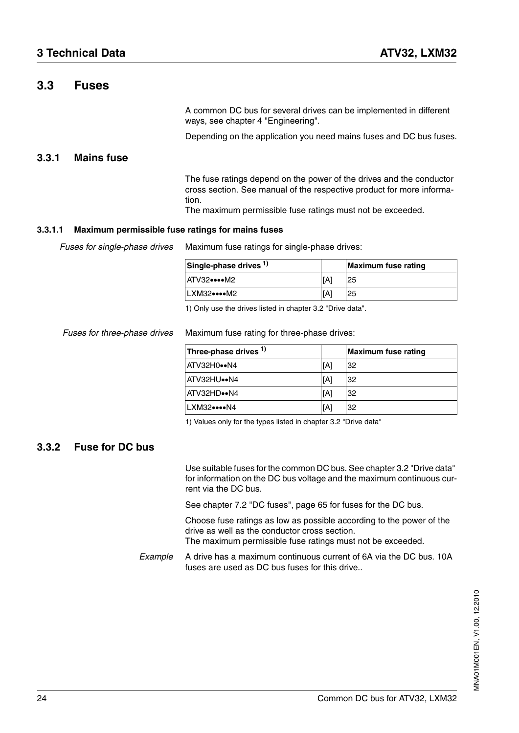## 3.3 Fuses

A common DC bus for several drives can be implemented in different ways, see chapter 4 "Engineering".

Depending on the application you need mains fuses and DC bus fuses.

### 3.3.1 Mains fuse

The fuse ratings depend on the power of the drives and the conductor cross section. See manual of the respective product for more information.
The maximum permissible fuse ratings must not be exceeded.

#### 3.3.1.1 Maximum permissible fuse ratings for mains fuses

*Fuses for single-phase drives*

Maximum fuse ratings for single-phase drives:

| Single-phase drives 1) | | Maximum fuse rating |
|---|---|---|
| ATV32••••M2 | [A] | 25 |
| LXM32••••M2 | [A] | 25 |

1) Only use the drives listed in chapter 3.2 "Drive data".

*Fuses for three-phase drives*

Maximum fuse rating for three-phase drives:

| Three-phase drives 1) | | Maximum fuse rating |
|---|---|---|
| ATV32H0••N4 | [A] | 32 |
| ATV32HU••N4 | [A] | 32 |
| ATV32HD••N4 | [A] | 32 |
| LXM32••••N4 | [A] | 32 |

1) Values only for the types listed in chapter 3.2 "Drive data"

### 3.3.2 Fuse for DC bus

Use suitable fuses for the common DC bus. See chapter 3.2 "Drive data" for information on the DC bus voltage and the maximum continuous current via the DC bus.

See chapter 7.2 "DC fuses", page 65 for fuses for the DC bus.

Choose fuse ratings as low as possible according to the power of the drive as well as the conductor cross section.
The maximum permissible fuse ratings must not be exceeded.

*Example*

A drive has a maximum continuous current of 6A via the DC bus. 10A fuses are used as DC bus fuses for this drive..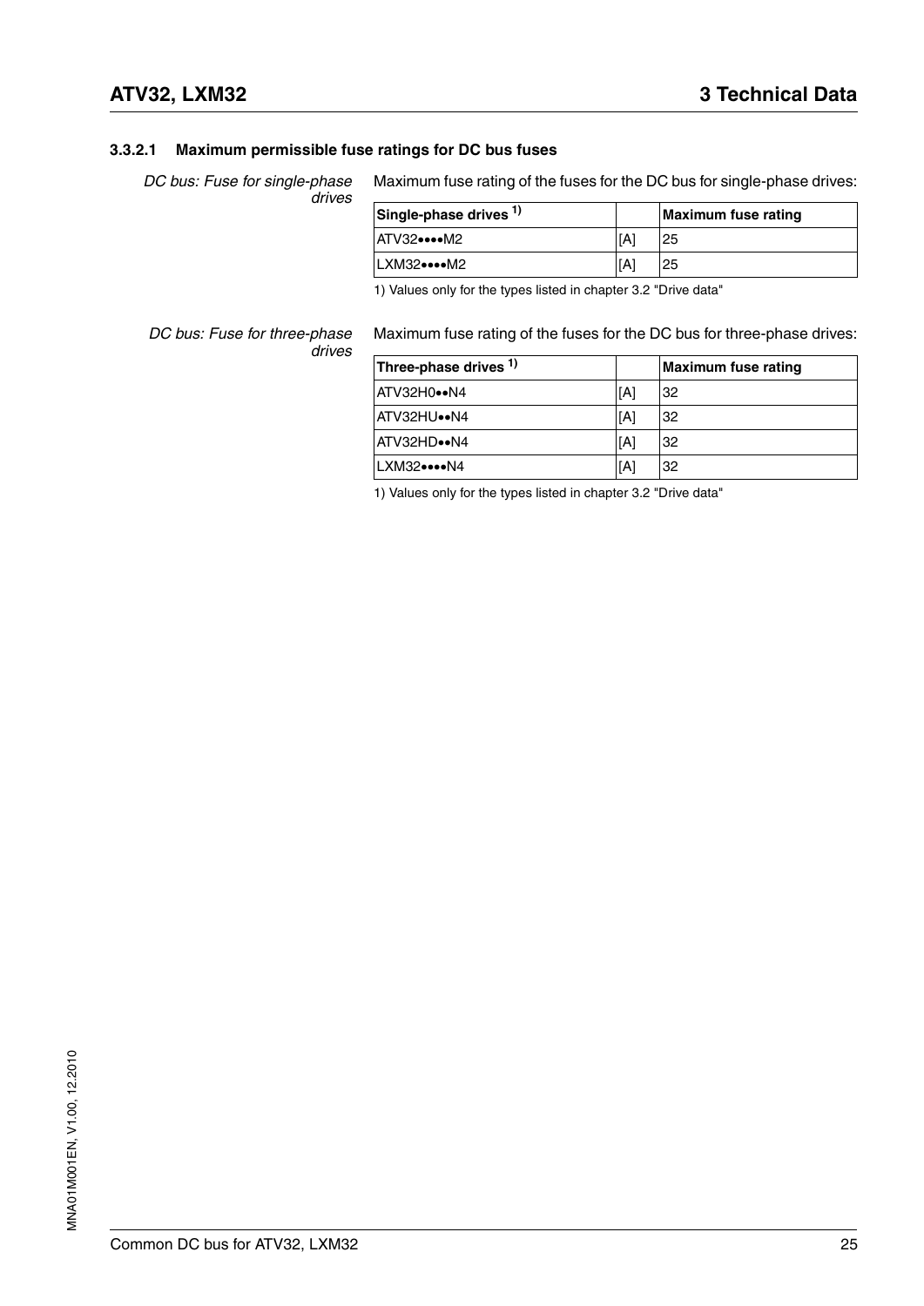#### 3.3.2.1 Maximum permissible fuse ratings for DC bus fuses

*DC bus: Fuse for single-phase drives*

Maximum fuse rating of the fuses for the DC bus for single-phase drives:

| Single-phase drives [1] | | Maximum fuse rating |
|---|---|---|
| ATV32••••M2 | [A] | 25 |
| LXM32••••M2 | [A] | 25 |

1) Values only for the types listed in chapter 3.2 "Drive data"

*DC bus: Fuse for three-phase drives*

Maximum fuse rating of the fuses for the DC bus for three-phase drives:

| Three-phase drives [1] | | Maximum fuse rating |
|---|---|---|
| ATV32H0••N4 | [A] | 32 |
| ATV32HU••N4 | [A] | 32 |
| ATV32HD••N4 | [A] | 32 |
| LXM32••••N4 | [A] | 32 |

1) Values only for the types listed in chapter 3.2 "Drive data"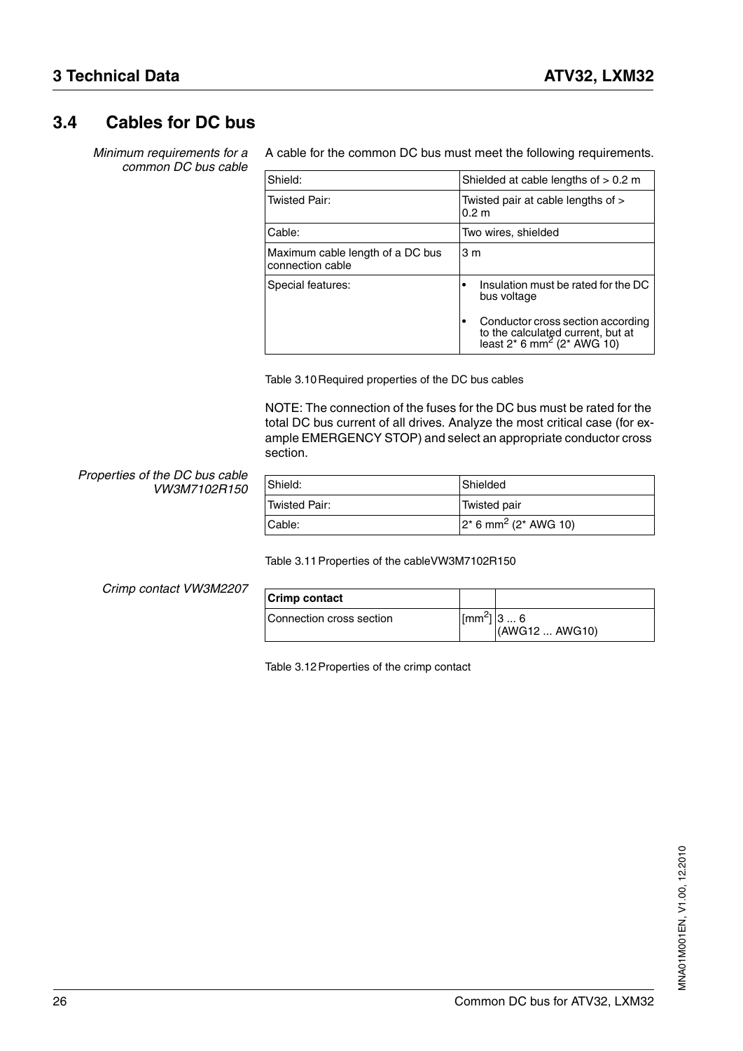## 3.4 Cables for DC bus

*Minimum requirements for a common DC bus cable*

A cable for the common DC bus must meet the following requirements.

| | |
|---|---|
| Shield: | Shielded at cable lengths of > 0.2 m |
| Twisted Pair: | Twisted pair at cable lengths of > 0.2 m |
| Cable: | Two wires, shielded |
| Maximum cable length of a DC bus connection cable | 3 m |
| Special features: | • Insulation must be rated for the DC bus voltage<br>• Conductor cross section according to the calculated current, but at least 2* 6 $mm^2$ (2* AWG 10) |

Table 3.10 Required properties of the DC bus cables

NOTE: The connection of the fuses for the DC bus must be rated for the total DC bus current of all drives. Analyze the most critical case (for example EMERGENCY STOP) and select an appropriate conductor cross section.

*Properties of the DC bus cable VW3M7102R150*

| | |
|---|---|
| Shield: | Shielded |
| Twisted Pair: | Twisted pair |
| Cable: | 2* 6 $mm^2$ (2* AWG 10) |

Table 3.11 Properties of the cableVW3M7102R150

*Crimp contact VW3M2207*

| **Crimp contact** | | |
|---|---|---|
| Connection cross section | [$mm^2$] | 3 ... 6<br>(AWG12 ... AWG10) |

Table 3.12 Properties of the crimp contact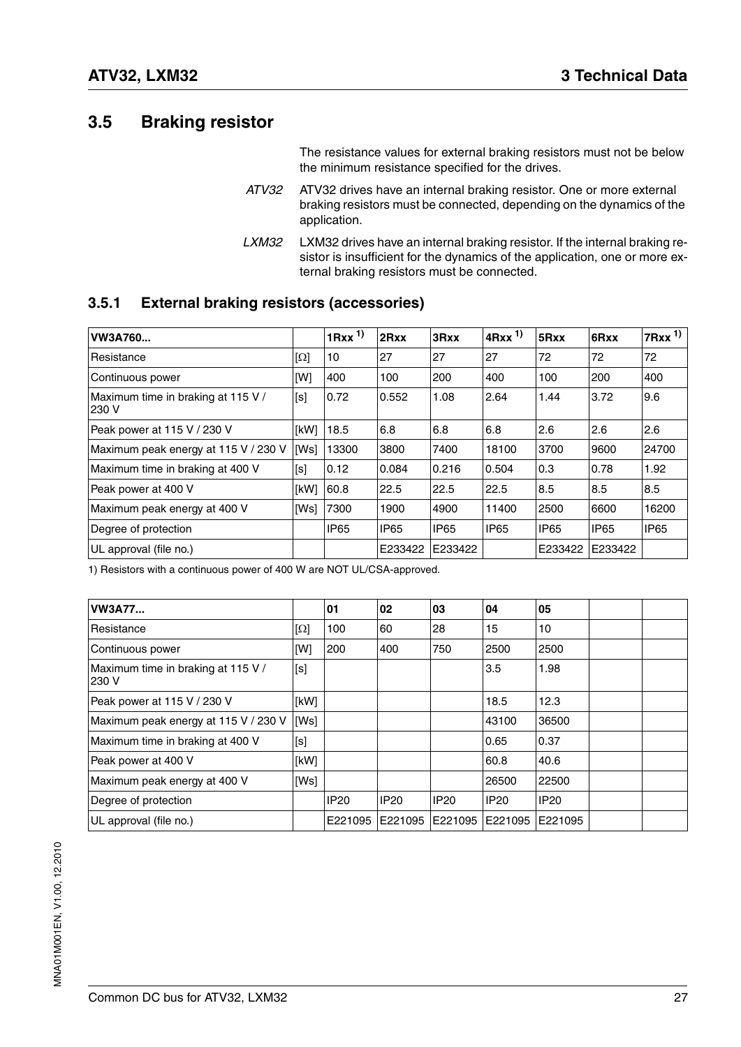## 3.5 Braking resistor

The resistance values for external braking resistors must not be below the minimum resistance specified for the drives.

*ATV32* ATV32 drives have an internal braking resistor. One or more external braking resistors must be connected, depending on the dynamics of the application.

*LXM32* LXM32 drives have an internal braking resistor. If the internal braking resistor is insufficient for the dynamics of the application, one or more external braking resistors must be connected.

### 3.5.1 External braking resistors (accessories)

| VW3A760... | | 1Rxx 1) | 2Rxx | 3Rxx | 4Rxx 1) | 5Rxx | 6Rxx | 7Rxx 1) |
|---|---|---|---|---|---|---|---|---|
| Resistance | [Ω] | 10 | 27 | 27 | 27 | 72 | 72 | 72 |
| Continuous power | [W] | 400 | 100 | 200 | 400 | 100 | 200 | 400 |
| Maximum time in braking at 115 V / 230 V | [s] | 0.72 | 0.552 | 1.08 | 2.64 | 1.44 | 3.72 | 9.6 |
| Peak power at 115 V / 230 V | [kW] | 18.5 | 6.8 | 6.8 | 6.8 | 2.6 | 2.6 | 2.6 |
| Maximum peak energy at 115 V / 230 V | [Ws] | 13300 | 3800 | 7400 | 18100 | 3700 | 9600 | 24700 |
| Maximum time in braking at 400 V | [s] | 0.12 | 0.084 | 0.216 | 0.504 | 0.3 | 0.78 | 1.92 |
| Peak power at 400 V | [kW] | 60.8 | 22.5 | 22.5 | 22.5 | 8.5 | 8.5 | 8.5 |
| Maximum peak energy at 400 V | [Ws] | 7300 | 1900 | 4900 | 11400 | 2500 | 6600 | 16200 |
| Degree of protection | | IP65 | IP65 | IP65 | IP65 | IP65 | IP65 | IP65 |
| UL approval (file no.) | | | E233422 | E233422 | | E233422 | E233422 | |

1) Resistors with a continuous power of 400 W are NOT UL/CSA-approved.

| VW3A77... | | 01 | 02 | 03 | 04 | 05 | | |
|---|---|---|---|---|---|---|---|---|
| Resistance | [Ω] | 100 | 60 | 28 | 15 | 10 | | |
| Continuous power | [W] | 200 | 400 | 750 | 2500 | 2500 | | |
| Maximum time in braking at 115 V / 230 V | [s] | | | | 3.5 | 1.98 | | |
| Peak power at 115 V / 230 V | [kW] | | | | 18.5 | 12.3 | | |
| Maximum peak energy at 115 V / 230 V | [Ws] | | | | 43100 | 36500 | | |
| Maximum time in braking at 400 V | [s] | | | | 0.65 | 0.37 | | |
| Peak power at 400 V | [kW] | | | | 60.8 | 40.6 | | |
| Maximum peak energy at 400 V | [Ws] | | | | 26500 | 22500 | | |
| Degree of protection | | IP20 | IP20 | IP20 | IP20 | IP20 | | |
| UL approval (file no.) | | E221095 | E221095 | E221095 | E221095 | E221095 | | |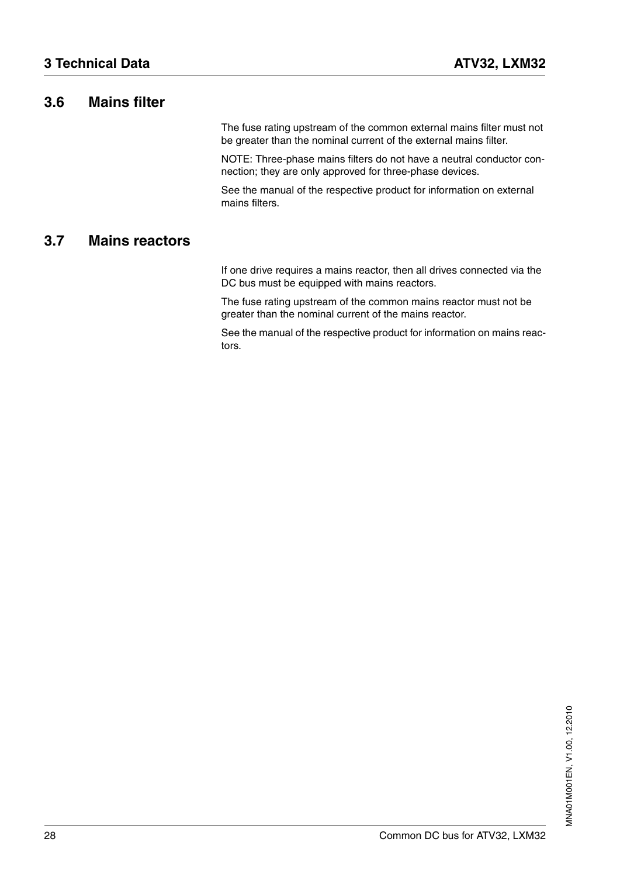## 3.6 Mains filter

The fuse rating upstream of the common external mains filter must not be greater than the nominal current of the external mains filter.

NOTE: Three-phase mains filters do not have a neutral conductor connection; they are only approved for three-phase devices.

See the manual of the respective product for information on external mains filters.

## 3.7 Mains reactors

If one drive requires a mains reactor, then all drives connected via the DC bus must be equipped with mains reactors.

The fuse rating upstream of the common mains reactor must not be greater than the nominal current of the mains reactor.

See the manual of the respective product for information on mains reactors.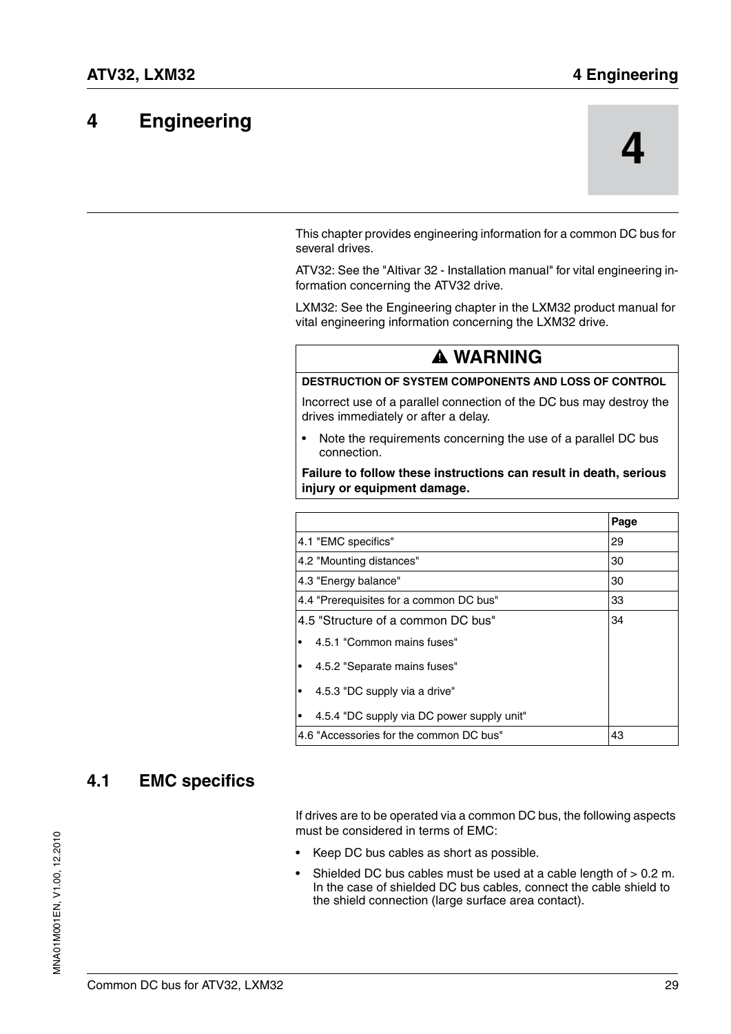# 4 Engineering

This chapter provides engineering information for a common DC bus for several drives.

ATV32: See the "Altivar 32 - Installation manual" for vital engineering information concerning the ATV32 drive.

LXM32: See the Engineering chapter in the LXM32 product manual for vital engineering information concerning the LXM32 drive.

**⚠ WARNING**

**DESTRUCTION OF SYSTEM COMPONENTS AND LOSS OF CONTROL**

Incorrect use of a parallel connection of the DC bus may destroy the drives immediately or after a delay.

- Note the requirements concerning the use of a parallel DC bus connection.

**Failure to follow these instructions can result in death, serious injury or equipment damage.**

| | Page |
|---|---|
| 4.1 "EMC specifics" | 29 |
| 4.2 "Mounting distances" | 30 |
| 4.3 "Energy balance" | 30 |
| 4.4 "Prerequisites for a common DC bus" | 33 |
| 4.5 "Structure of a common DC bus"<br>• 4.5.1 "Common mains fuses"<br>• 4.5.2 "Separate mains fuses"<br>• 4.5.3 "DC supply via a drive"<br>• 4.5.4 "DC supply via DC power supply unit" | 34 |
| 4.6 "Accessories for the common DC bus" | 43 |

## 4.1 EMC specifics

If drives are to be operated via a common DC bus, the following aspects must be considered in terms of EMC:

- Keep DC bus cables as short as possible.
- Shielded DC bus cables must be used at a cable length of > 0.2 m. In the case of shielded DC bus cables, connect the cable shield to the shield connection (large surface area contact).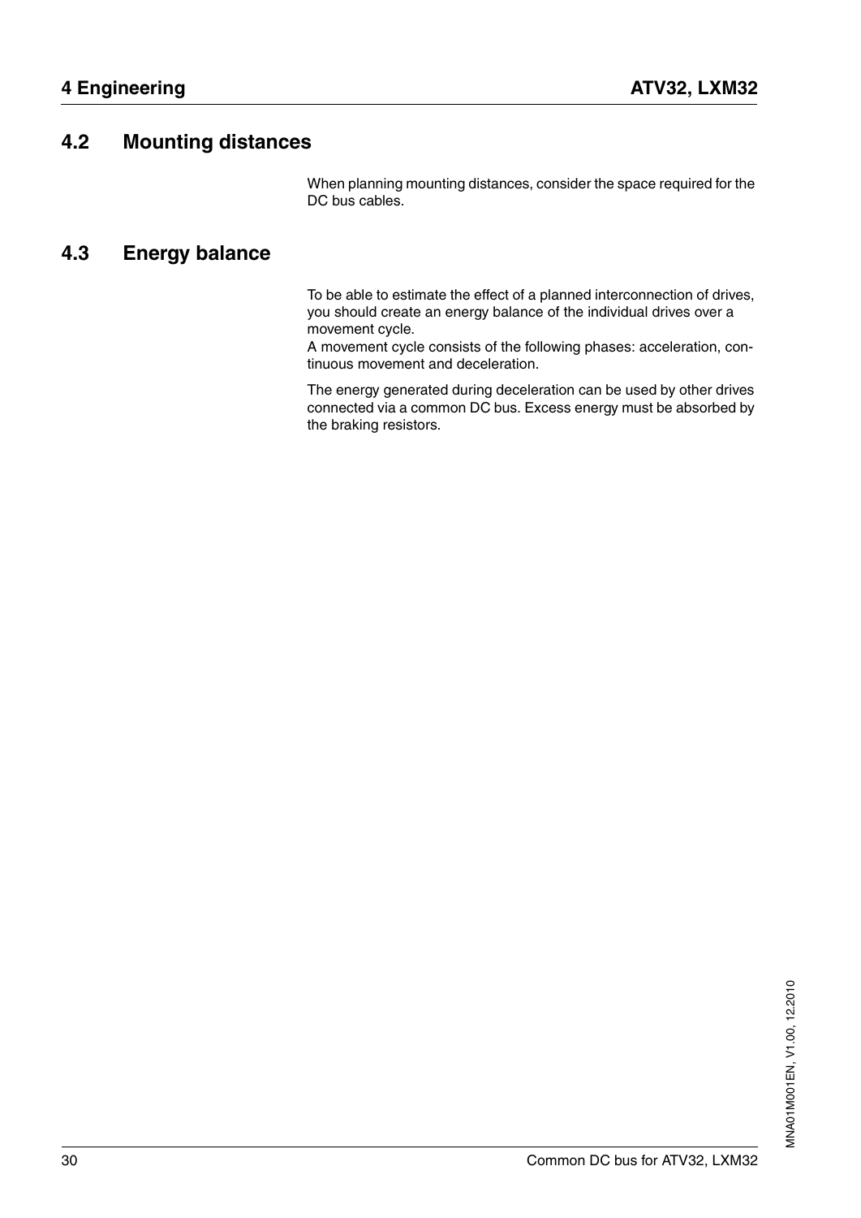## 4.2 Mounting distances

When planning mounting distances, consider the space required for the DC bus cables.

## 4.3 Energy balance

To be able to estimate the effect of a planned interconnection of drives, you should create an energy balance of the individual drives over a movement cycle.
A movement cycle consists of the following phases: acceleration, continuous movement and deceleration.

The energy generated during deceleration can be used by other drives connected via a common DC bus. Excess energy must be absorbed by the braking resistors.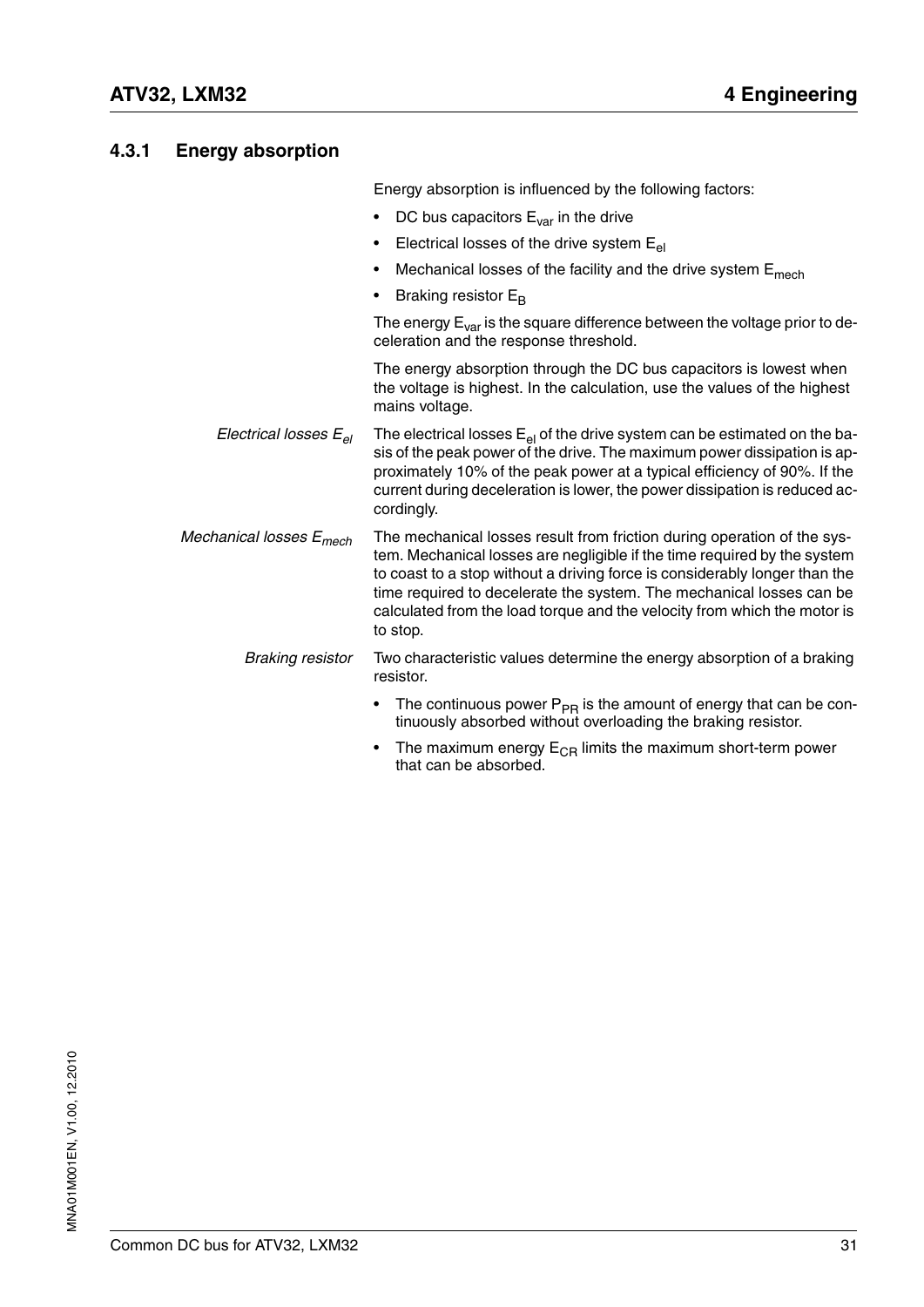### 4.3.1 Energy absorption

Energy absorption is influenced by the following factors:

- DC bus capacitors $E_{var}$ in the drive
- Electrical losses of the drive system $E_{el}$
- Mechanical losses of the facility and the drive system $E_{mech}$
- Braking resistor $E_B$

The energy $E_{var}$ is the square difference between the voltage prior to deceleration and the response threshold.

The energy absorption through the DC bus capacitors is lowest when the voltage is highest. In the calculation, use the values of the highest mains voltage.

*Electrical losses $E_{el}$*

The electrical losses $E_{el}$ of the drive system can be estimated on the basis of the peak power of the drive. The maximum power dissipation is approximately 10% of the peak power at a typical efficiency of 90%. If the current during deceleration is lower, the power dissipation is reduced accordingly.

*Mechanical losses $E_{mech}$*

The mechanical losses result from friction during operation of the system. Mechanical losses are negligible if the time required by the system to coast to a stop without a driving force is considerably longer than the time required to decelerate the system. The mechanical losses can be calculated from the load torque and the velocity from which the motor is to stop.

*Braking resistor*

Two characteristic values determine the energy absorption of a braking resistor.

- The continuous power $P_{PR}$ is the amount of energy that can be continuously absorbed without overloading the braking resistor.
- The maximum energy $E_{CR}$ limits the maximum short-term power that can be absorbed.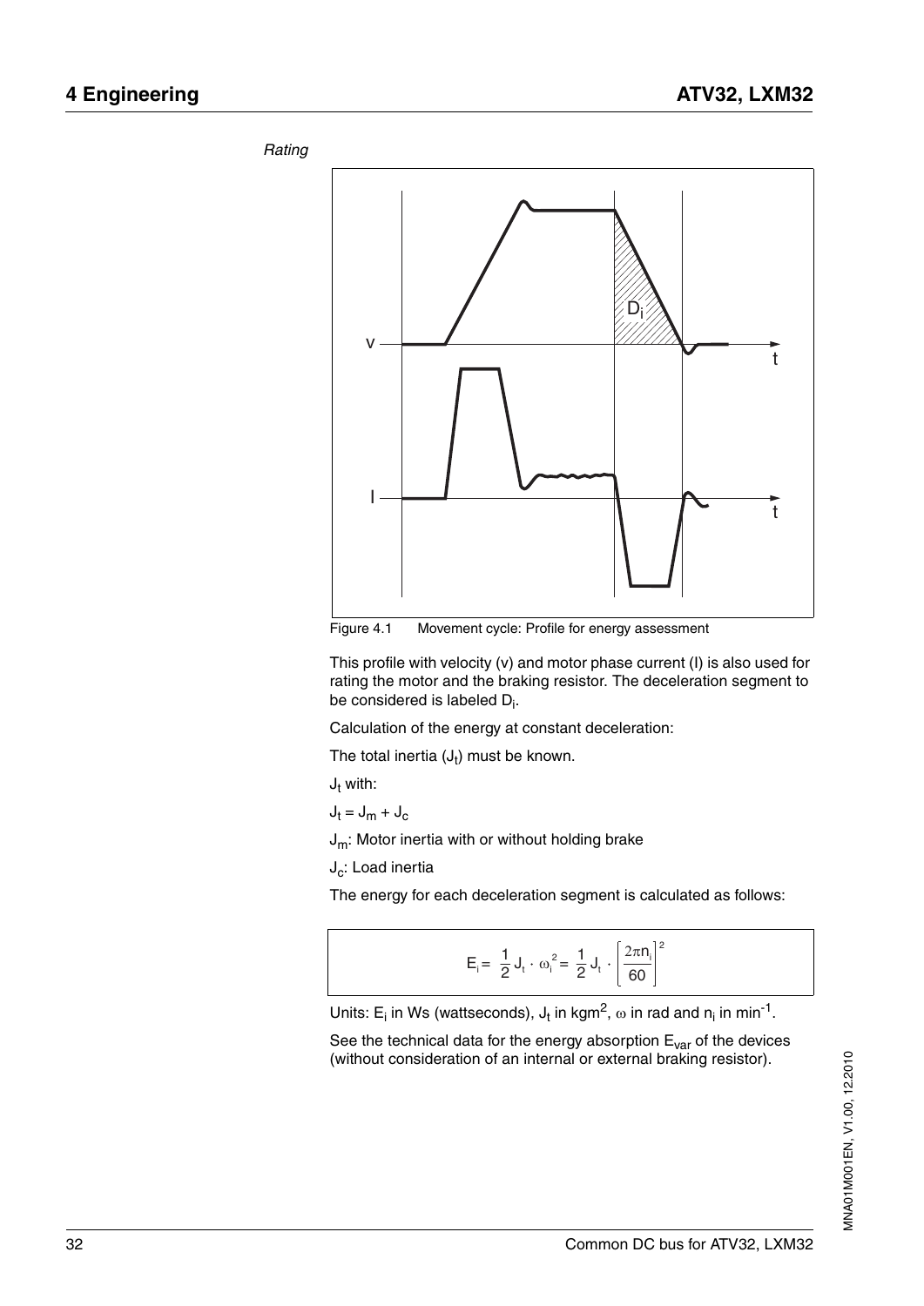*Rating*

v

t

I

t

$D_i$

Figure 4.1 Movement cycle: Profile for energy assessment

This profile with velocity (v) and motor phase current (I) is also used for rating the motor and the braking resistor. The deceleration segment to be considered is labeled $D_i$.

Calculation of the energy at constant deceleration:

The total inertia ($J_t$) must be known.

$J_t$ with:

$J_t = J_m + J_c$

$J_m$: Motor inertia with or without holding brake

$J_c$: Load inertia

The energy for each deceleration segment is calculated as follows:

$$E_i = \frac{1}{2} J_t \cdot \omega_i^2 = \frac{1}{2} J_t \cdot \left[\frac{2\pi n_i}{60}\right]^2$$

Units: $E_i$ in Ws (wattseconds), $J_t$ in $kgm^2$, $\omega$ in rad and $n_i$ in $min^{-1}$.

See the technical data for the energy absorption $E_{var}$ of the devices (without consideration of an internal or external braking resistor).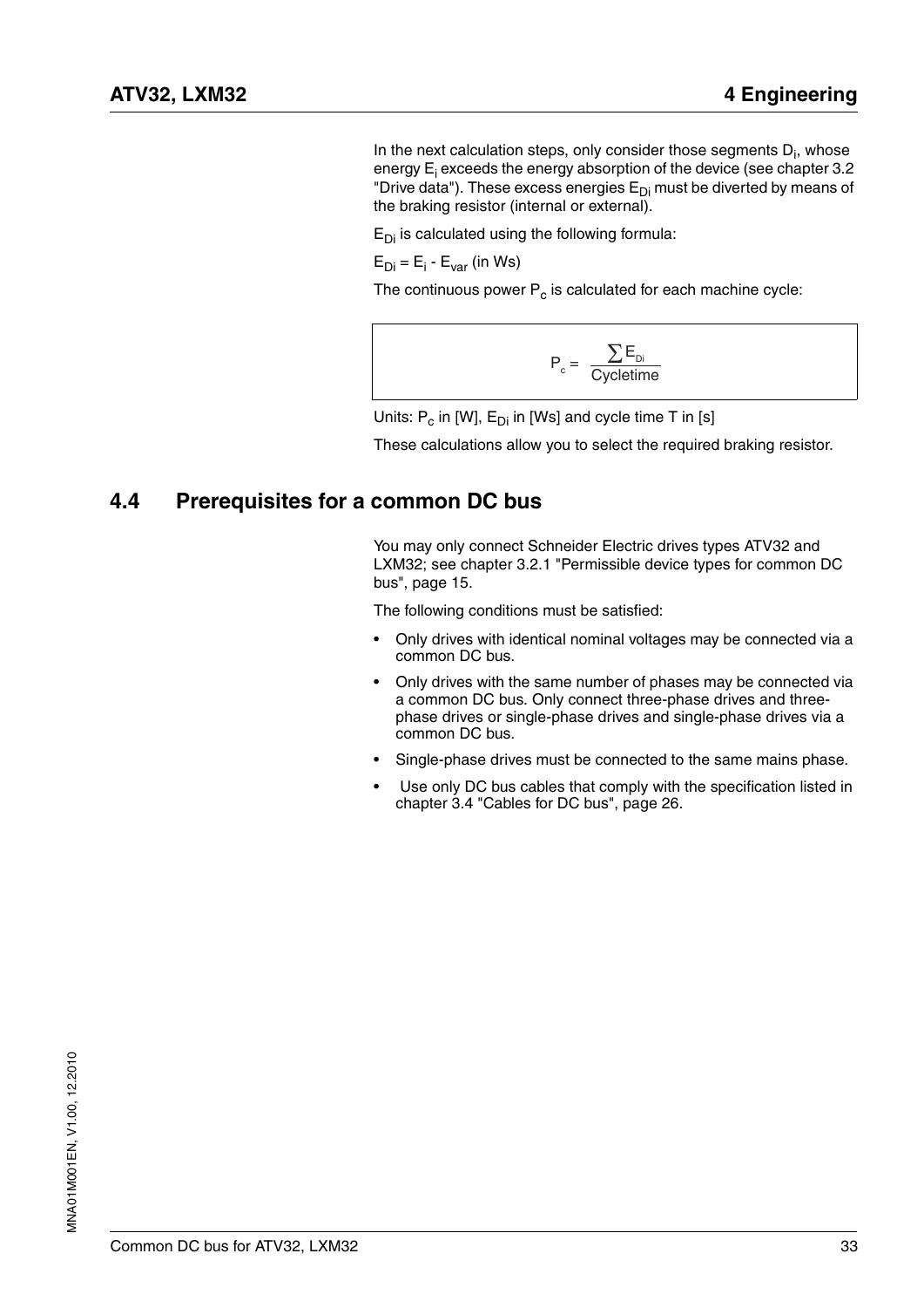In the next calculation steps, only consider those segments $D_i$, whose energy $E_i$ exceeds the energy absorption of the device (see chapter 3.2 "Drive data"). These excess energies $E_{Di}$ must be diverted by means of the braking resistor (internal or external).

$E_{Di}$ is calculated using the following formula:

$E_{Di} = E_i - E_{var}$ (in Ws)

The continuous power $P_c$ is calculated for each machine cycle:

$$P_c = \frac{\sum E_{Di}}{\text{Cycletime}}$$

Units: $P_c$ in [W], $E_{Di}$ in [Ws] and cycle time T in [s]

These calculations allow you to select the required braking resistor.

## 4.4 Prerequisites for a common DC bus

You may only connect Schneider Electric drives types ATV32 and LXM32; see chapter 3.2.1 "Permissible device types for common DC bus", page 15.

The following conditions must be satisfied:

- Only drives with identical nominal voltages may be connected via a common DC bus.
- Only drives with the same number of phases may be connected via a common DC bus. Only connect three-phase drives and three-phase drives or single-phase drives and single-phase drives via a common DC bus.
- Single-phase drives must be connected to the same mains phase.
- Use only DC bus cables that comply with the specification listed in chapter 3.4 "Cables for DC bus", page 26.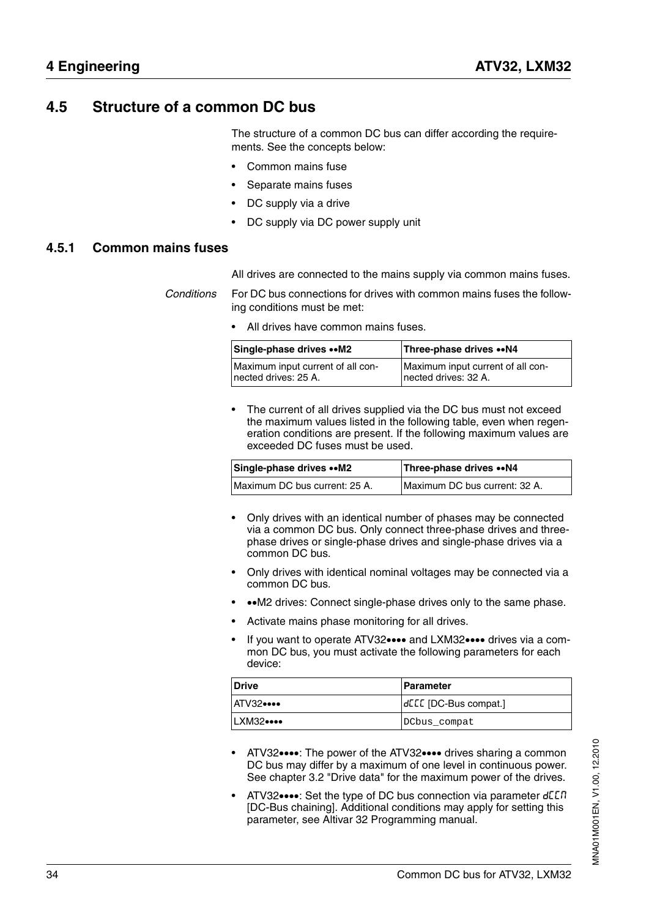## 4.5 Structure of a common DC bus

The structure of a common DC bus can differ according the requirements. See the concepts below:

- Common mains fuse
- Separate mains fuses
- DC supply via a drive
- DC supply via DC power supply unit

### 4.5.1 Common mains fuses

All drives are connected to the mains supply via common mains fuses.

*Conditions* For DC bus connections for drives with common mains fuses the following conditions must be met:

- All drives have common mains fuses.

| Single-phase drives ••M2 | Three-phase drives ••N4 |
|---|---|
| Maximum input current of all connected drives: 25 A. | Maximum input current of all connected drives: 32 A. |

- The current of all drives supplied via the DC bus must not exceed the maximum values listed in the following table, even when regeneration conditions are present. If the following maximum values are exceeded DC fuses must be used.

| Single-phase drives ••M2 | Three-phase drives ••N4 |
|---|---|
| Maximum DC bus current: 25 A. | Maximum DC bus current: 32 A. |

- Only drives with an identical number of phases may be connected via a common DC bus. Only connect three-phase drives and three-phase drives or single-phase drives and single-phase drives via a common DC bus.
- Only drives with identical nominal voltages may be connected via a common DC bus.
- ••M2 drives: Connect single-phase drives only to the same phase.
- Activate mains phase monitoring for all drives.
- If you want to operate ATV32•••• and LXM32•••• drives via a common DC bus, you must activate the following parameters for each device:

| Drive | Parameter |
|---|---|
| ATV32•••• | dCCC [DC-Bus compat.] |
| LXM32•••• | DCbus_compat |

- ATV32••••: The power of the ATV32•••• drives sharing a common DC bus may differ by a maximum of one level in continuous power. See chapter 3.2 "Drive data" for the maximum power of the drives.
- ATV32••••: Set the type of DC bus connection via parameter dCCM [DC-Bus chaining]. Additional conditions may apply for setting this parameter, see Altivar 32 Programming manual.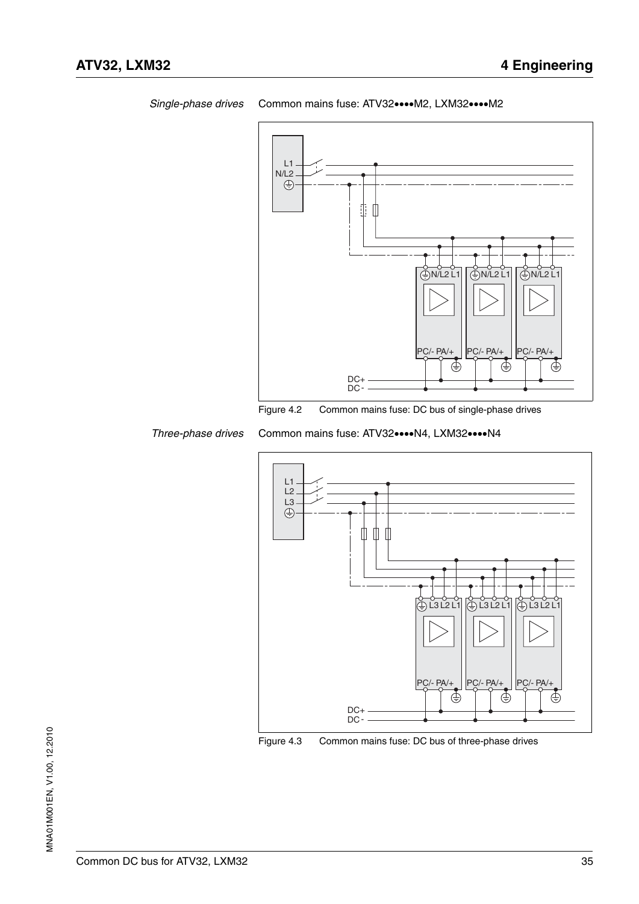*Single-phase drives* Common mains fuse: ATV32••••M2, LXM32••••M2

L1
N/L2

N/L2 L1
N/L2 L1
N/L2 L1

PC/- PA/+
PC/- PA/+
PC/- PA/+

DC+
DC -

Figure 4.2 Common mains fuse: DC bus of single-phase drives

*Three-phase drives* Common mains fuse: ATV32••••N4, LXM32••••N4

L1
L2
L3

L3 L2 L1
L3 L2 L1
L3 L2 L1

PC/- PA/+
PC/- PA/+
PC/- PA/+

DC+
DC -

Figure 4.3 Common mains fuse: DC bus of three-phase drives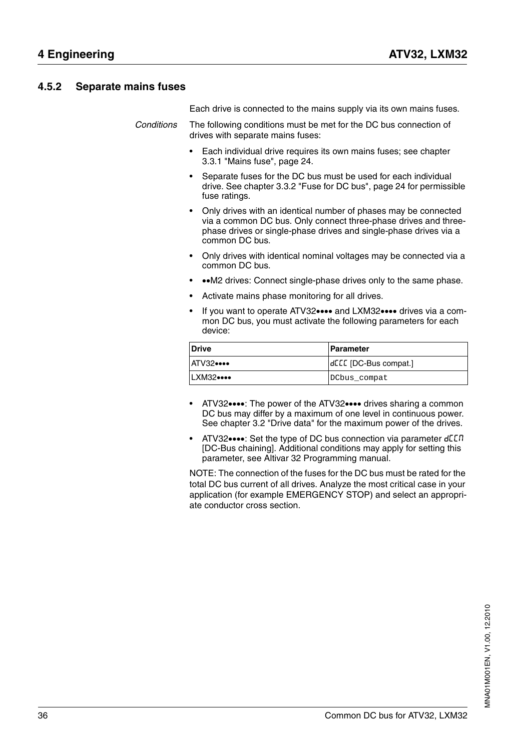### 4.5.2 Separate mains fuses

Each drive is connected to the mains supply via its own mains fuses.

*Conditions* The following conditions must be met for the DC bus connection of drives with separate mains fuses:

- Each individual drive requires its own mains fuses; see chapter 3.3.1 "Mains fuse", page 24.
- Separate fuses for the DC bus must be used for each individual drive. See chapter 3.3.2 "Fuse for DC bus", page 24 for permissible fuse ratings.
- Only drives with an identical number of phases may be connected via a common DC bus. Only connect three-phase drives and three-phase drives or single-phase drives and single-phase drives via a common DC bus.
- Only drives with identical nominal voltages may be connected via a common DC bus.
- ••M2 drives: Connect single-phase drives only to the same phase.
- Activate mains phase monitoring for all drives.
- If you want to operate ATV32•••• and LXM32•••• drives via a common DC bus, you must activate the following parameters for each device:

| Drive | Parameter |
|---|---|
| ATV32•••• | dCCC [DC-Bus compat.] |
| LXM32•••• | DCbus_compat |

- ATV32••••: The power of the ATV32•••• drives sharing a common DC bus may differ by a maximum of one level in continuous power. See chapter 3.2 "Drive data" for the maximum power of the drives.
- ATV32••••: Set the type of DC bus connection via parameter dCCM [DC-Bus chaining]. Additional conditions may apply for setting this parameter, see Altivar 32 Programming manual.

NOTE: The connection of the fuses for the DC bus must be rated for the total DC bus current of all drives. Analyze the most critical case in your application (for example EMERGENCY STOP) and select an appropriate conductor cross section.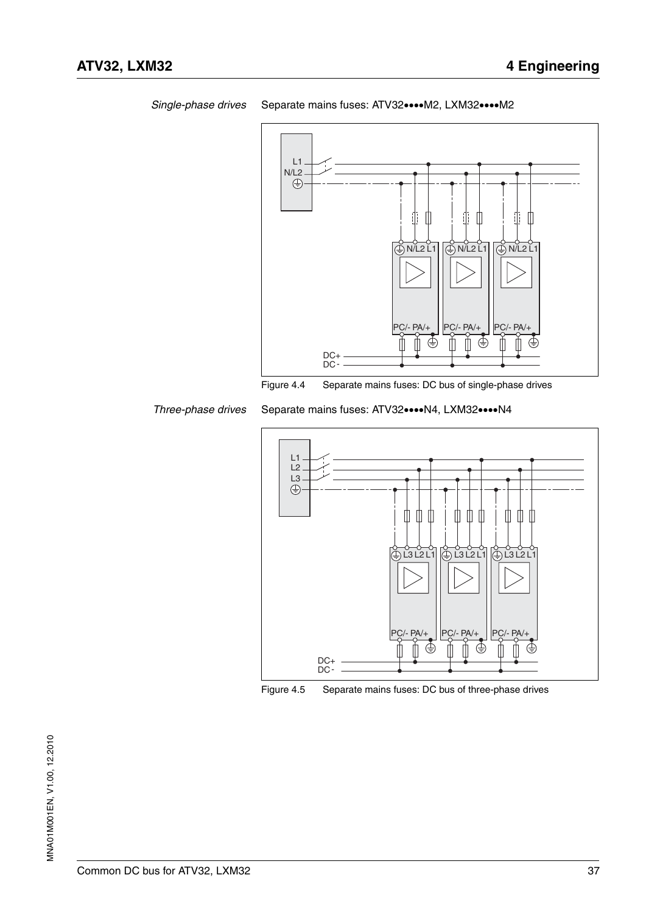*Single-phase drives* Separate mains fuses: ATV32••••M2, LXM32••••M2

Figure 4.4 Separate mains fuses: DC bus of single-phase drives

*Three-phase drives* Separate mains fuses: ATV32••••N4, LXM32••••N4

Figure 4.5 Separate mains fuses: DC bus of three-phase drives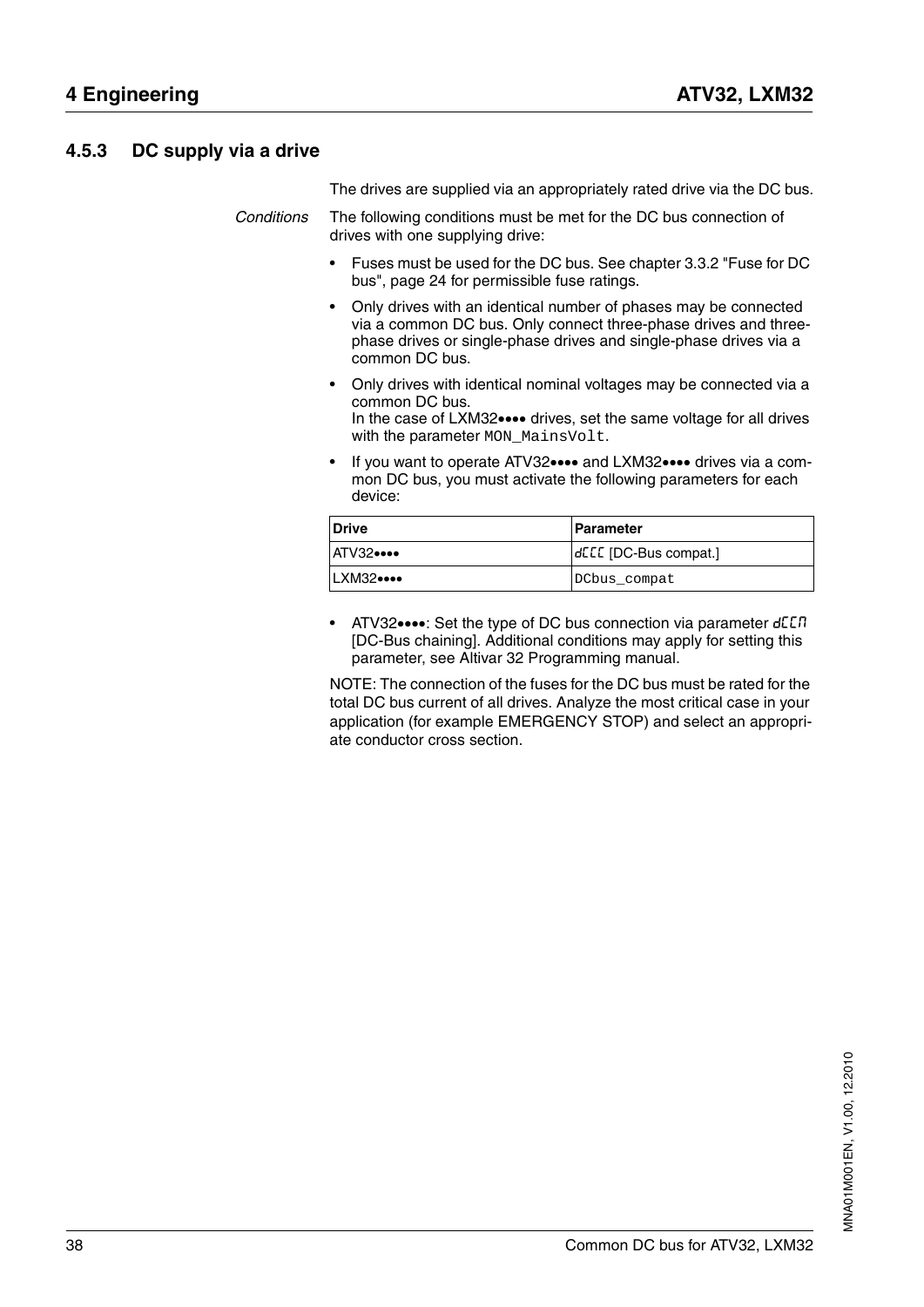### 4.5.3 DC supply via a drive

The drives are supplied via an appropriately rated drive via the DC bus.

*Conditions* The following conditions must be met for the DC bus connection of drives with one supplying drive:

- Fuses must be used for the DC bus. See chapter 3.3.2 "Fuse for DC bus", page 24 for permissible fuse ratings.
- Only drives with an identical number of phases may be connected via a common DC bus. Only connect three-phase drives and three-phase drives or single-phase drives and single-phase drives via a common DC bus.
- Only drives with identical nominal voltages may be connected via a common DC bus.
  In the case of LXM32•••• drives, set the same voltage for all drives with the parameter MON_MainsVolt.
- If you want to operate ATV32•••• and LXM32•••• drives via a common DC bus, you must activate the following parameters for each device:

| Drive | Parameter |
|---|---|
| ATV32•••• | dCCC [DC-Bus compat.] |
| LXM32•••• | DCbus_compat |

- ATV32••••: Set the type of DC bus connection via parameter dCCM [DC-Bus chaining]. Additional conditions may apply for setting this parameter, see Altivar 32 Programming manual.

NOTE: The connection of the fuses for the DC bus must be rated for the total DC bus current of all drives. Analyze the most critical case in your application (for example EMERGENCY STOP) and select an appropriate conductor cross section.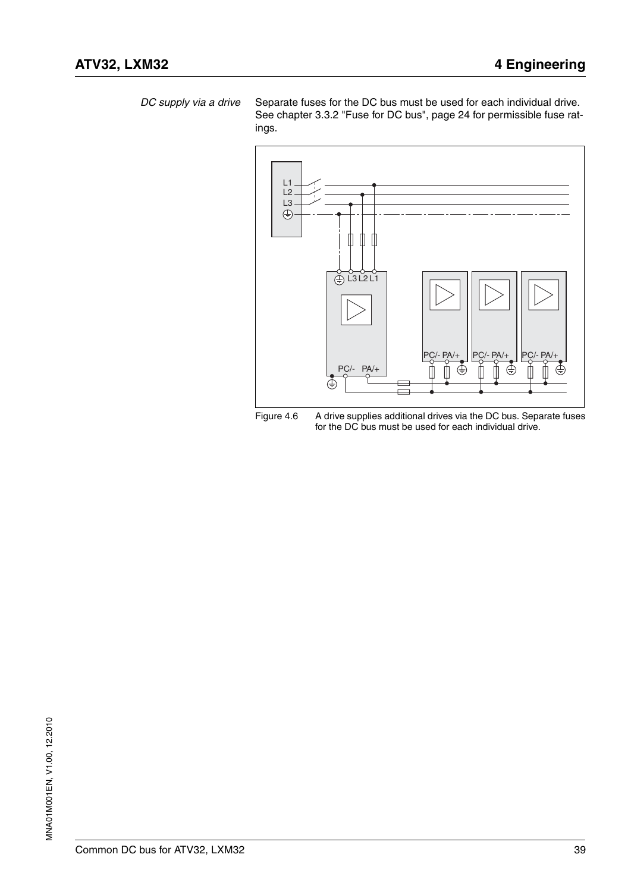*DC supply via a drive*

Separate fuses for the DC bus must be used for each individual drive. See chapter 3.3.2 "Fuse for DC bus", page 24 for permissible fuse ratings.

L1
L2
L3

L3 L2 L1

PC/- PA/+

PC/- PA/+

PC/- PA/+

PC/- PA/+

Figure 4.6 A drive supplies additional drives via the DC bus. Separate fuses for the DC bus must be used for each individual drive.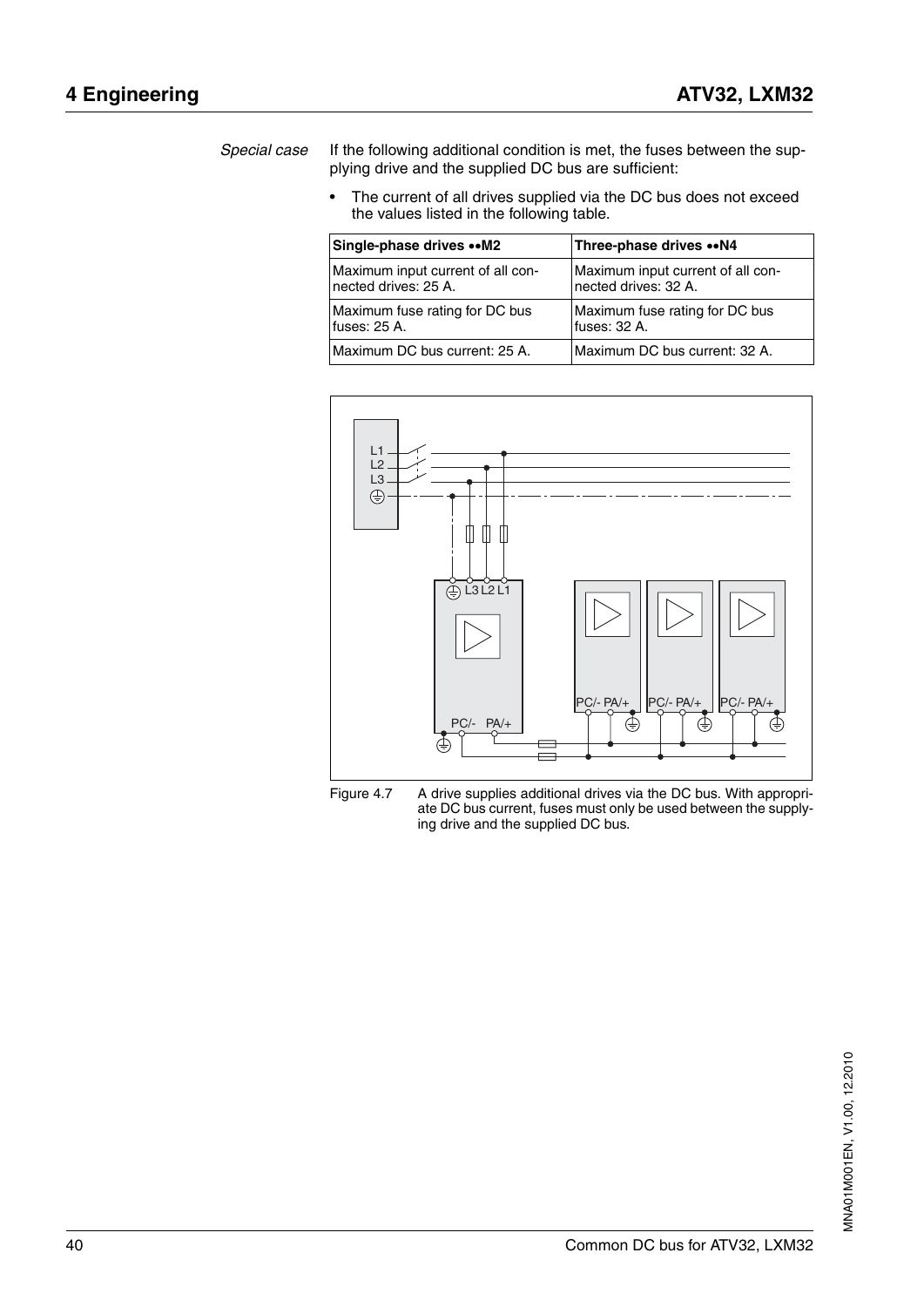*Special case* If the following additional condition is met, the fuses between the supplying drive and the supplied DC bus are sufficient:

- The current of all drives supplied via the DC bus does not exceed the values listed in the following table.

| Single-phase drives ••M2 | Three-phase drives ••N4 |
|---|---|
| Maximum input current of all connected drives: 25 A. | Maximum input current of all connected drives: 32 A. |
| Maximum fuse rating for DC bus fuses: 25 A. | Maximum fuse rating for DC bus fuses: 32 A. |
| Maximum DC bus current: 25 A. | Maximum DC bus current: 32 A. |

Figure 4.7 A drive supplies additional drives via the DC bus. With appropriate DC bus current, fuses must only be used between the supplying drive and the supplied DC bus.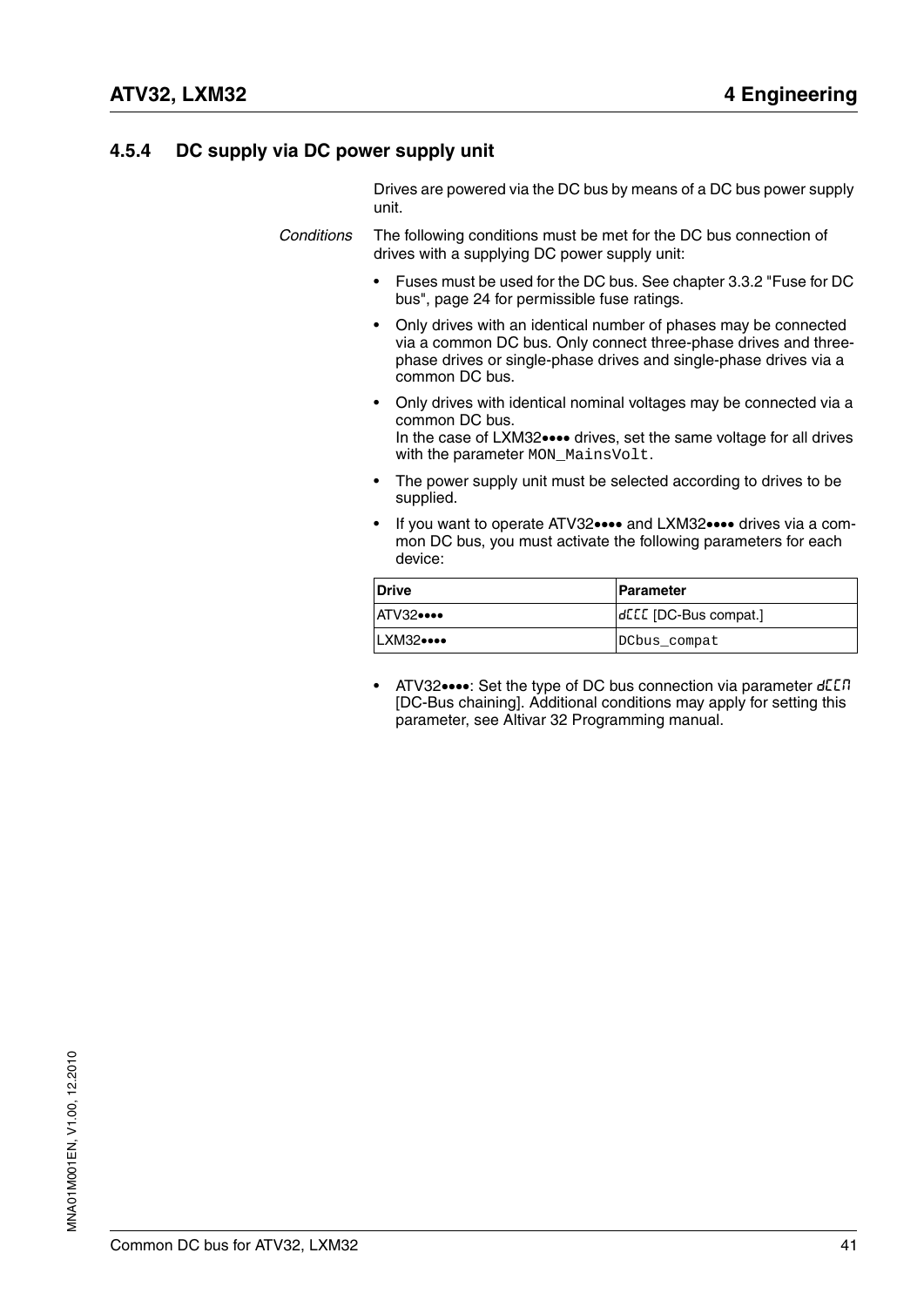### 4.5.4 DC supply via DC power supply unit

Drives are powered via the DC bus by means of a DC bus power supply unit.

*Conditions* The following conditions must be met for the DC bus connection of drives with a supplying DC power supply unit:

- Fuses must be used for the DC bus. See chapter 3.3.2 "Fuse for DC bus", page 24 for permissible fuse ratings.
- Only drives with an identical number of phases may be connected via a common DC bus. Only connect three-phase drives and three-phase drives or single-phase drives and single-phase drives via a common DC bus.
- Only drives with identical nominal voltages may be connected via a common DC bus.
  In the case of LXM32•••• drives, set the same voltage for all drives with the parameter `MON_MainsVolt`.
- The power supply unit must be selected according to drives to be supplied.
- If you want to operate ATV32•••• and LXM32•••• drives via a common DC bus, you must activate the following parameters for each device:

| Drive | Parameter |
|---|---|
| ATV32•••• | dCCC [DC-Bus compat.] |
| LXM32•••• | `DCbus_compat` |

- ATV32••••: Set the type of DC bus connection via parameter dCCM [DC-Bus chaining]. Additional conditions may apply for setting this parameter, see Altivar 32 Programming manual.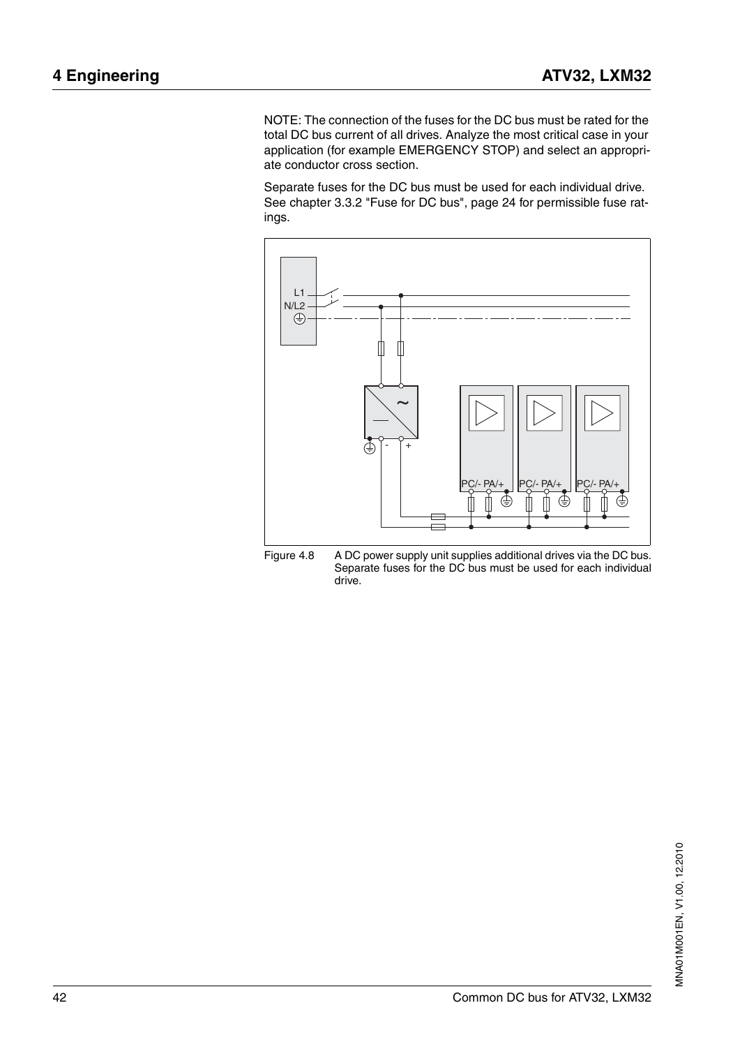NOTE: The connection of the fuses for the DC bus must be rated for the total DC bus current of all drives. Analyze the most critical case in your application (for example EMERGENCY STOP) and select an appropriate conductor cross section.

Separate fuses for the DC bus must be used for each individual drive. See chapter 3.3.2 "Fuse for DC bus", page 24 for permissible fuse ratings.

L1
N/L2
-
+
PC/- PA/+
PC/- PA/+
PC/- PA/+

Figure 4.8 A DC power supply unit supplies additional drives via the DC bus. Separate fuses for the DC bus must be used for each individual drive.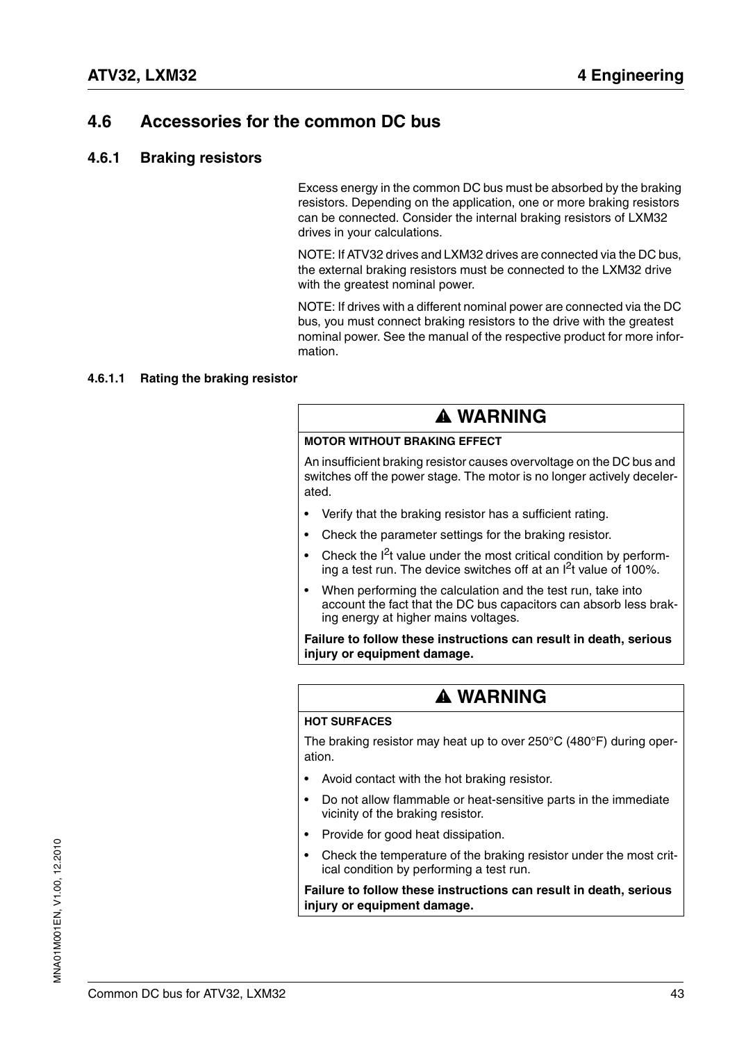## 4.6 Accessories for the common DC bus

### 4.6.1 Braking resistors

Excess energy in the common DC bus must be absorbed by the braking resistors. Depending on the application, one or more braking resistors can be connected. Consider the internal braking resistors of LXM32 drives in your calculations.

NOTE: If ATV32 drives and LXM32 drives are connected via the DC bus, the external braking resistors must be connected to the LXM32 drive with the greatest nominal power.

NOTE: If drives with a different nominal power are connected via the DC bus, you must connect braking resistors to the drive with the greatest nominal power. See the manual of the respective product for more information.

#### 4.6.1.1 Rating the braking resistor

**⚠ WARNING**

**MOTOR WITHOUT BRAKING EFFECT**

An insufficient braking resistor causes overvoltage on the DC bus and switches off the power stage. The motor is no longer actively decelerated.

- Verify that the braking resistor has a sufficient rating.
- Check the parameter settings for the braking resistor.
- Check the $I^2t$ value under the most critical condition by performing a test run. The device switches off at an $I^2t$ value of 100%.
- When performing the calculation and the test run, take into account the fact that the DC bus capacitors can absorb less braking energy at higher mains voltages.

**Failure to follow these instructions can result in death, serious injury or equipment damage.**

**⚠ WARNING**

**HOT SURFACES**

The braking resistor may heat up to over 250°C (480°F) during operation.

- Avoid contact with the hot braking resistor.
- Do not allow flammable or heat-sensitive parts in the immediate vicinity of the braking resistor.
- Provide for good heat dissipation.
- Check the temperature of the braking resistor under the most critical condition by performing a test run.

**Failure to follow these instructions can result in death, serious injury or equipment damage.**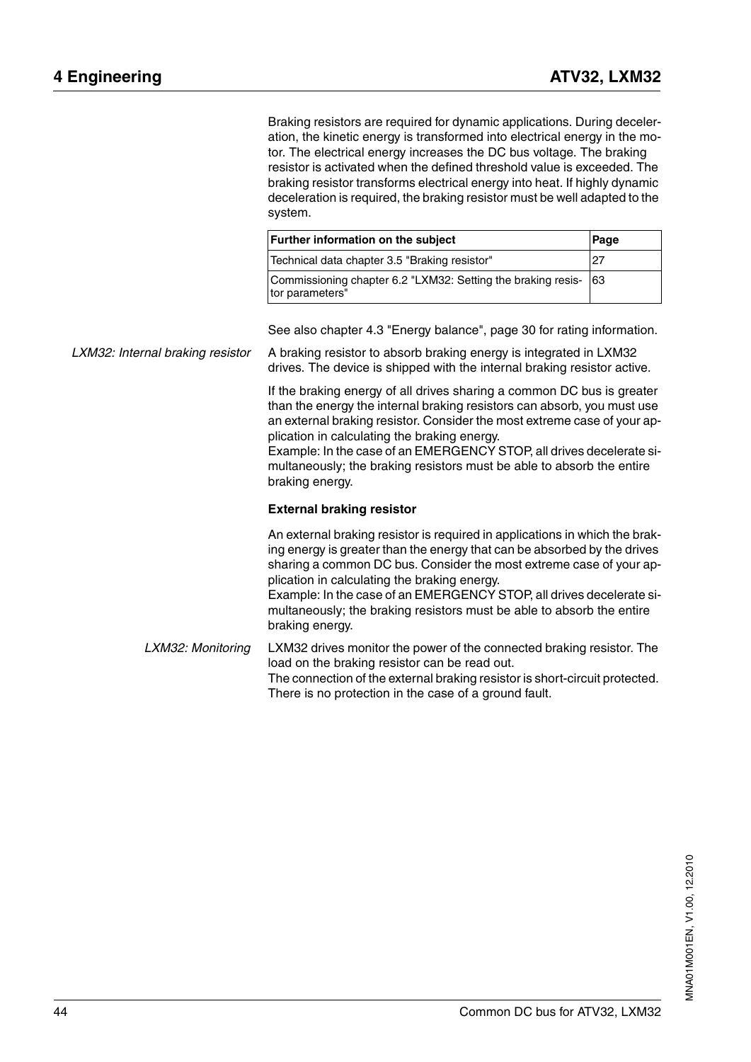Braking resistors are required for dynamic applications. During deceleration, the kinetic energy is transformed into electrical energy in the motor. The electrical energy increases the DC bus voltage. The braking resistor is activated when the defined threshold value is exceeded. The braking resistor transforms electrical energy into heat. If highly dynamic deceleration is required, the braking resistor must be well adapted to the system.

| Further information on the subject | Page |
|---|---|
| Technical data chapter 3.5 "Braking resistor" | 27 |
| Commissioning chapter 6.2 "LXM32: Setting the braking resistor parameters" | 63 |

See also chapter 4.3 "Energy balance", page 30 for rating information.

*LXM32: Internal braking resistor*

A braking resistor to absorb braking energy is integrated in LXM32 drives. The device is shipped with the internal braking resistor active.

If the braking energy of all drives sharing a common DC bus is greater than the energy the internal braking resistors can absorb, you must use an external braking resistor. Consider the most extreme case of your application in calculating the braking energy.
Example: In the case of an EMERGENCY STOP, all drives decelerate simultaneously; the braking resistors must be able to absorb the entire braking energy.

**External braking resistor**

An external braking resistor is required in applications in which the braking energy is greater than the energy that can be absorbed by the drives sharing a common DC bus. Consider the most extreme case of your application in calculating the braking energy.
Example: In the case of an EMERGENCY STOP, all drives decelerate simultaneously; the braking resistors must be able to absorb the entire braking energy.

*LXM32: Monitoring*

LXM32 drives monitor the power of the connected braking resistor. The load on the braking resistor can be read out.
The connection of the external braking resistor is short-circuit protected. There is no protection in the case of a ground fault.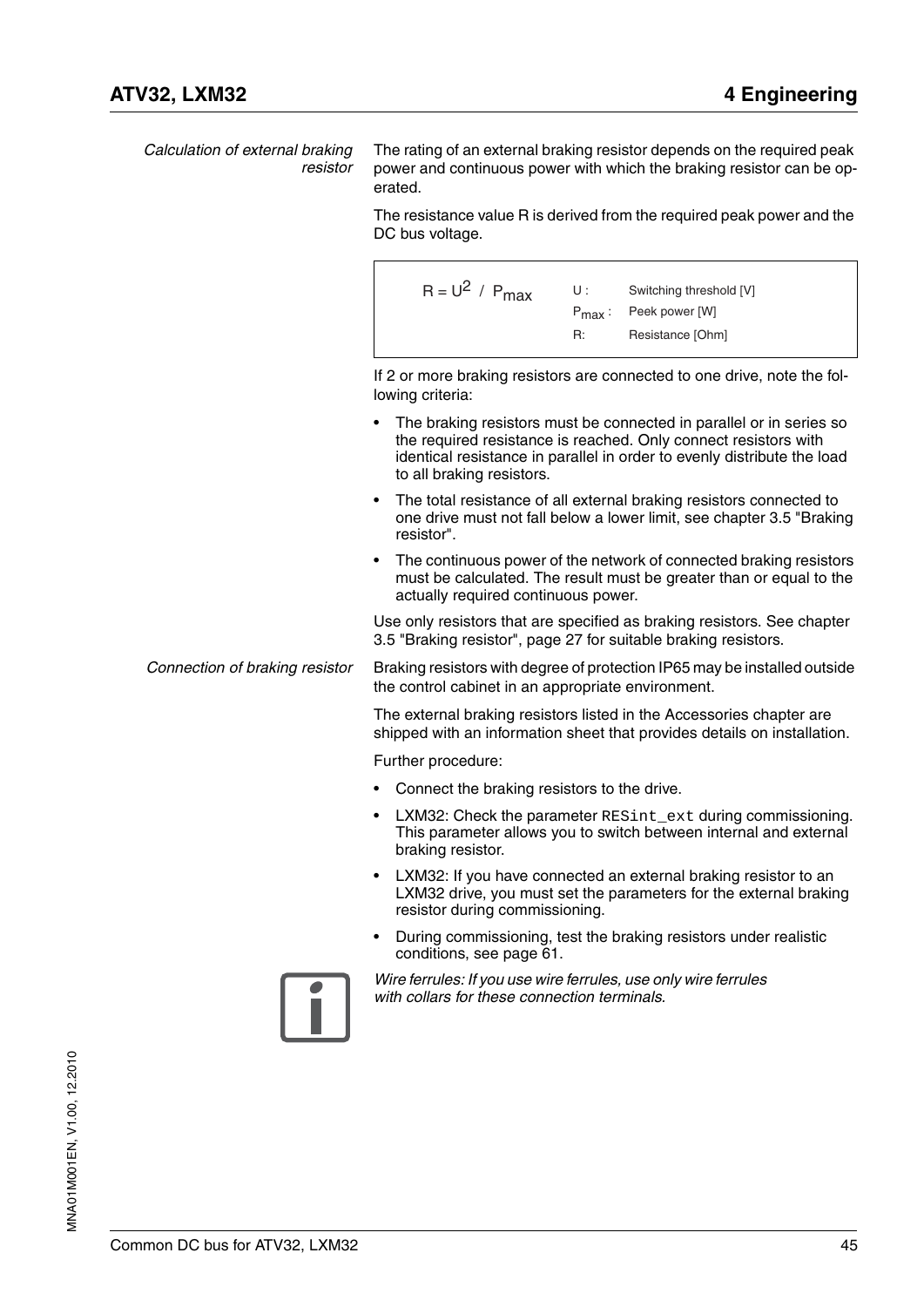*Calculation of external braking resistor*

The rating of an external braking resistor depends on the required peak power and continuous power with which the braking resistor can be operated.

The resistance value R is derived from the required peak power and the DC bus voltage.

| | | |
|---|---|---|
| $R = U^2 \ / \ P_{max}$ | U : | Switching threshold [V] |
| | $P_{max}$ : | Peek power [W] |
| | R: | Resistance [Ohm] |

If 2 or more braking resistors are connected to one drive, note the following criteria:

- The braking resistors must be connected in parallel or in series so the required resistance is reached. Only connect resistors with identical resistance in parallel in order to evenly distribute the load to all braking resistors.
- The total resistance of all external braking resistors connected to one drive must not fall below a lower limit, see chapter 3.5 "Braking resistor".
- The continuous power of the network of connected braking resistors must be calculated. The result must be greater than or equal to the actually required continuous power.

Use only resistors that are specified as braking resistors. See chapter 3.5 "Braking resistor", page 27 for suitable braking resistors.

*Connection of braking resistor*

Braking resistors with degree of protection IP65 may be installed outside the control cabinet in an appropriate environment.

The external braking resistors listed in the Accessories chapter are shipped with an information sheet that provides details on installation.

Further procedure:

- Connect the braking resistors to the drive.
- LXM32: Check the parameter `RESint_ext` during commissioning. This parameter allows you to switch between internal and external braking resistor.
- LXM32: If you have connected an external braking resistor to an LXM32 drive, you must set the parameters for the external braking resistor during commissioning.
- During commissioning, test the braking resistors under realistic conditions, see page 61.

*Wire ferrules: If you use wire ferrules, use only wire ferrules with collars for these connection terminals.*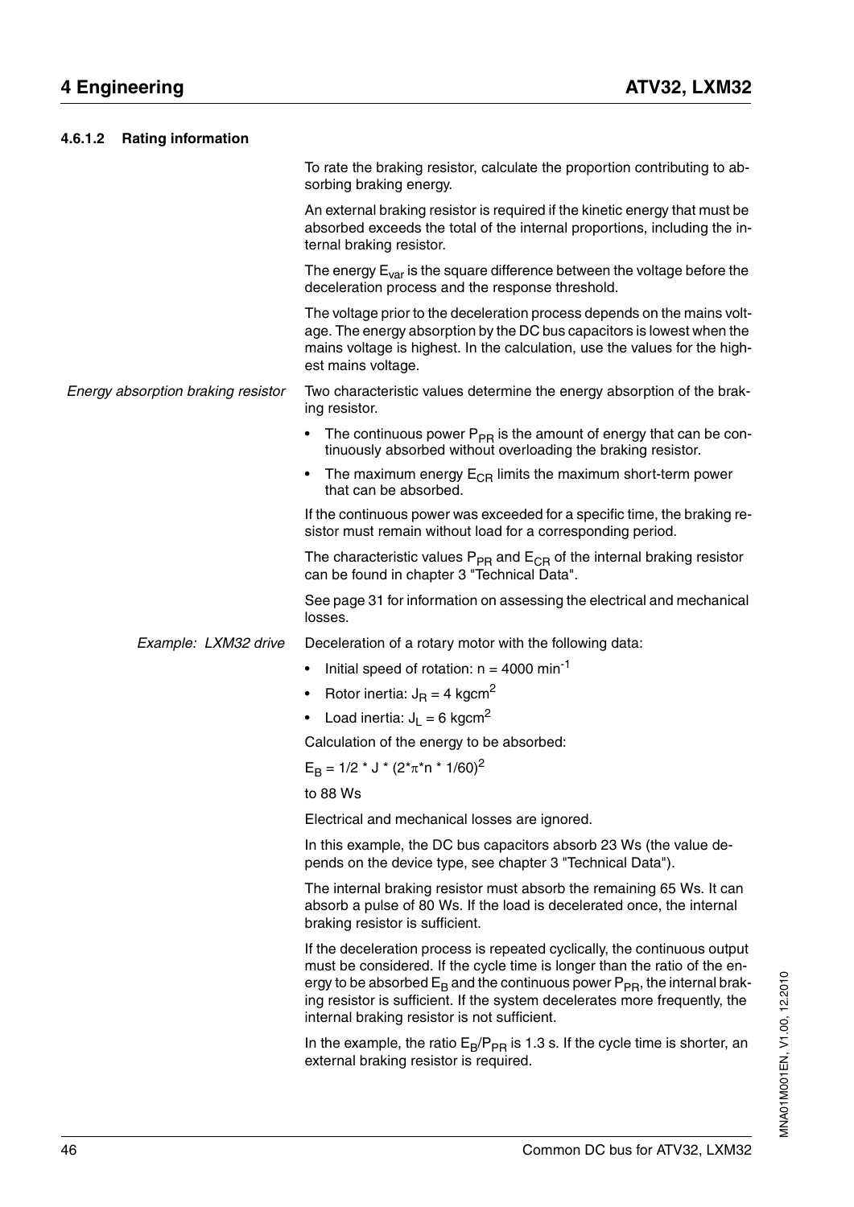#### 4.6.1.2 Rating information

To rate the braking resistor, calculate the proportion contributing to absorbing braking energy.

An external braking resistor is required if the kinetic energy that must be absorbed exceeds the total of the internal proportions, including the internal braking resistor.

The energy $E_{var}$ is the square difference between the voltage before the deceleration process and the response threshold.

The voltage prior to the deceleration process depends on the mains voltage. The energy absorption by the DC bus capacitors is lowest when the mains voltage is highest. In the calculation, use the values for the highest mains voltage.

*Energy absorption braking resistor*

Two characteristic values determine the energy absorption of the braking resistor.

- The continuous power $P_{PR}$ is the amount of energy that can be continuously absorbed without overloading the braking resistor.
- The maximum energy $E_{CR}$ limits the maximum short-term power that can be absorbed.

If the continuous power was exceeded for a specific time, the braking resistor must remain without load for a corresponding period.

The characteristic values $P_{PR}$ and $E_{CR}$ of the internal braking resistor can be found in chapter 3 "Technical Data".

See page 31 for information on assessing the electrical and mechanical losses.

*Example: LXM32 drive*

Deceleration of a rotary motor with the following data:

- Initial speed of rotation: $n = 4000 \text{ min}^{-1}$
- Rotor inertia: $J_R = 4 \text{ kgcm}^2$
- Load inertia: $J_L = 6 \text{ kgcm}^2$

Calculation of the energy to be absorbed:

$E_B = 1/2 * J * (2*\pi*n * 1/60)^2$

to 88 Ws

Electrical and mechanical losses are ignored.

In this example, the DC bus capacitors absorb 23 Ws (the value depends on the device type, see chapter 3 "Technical Data").

The internal braking resistor must absorb the remaining 65 Ws. It can absorb a pulse of 80 Ws. If the load is decelerated once, the internal braking resistor is sufficient.

If the deceleration process is repeated cyclically, the continuous output must be considered. If the cycle time is longer than the ratio of the energy to be absorbed $E_B$ and the continuous power $P_{PR}$, the internal braking resistor is sufficient. If the system decelerates more frequently, the internal braking resistor is not sufficient.

In the example, the ratio $E_B/P_{PR}$ is 1.3 s. If the cycle time is shorter, an external braking resistor is required.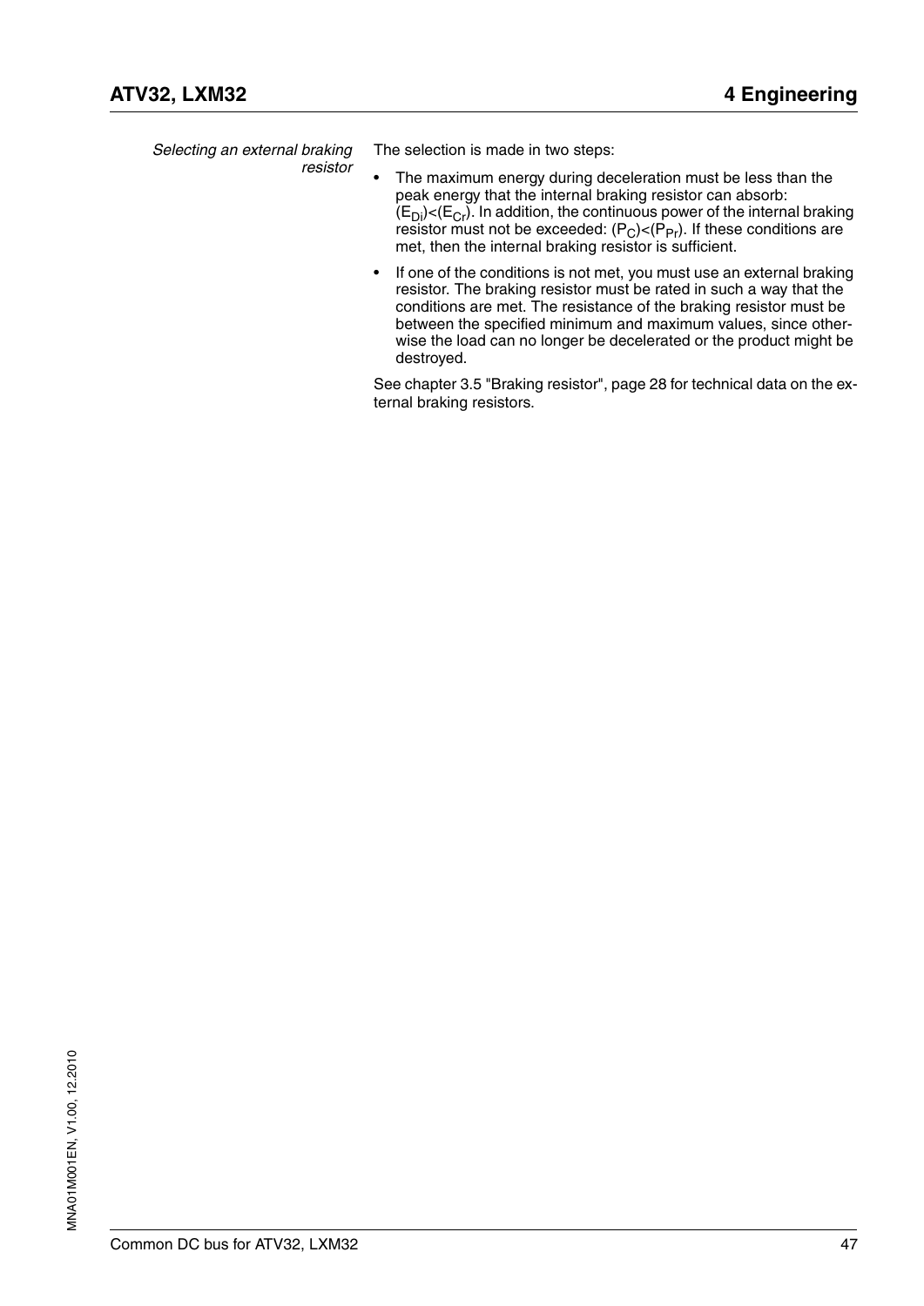*Selecting an external braking resistor*

The selection is made in two steps:

- The maximum energy during deceleration must be less than the peak energy that the internal braking resistor can absorb: $(E_{Di})<(E_{Cr})$. In addition, the continuous power of the internal braking resistor must not be exceeded: $(P_C)<(P_{Pr})$. If these conditions are met, then the internal braking resistor is sufficient.
- If one of the conditions is not met, you must use an external braking resistor. The braking resistor must be rated in such a way that the conditions are met. The resistance of the braking resistor must be between the specified minimum and maximum values, since otherwise the load can no longer be decelerated or the product might be destroyed.

See chapter 3.5 "Braking resistor", page 28 for technical data on the external braking resistors.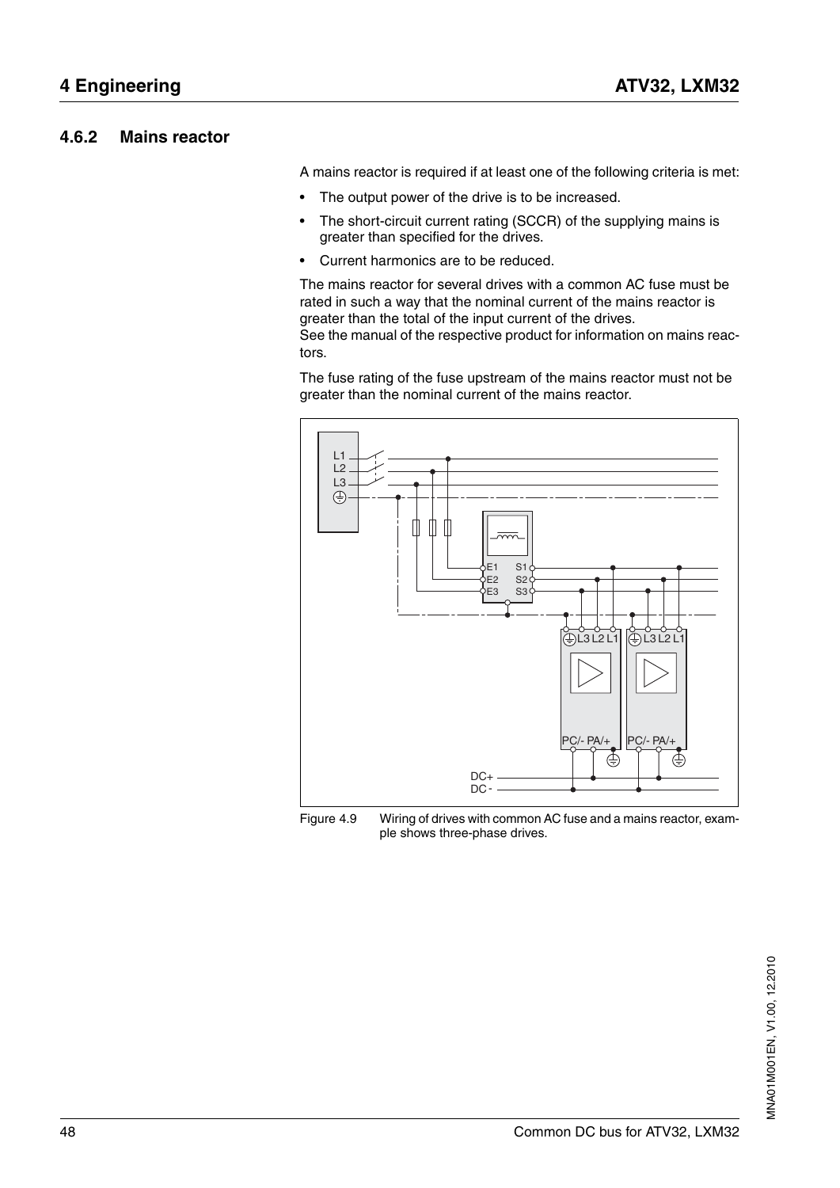### 4.6.2 Mains reactor

A mains reactor is required if at least one of the following criteria is met:

- The output power of the drive is to be increased.
- The short-circuit current rating (SCCR) of the supplying mains is greater than specified for the drives.
- Current harmonics are to be reduced.

The mains reactor for several drives with a common AC fuse must be rated in such a way that the nominal current of the mains reactor is greater than the total of the input current of the drives.
See the manual of the respective product for information on mains reactors.

The fuse rating of the fuse upstream of the mains reactor must not be greater than the nominal current of the mains reactor.

L1
L2
L3
E1 S1
E2 S2
E3 S3
L3 L2 L1
L3 L2 L1
PC/- PA/+
PC/- PA/+
DC+
DC -

Figure 4.9 Wiring of drives with common AC fuse and a mains reactor, example shows three-phase drives.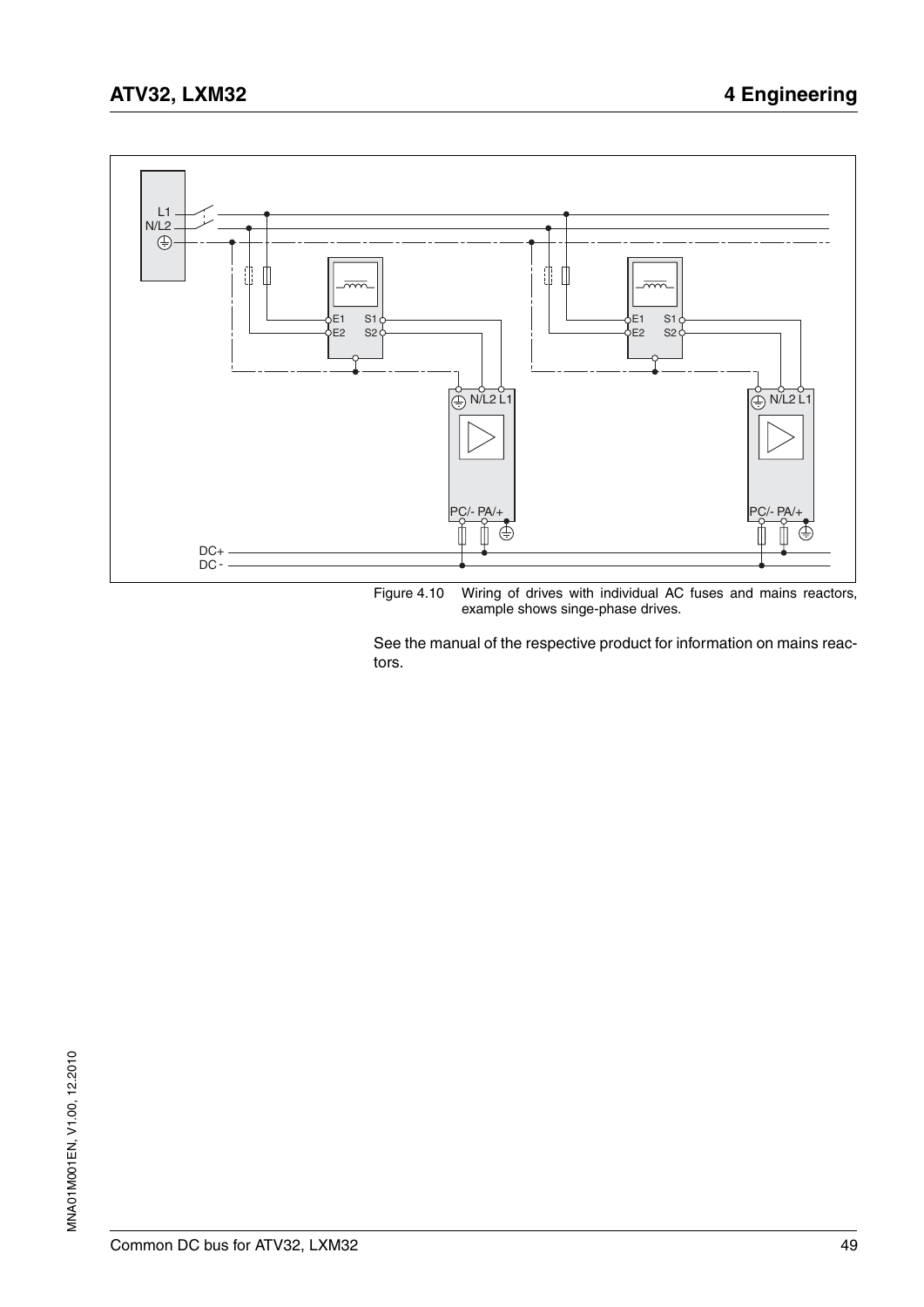L1
N/L2

E1 S1
E2 S2

N/L2 L1

PC/- PA/+

DC+
DC -

Figure 4.10 Wiring of drives with individual AC fuses and mains reactors, example shows singe-phase drives.

See the manual of the respective product for information on mains reactors.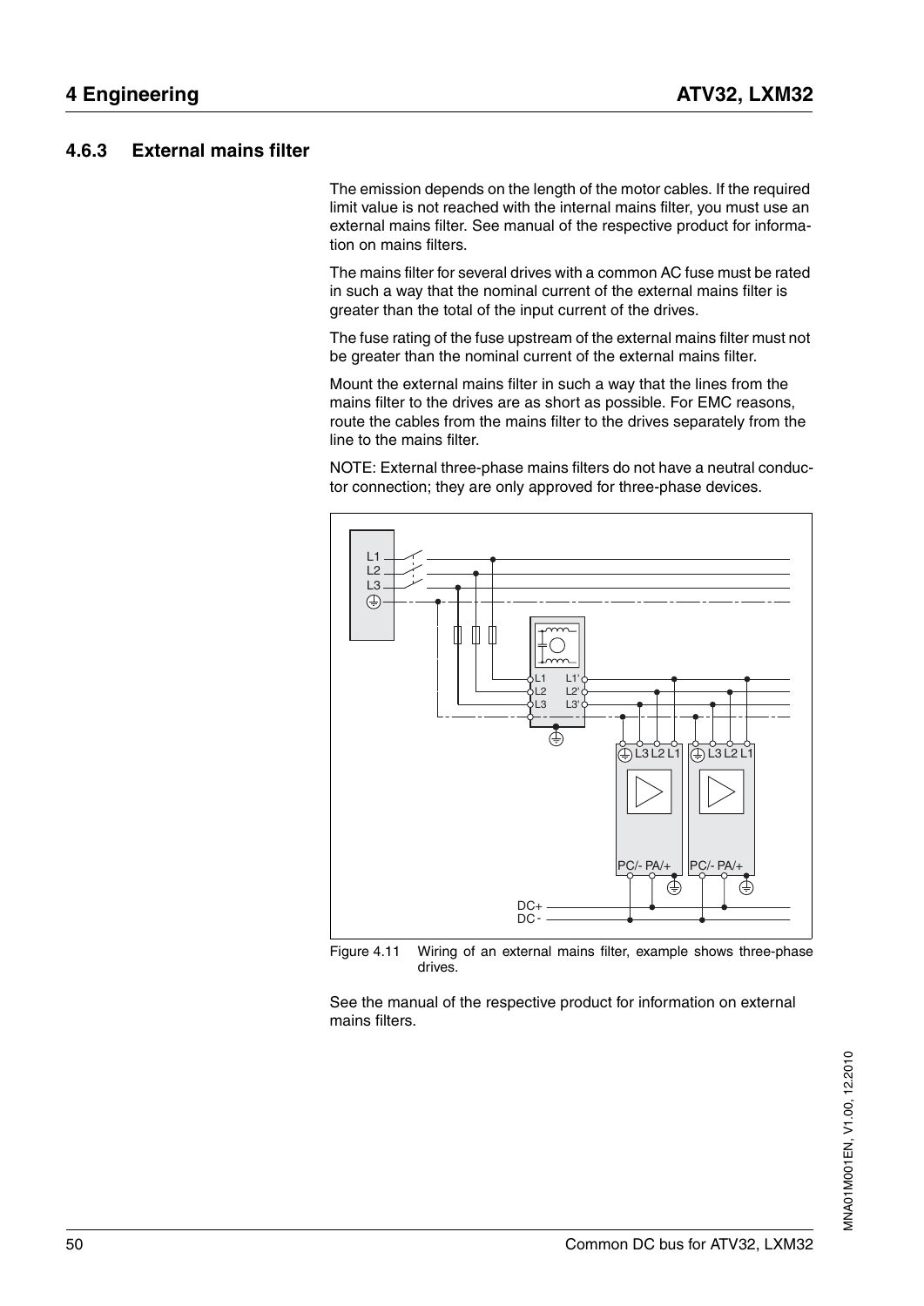### 4.6.3 External mains filter

The emission depends on the length of the motor cables. If the required limit value is not reached with the internal mains filter, you must use an external mains filter. See manual of the respective product for information on mains filters.

The mains filter for several drives with a common AC fuse must be rated in such a way that the nominal current of the external mains filter is greater than the total of the input current of the drives.

The fuse rating of the fuse upstream of the external mains filter must not be greater than the nominal current of the external mains filter.

Mount the external mains filter in such a way that the lines from the mains filter to the drives are as short as possible. For EMC reasons, route the cables from the mains filter to the drives separately from the line to the mains filter.

NOTE: External three-phase mains filters do not have a neutral conductor connection; they are only approved for three-phase devices.

L1
L2
L3
L1 L1'
L2 L2'
L3 L3'
L3 L2 L1
L3 L2 L1
PC/- PA/+
PC/- PA/+
DC+
DC-

Figure 4.11 Wiring of an external mains filter, example shows three-phase drives.

See the manual of the respective product for information on external mains filters.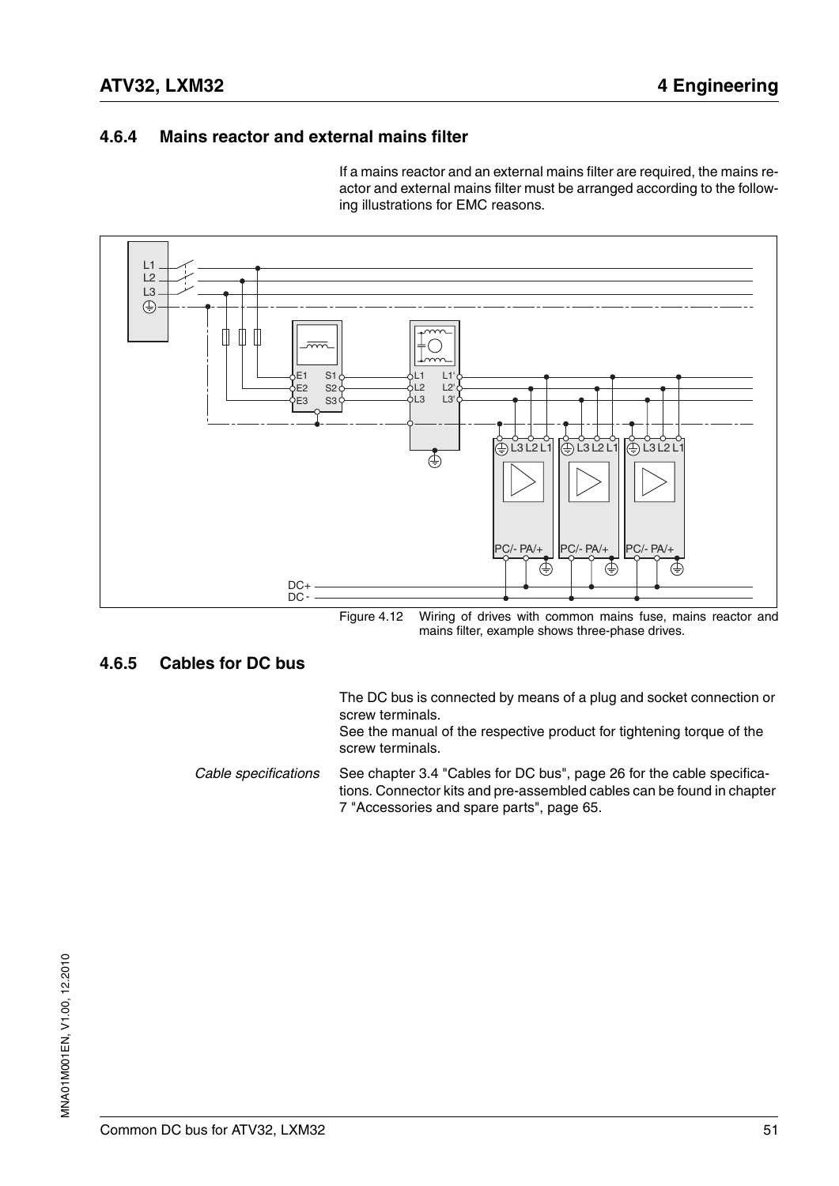## 4.6.4 Mains reactor and external mains filter

If a mains reactor and an external mains filter are required, the mains reactor and external mains filter must be arranged according to the following illustrations for EMC reasons.

L1
L2
L3

E1 S1
E2 S2
E3 S3

L1 L1'
L2 L2'
L3 L3'

L3 L2 L1
L3 L2 L1
L3 L2 L1

PC/- PA/+
PC/- PA/+
PC/- PA/+

DC+
DC -

Figure 4.12 Wiring of drives with common mains fuse, mains reactor and mains filter, example shows three-phase drives.

## 4.6.5 Cables for DC bus

The DC bus is connected by means of a plug and socket connection or screw terminals.
See the manual of the respective product for tightening torque of the screw terminals.

*Cable specifications* See chapter 3.4 "Cables for DC bus", page 26 for the cable specifications. Connector kits and pre-assembled cables can be found in chapter 7 "Accessories and spare parts", page 65.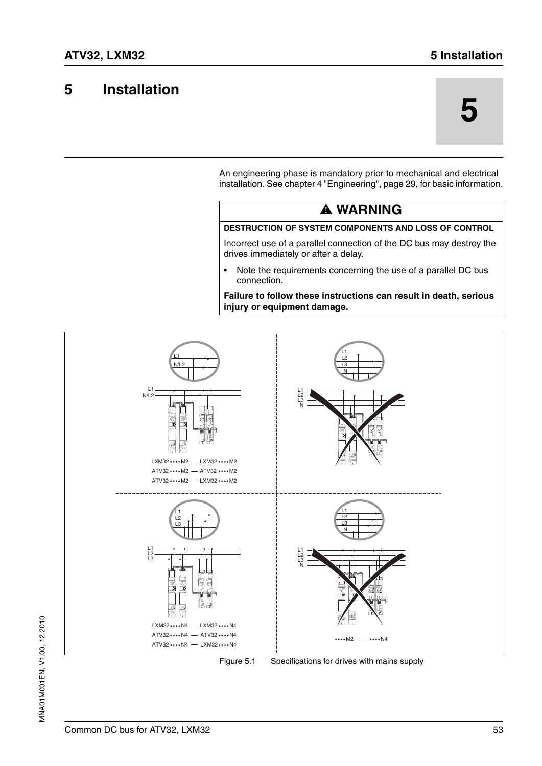# 5 Installation

An engineering phase is mandatory prior to mechanical and electrical installation. See chapter 4 "Engineering", page 29, for basic information.

> **⚠ WARNING**
>
> **DESTRUCTION OF SYSTEM COMPONENTS AND LOSS OF CONTROL**
>
> Incorrect use of a parallel connection of the DC bus may destroy the drives immediately or after a delay.
>
> - Note the requirements concerning the use of a parallel DC bus connection.
>
> **Failure to follow these instructions can result in death, serious injury or equipment damage.**

L1
N/L2

LXM32 ••••M2 — LXM32 ••••M2
ATV32 ••••M2 — ATV32 ••••M2
ATV32 ••••M2 — LXM32 ••••M2

L1
L2
L3
N

L1
L2
L3

LXM32 ••••N4 — LXM32 ••••N4
ATV32 ••••N4 — ATV32 ••••N4
ATV32 ••••N4 — LXM32 ••••N4

L1
L2
L3
N

••••M2 — ••••N4

Figure 5.1 Specifications for drives with mains supply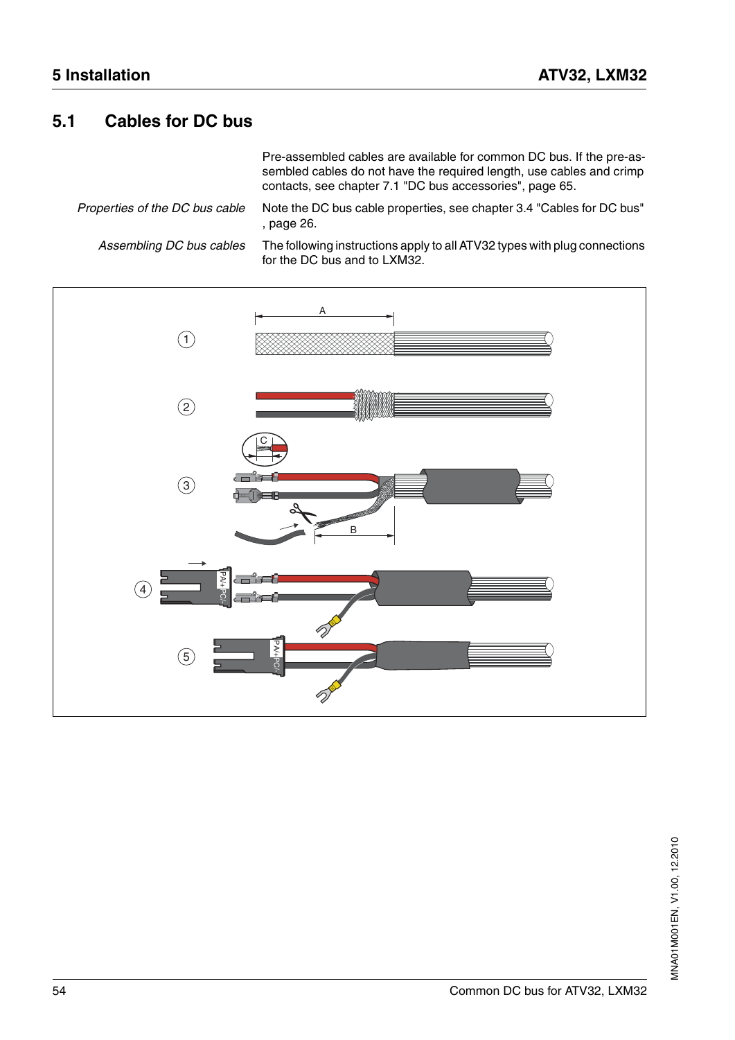## 5.1 Cables for DC bus

Pre-assembled cables are available for common DC bus. If the pre-assembled cables do not have the required length, use cables and crimp contacts, see chapter 7.1 "DC bus accessories", page 65.

*Properties of the DC bus cable*

Note the DC bus cable properties, see chapter 3.4 "Cables for DC bus" , page 26.

*Assembling DC bus cables*

The following instructions apply to all ATV32 types with plug connections for the DC bus and to LXM32.

A

1

2

C

3

B

4

PA/+ PC/-

5

PA/+ PC/-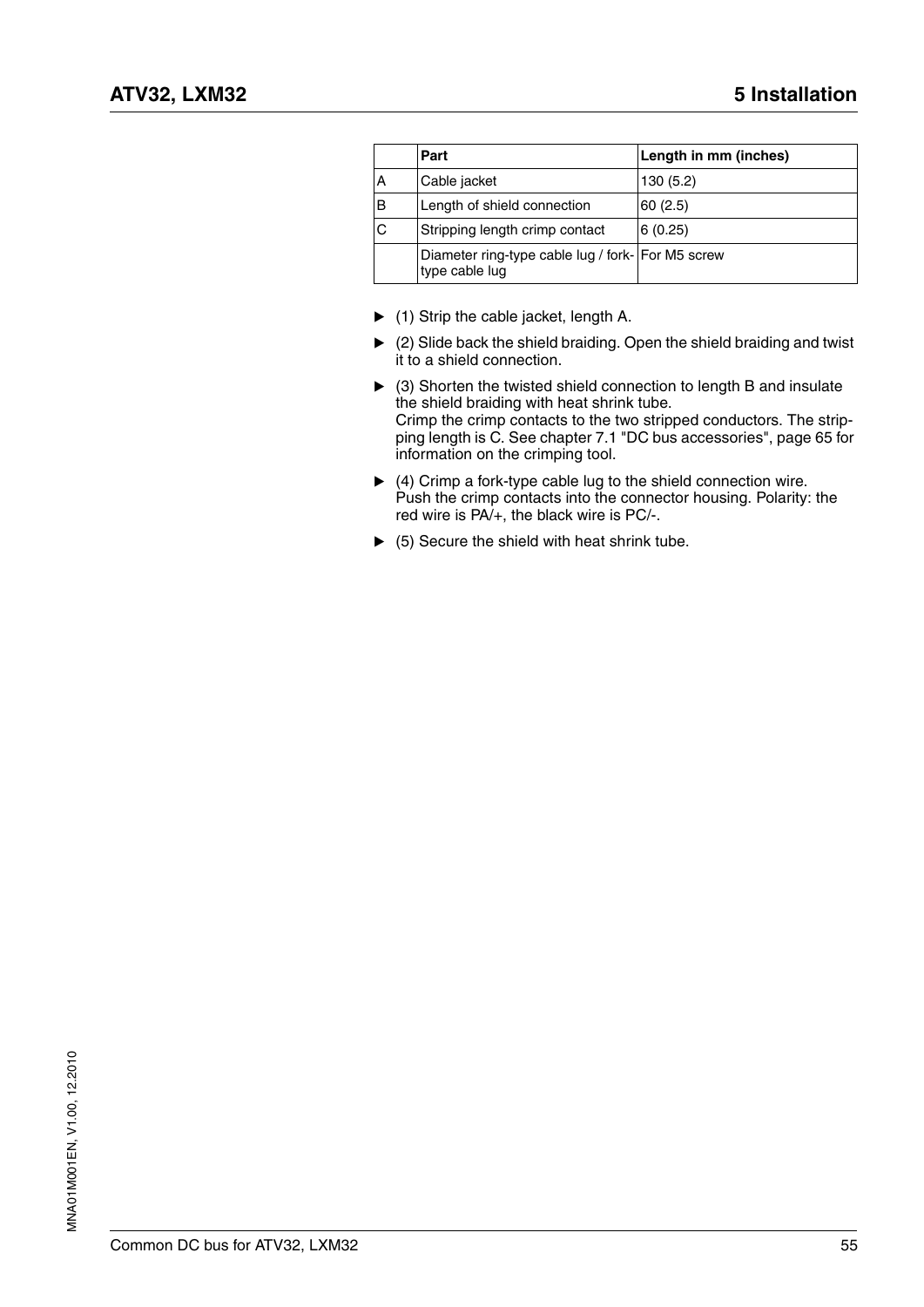| | Part | Length in mm (inches) |
|---|---|---|
| A | Cable jacket | 130 (5.2) |
| B | Length of shield connection | 60 (2.5) |
| C | Stripping length crimp contact | 6 (0.25) |
| | Diameter ring-type cable lug / fork-type cable lug | For M5 screw |

- ▶ (1) Strip the cable jacket, length A.
- ▶ (2) Slide back the shield braiding. Open the shield braiding and twist it to a shield connection.
- ▶ (3) Shorten the twisted shield connection to length B and insulate the shield braiding with heat shrink tube.
  Crimp the crimp contacts to the two stripped conductors. The stripping length is C. See chapter 7.1 "DC bus accessories", page 65 for information on the crimping tool.
- ▶ (4) Crimp a fork-type cable lug to the shield connection wire.
  Push the crimp contacts into the connector housing. Polarity: the red wire is PA/+, the black wire is PC/-.
- ▶ (5) Secure the shield with heat shrink tube.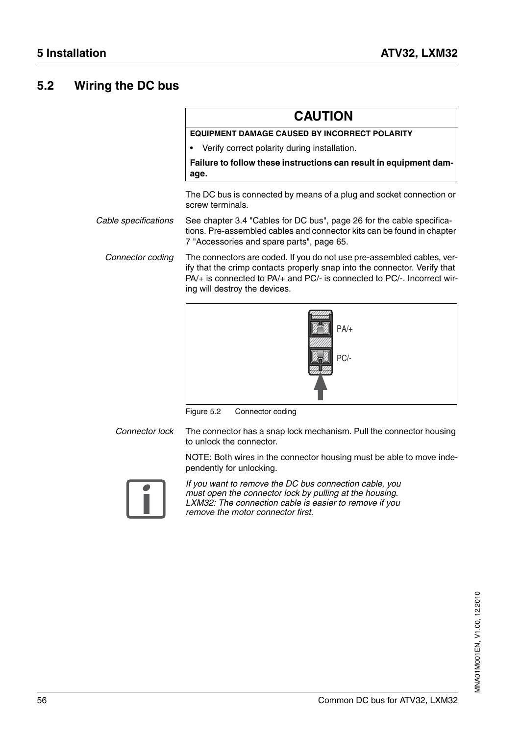## 5.2 Wiring the DC bus

**CAUTION**

**EQUIPMENT DAMAGE CAUSED BY INCORRECT POLARITY**

- Verify correct polarity during installation.

**Failure to follow these instructions can result in equipment damage.**

The DC bus is connected by means of a plug and socket connection or screw terminals.

*Cable specifications* See chapter 3.4 "Cables for DC bus", page 26 for the cable specifications. Pre-assembled cables and connector kits can be found in chapter 7 "Accessories and spare parts", page 65.

*Connector coding* The connectors are coded. If you do not use pre-assembled cables, verify that the crimp contacts properly snap into the connector. Verify that PA/+ is connected to PA/+ and PC/- is connected to PC/-. Incorrect wiring will destroy the devices.

PA/+

PC/-

Figure 5.2 Connector coding

*Connector lock* The connector has a snap lock mechanism. Pull the connector housing to unlock the connector.

NOTE: Both wires in the connector housing must be able to move independently for unlocking.

*If you want to remove the DC bus connection cable, you must open the connector lock by pulling at the housing. LXM32: The connection cable is easier to remove if you remove the motor connector first.*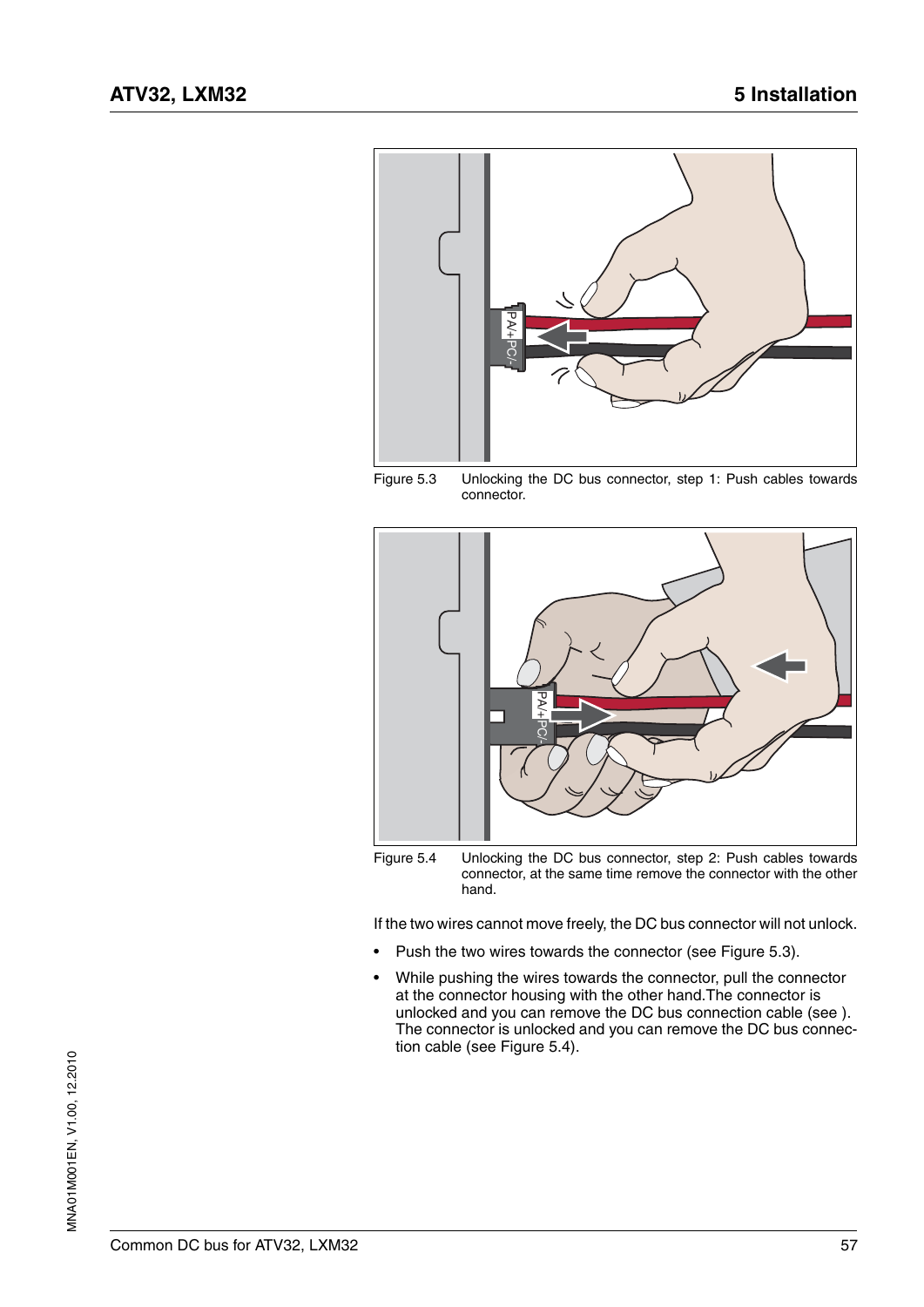Figure 5.3 Unlocking the DC bus connector, step 1: Push cables towards connector.

Figure 5.4 Unlocking the DC bus connector, step 2: Push cables towards connector, at the same time remove the connector with the other hand.

If the two wires cannot move freely, the DC bus connector will not unlock.

- Push the two wires towards the connector (see Figure 5.3).
- While pushing the wires towards the connector, pull the connector at the connector housing with the other hand.The connector is unlocked and you can remove the DC bus connection cable (see ). The connector is unlocked and you can remove the DC bus connection cable (see Figure 5.4).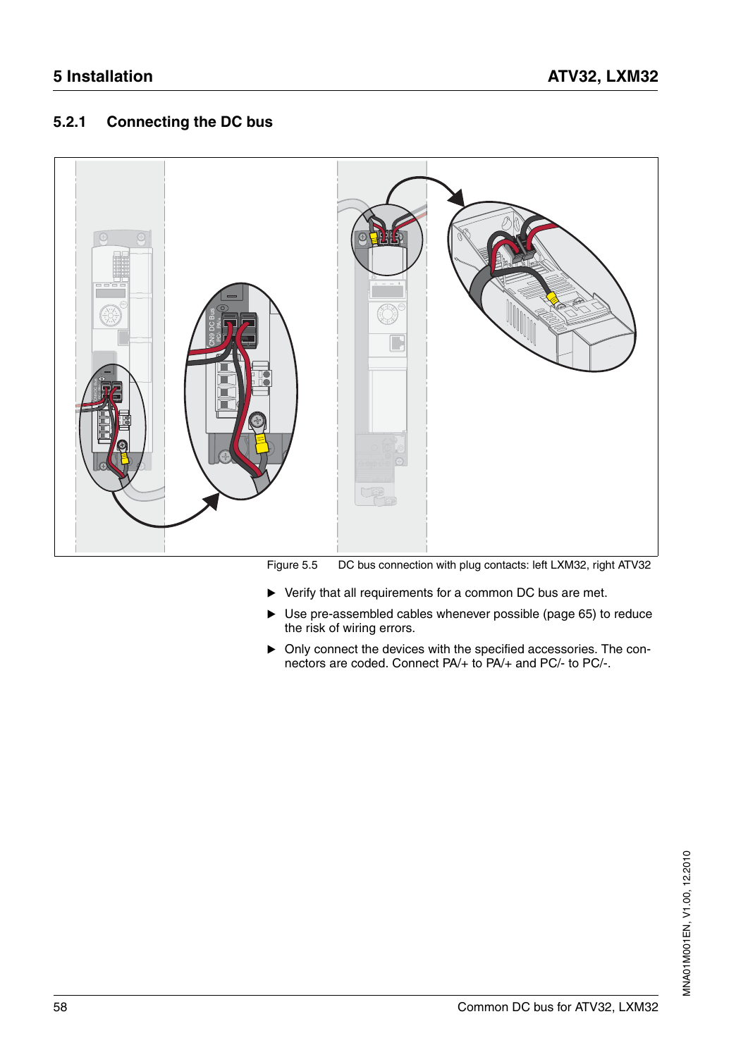### 5.2.1 Connecting the DC bus

Figure 5.5 DC bus connection with plug contacts: left LXM32, right ATV32

- ▶ Verify that all requirements for a common DC bus are met.
- ▶ Use pre-assembled cables whenever possible (page 65) to reduce the risk of wiring errors.
- ▶ Only connect the devices with the specified accessories. The connectors are coded. Connect PA/+ to PA/+ and PC/- to PC/-.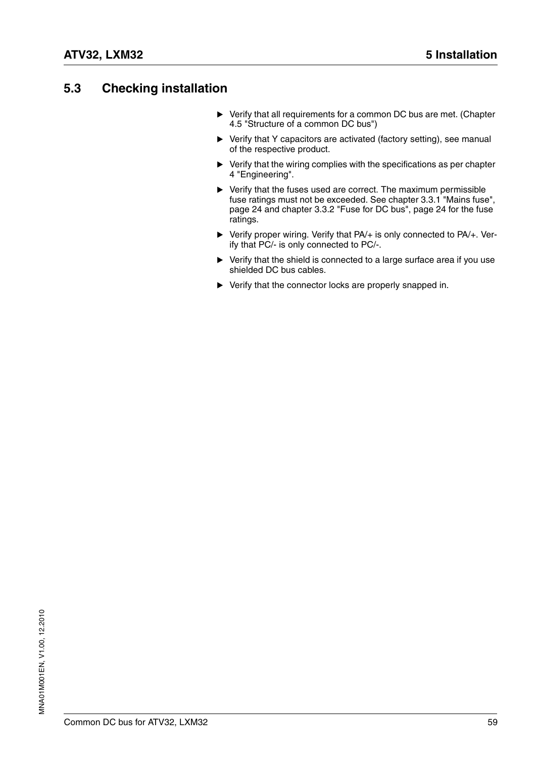## 5.3 Checking installation

- ▶ Verify that all requirements for a common DC bus are met. (Chapter 4.5 "Structure of a common DC bus")
- ▶ Verify that Y capacitors are activated (factory setting), see manual of the respective product.
- ▶ Verify that the wiring complies with the specifications as per chapter 4 "Engineering".
- ▶ Verify that the fuses used are correct. The maximum permissible fuse ratings must not be exceeded. See chapter 3.3.1 "Mains fuse", page 24 and chapter 3.3.2 "Fuse for DC bus", page 24 for the fuse ratings.
- ▶ Verify proper wiring. Verify that PA/+ is only connected to PA/+. Verify that PC/- is only connected to PC/-.
- ▶ Verify that the shield is connected to a large surface area if you use shielded DC bus cables.
- ▶ Verify that the connector locks are properly snapped in.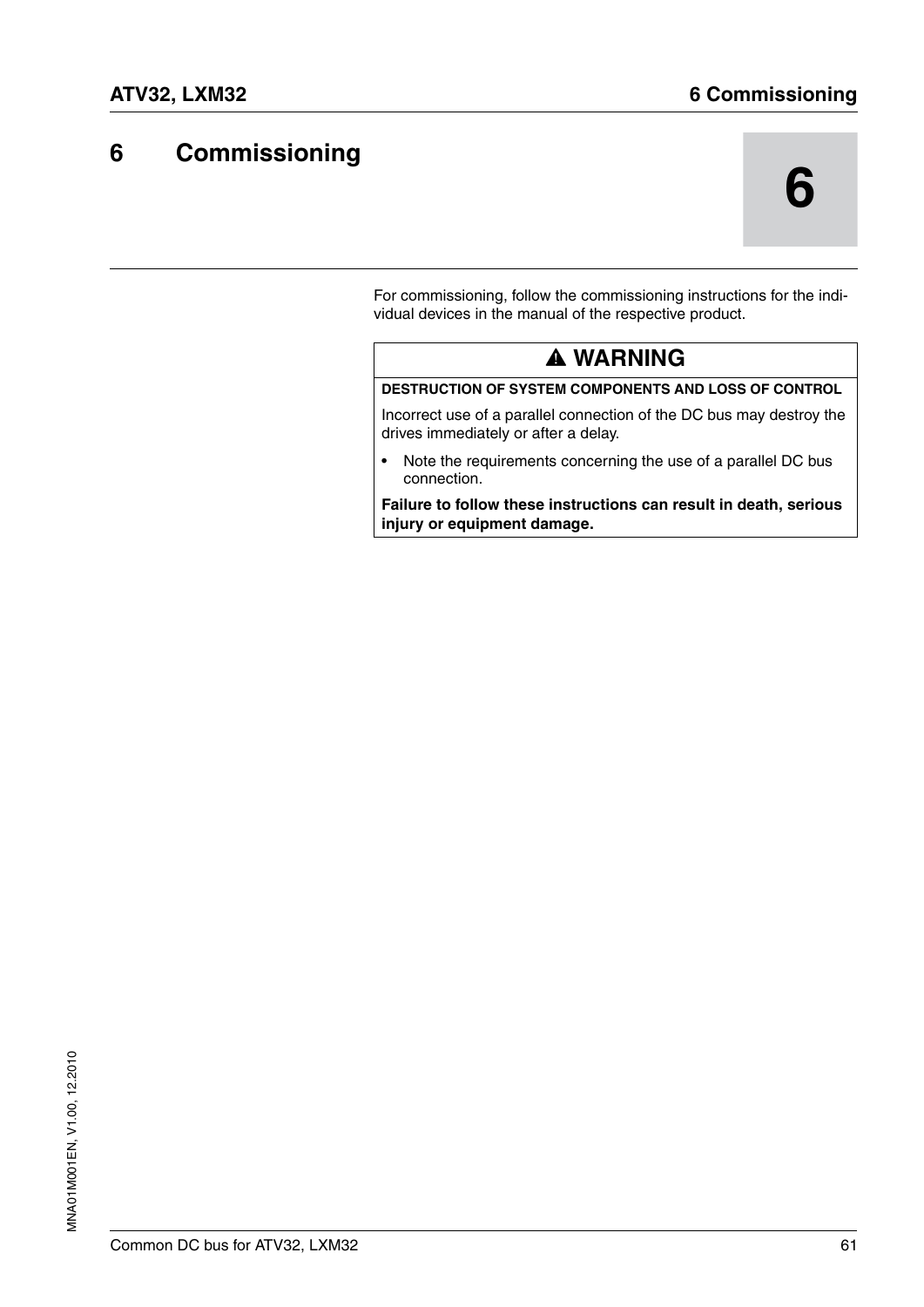# 6 Commissioning

For commissioning, follow the commissioning instructions for the individual devices in the manual of the respective product.

**⚠ WARNING**

**DESTRUCTION OF SYSTEM COMPONENTS AND LOSS OF CONTROL**

Incorrect use of a parallel connection of the DC bus may destroy the drives immediately or after a delay.

- Note the requirements concerning the use of a parallel DC bus connection.

**Failure to follow these instructions can result in death, serious injury or equipment damage.**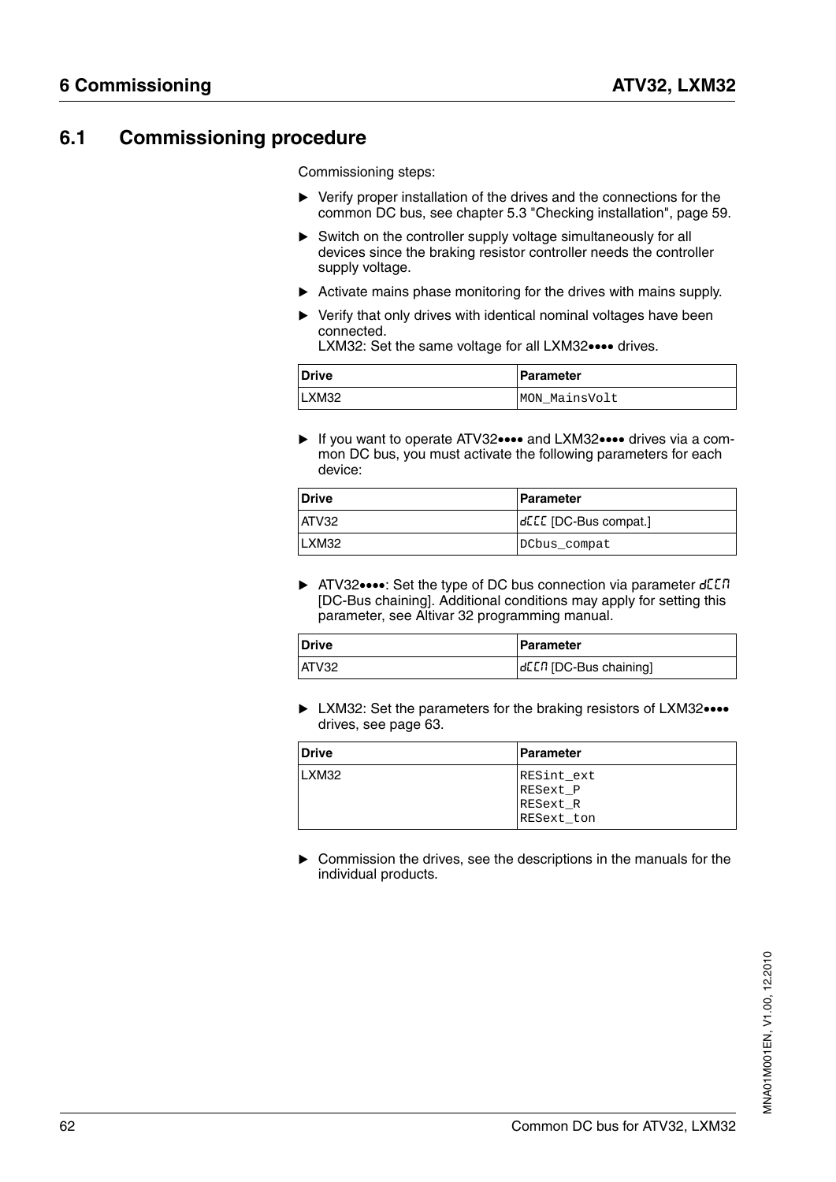## 6.1 Commissioning procedure

Commissioning steps:

- ▶ Verify proper installation of the drives and the connections for the common DC bus, see chapter 5.3 "Checking installation", page 59.
- ▶ Switch on the controller supply voltage simultaneously for all devices since the braking resistor controller needs the controller supply voltage.
- ▶ Activate mains phase monitoring for the drives with mains supply.
- ▶ Verify that only drives with identical nominal voltages have been connected.
  LXM32: Set the same voltage for all LXM32•••• drives.

| Drive | Parameter |
|---|---|
| LXM32 | `MON_MainsVolt` |

- ▶ If you want to operate ATV32•••• and LXM32•••• drives via a common DC bus, you must activate the following parameters for each device:

| Drive | Parameter |
|---|---|
| ATV32 | dCCC [DC-Bus compat.] |
| LXM32 | `DCbus_compat` |

- ▶ ATV32••••: Set the type of DC bus connection via parameter dCCM [DC-Bus chaining]. Additional conditions may apply for setting this parameter, see Altivar 32 programming manual.

| Drive | Parameter |
|---|---|
| ATV32 | dCCM [DC-Bus chaining] |

- ▶ LXM32: Set the parameters for the braking resistors of LXM32•••• drives, see page 63.

| Drive | Parameter |
|---|---|
| LXM32 | `RESint_ext`<br>`RESext_P`<br>`RESext_R`<br>`RESext_ton` |

- ▶ Commission the drives, see the descriptions in the manuals for the individual products.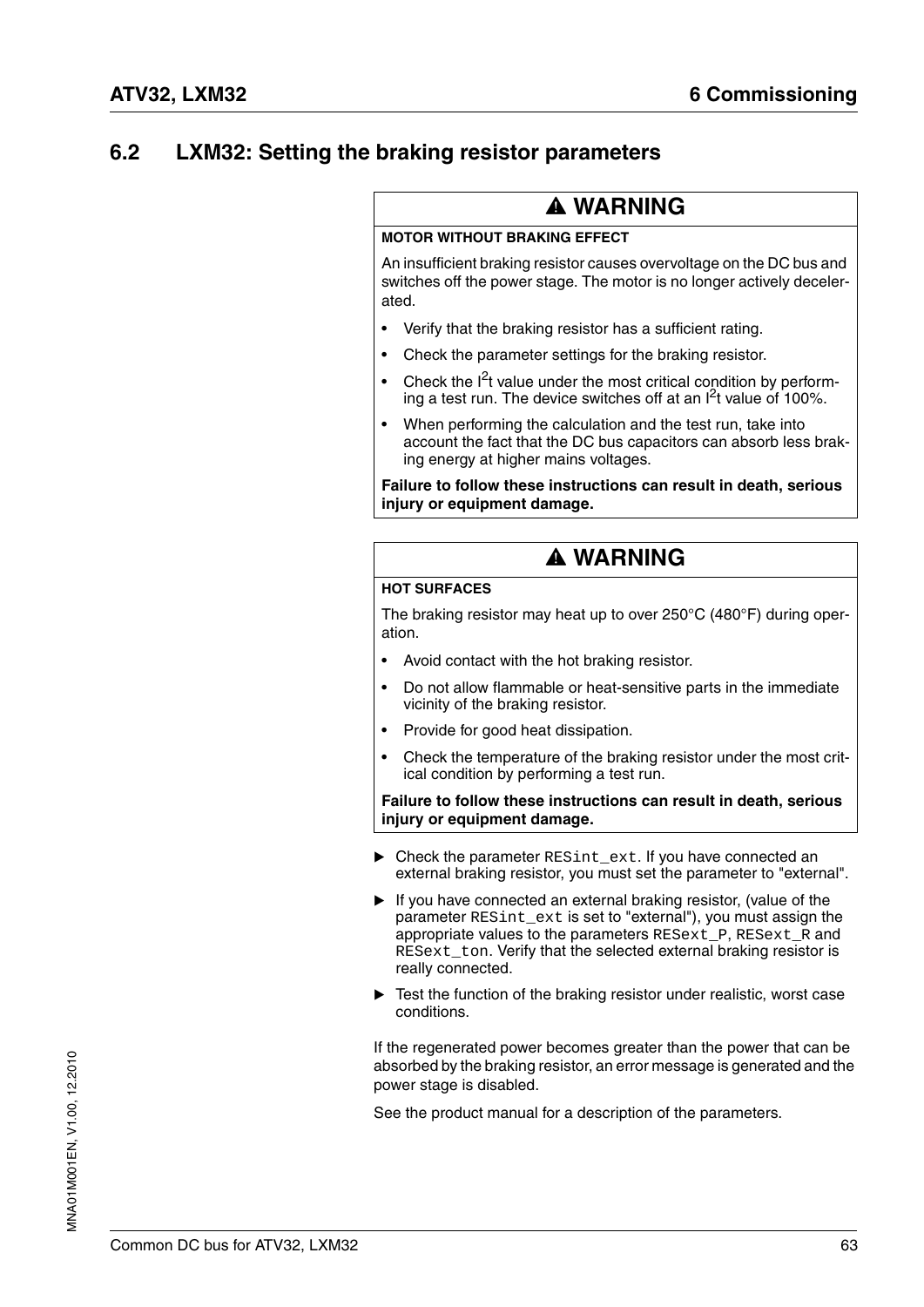## 6.2 LXM32: Setting the braking resistor parameters

### ⚠ WARNING

**MOTOR WITHOUT BRAKING EFFECT**

An insufficient braking resistor causes overvoltage on the DC bus and switches off the power stage. The motor is no longer actively decelerated.

- Verify that the braking resistor has a sufficient rating.
- Check the parameter settings for the braking resistor.
- Check the $I^2t$ value under the most critical condition by performing a test run. The device switches off at an $I^2t$ value of 100%.
- When performing the calculation and the test run, take into account the fact that the DC bus capacitors can absorb less braking energy at higher mains voltages.

**Failure to follow these instructions can result in death, serious injury or equipment damage.**

### ⚠ WARNING

**HOT SURFACES**

The braking resistor may heat up to over 250°C (480°F) during operation.

- Avoid contact with the hot braking resistor.
- Do not allow flammable or heat-sensitive parts in the immediate vicinity of the braking resistor.
- Provide for good heat dissipation.
- Check the temperature of the braking resistor under the most critical condition by performing a test run.

**Failure to follow these instructions can result in death, serious injury or equipment damage.**

- ▶ Check the parameter `RESint_ext`. If you have connected an external braking resistor, you must set the parameter to "external".
- ▶ If you have connected an external braking resistor, (value of the parameter `RESint_ext` is set to "external"), you must assign the appropriate values to the parameters `RESext_P`, `RESext_R` and `RESext_ton`. Verify that the selected external braking resistor is really connected.
- ▶ Test the function of the braking resistor under realistic, worst case conditions.

If the regenerated power becomes greater than the power that can be absorbed by the braking resistor, an error message is generated and the power stage is disabled.

See the product manual for a description of the parameters.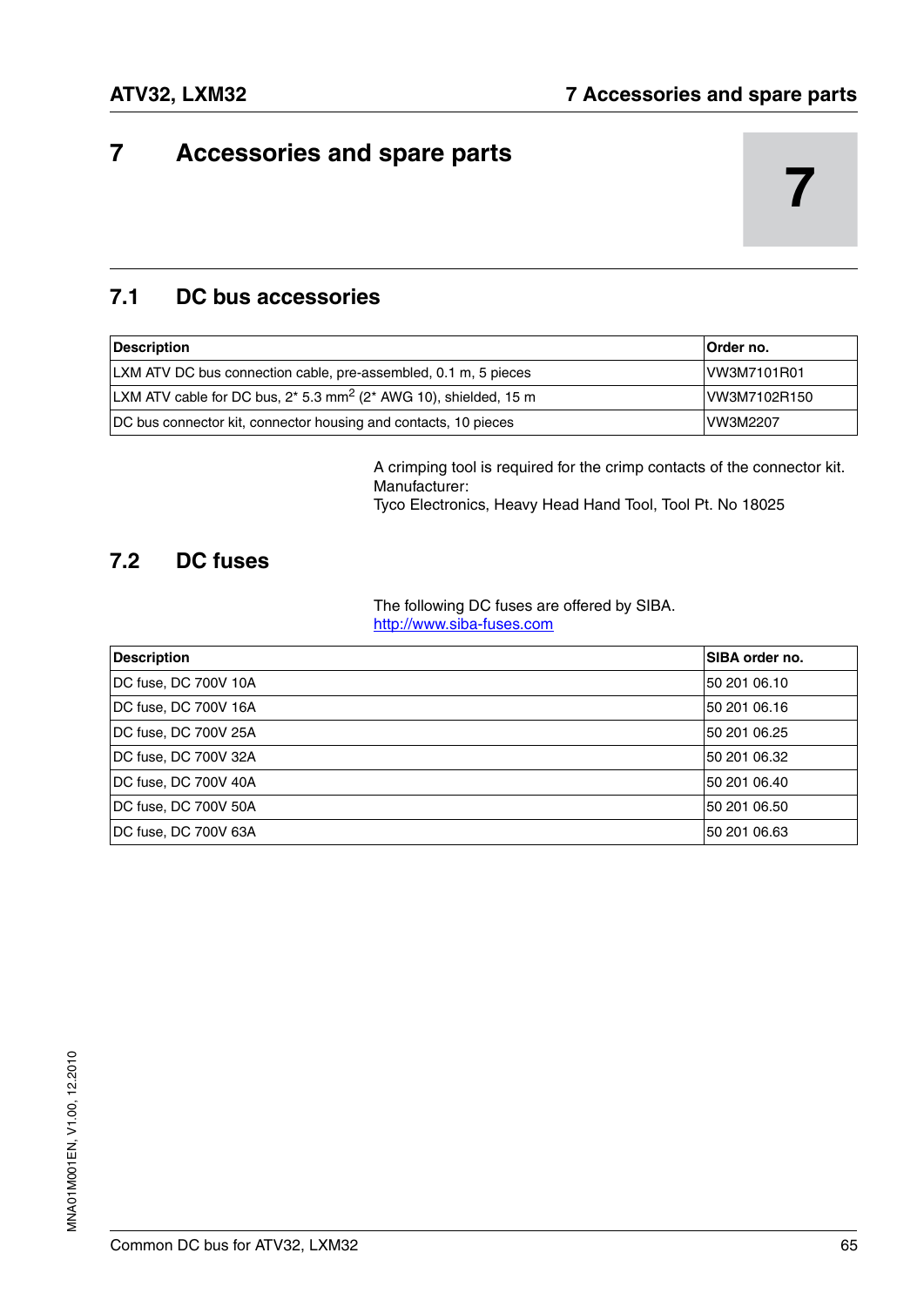# 7 Accessories and spare parts

## 7.1 DC bus accessories

| Description | Order no. |
|---|---|
| LXM ATV DC bus connection cable, pre-assembled, 0.1 m, 5 pieces | VW3M7101R01 |
| LXM ATV cable for DC bus, 2* 5.3 mm$^2$ (2* AWG 10), shielded, 15 m | VW3M7102R150 |
| DC bus connector kit, connector housing and contacts, 10 pieces | VW3M2207 |

A crimping tool is required for the crimp contacts of the connector kit. Manufacturer:
Tyco Electronics, Heavy Head Hand Tool, Tool Pt. No 18025

## 7.2 DC fuses

The following DC fuses are offered by SIBA.
http://www.siba-fuses.com

| Description | SIBA order no. |
|---|---|
| DC fuse, DC 700V 10A | 50 201 06.10 |
| DC fuse, DC 700V 16A | 50 201 06.16 |
| DC fuse, DC 700V 25A | 50 201 06.25 |
| DC fuse, DC 700V 32A | 50 201 06.32 |
| DC fuse, DC 700V 40A | 50 201 06.40 |
| DC fuse, DC 700V 50A | 50 201 06.50 |
| DC fuse, DC 700V 63A | 50 201 06.63 |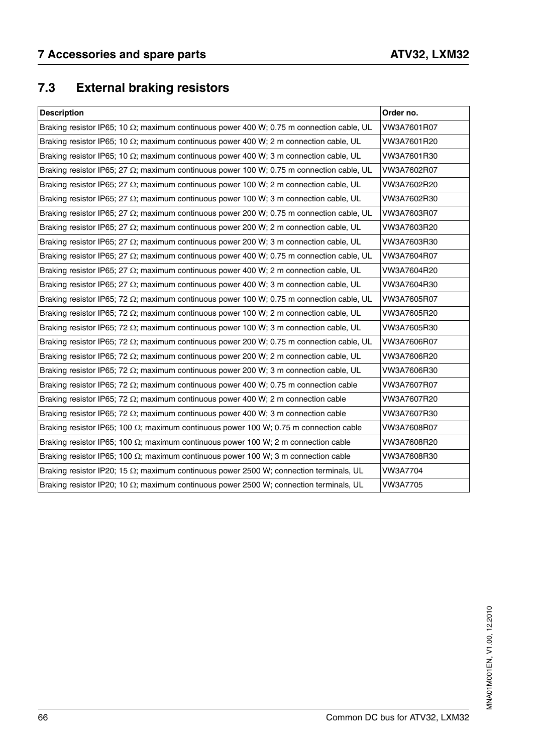## 7.3 External braking resistors

| Description | Order no. |
|---|---|
| Braking resistor IP65; 10 Ω; maximum continuous power 400 W; 0.75 m connection cable, UL | VW3A7601R07 |
| Braking resistor IP65; 10 Ω; maximum continuous power 400 W; 2 m connection cable, UL | VW3A7601R20 |
| Braking resistor IP65; 10 Ω; maximum continuous power 400 W; 3 m connection cable, UL | VW3A7601R30 |
| Braking resistor IP65; 27 Ω; maximum continuous power 100 W; 0.75 m connection cable, UL | VW3A7602R07 |
| Braking resistor IP65; 27 Ω; maximum continuous power 100 W; 2 m connection cable, UL | VW3A7602R20 |
| Braking resistor IP65; 27 Ω; maximum continuous power 100 W; 3 m connection cable, UL | VW3A7602R30 |
| Braking resistor IP65; 27 Ω; maximum continuous power 200 W; 0.75 m connection cable, UL | VW3A7603R07 |
| Braking resistor IP65; 27 Ω; maximum continuous power 200 W; 2 m connection cable, UL | VW3A7603R20 |
| Braking resistor IP65; 27 Ω; maximum continuous power 200 W; 3 m connection cable, UL | VW3A7603R30 |
| Braking resistor IP65; 27 Ω; maximum continuous power 400 W; 0.75 m connection cable, UL | VW3A7604R07 |
| Braking resistor IP65; 27 Ω; maximum continuous power 400 W; 2 m connection cable, UL | VW3A7604R20 |
| Braking resistor IP65; 27 Ω; maximum continuous power 400 W; 3 m connection cable, UL | VW3A7604R30 |
| Braking resistor IP65; 72 Ω; maximum continuous power 100 W; 0.75 m connection cable, UL | VW3A7605R07 |
| Braking resistor IP65; 72 Ω; maximum continuous power 100 W; 2 m connection cable, UL | VW3A7605R20 |
| Braking resistor IP65; 72 Ω; maximum continuous power 100 W; 3 m connection cable, UL | VW3A7605R30 |
| Braking resistor IP65; 72 Ω; maximum continuous power 200 W; 0.75 m connection cable, UL | VW3A7606R07 |
| Braking resistor IP65; 72 Ω; maximum continuous power 200 W; 2 m connection cable, UL | VW3A7606R20 |
| Braking resistor IP65; 72 Ω; maximum continuous power 200 W; 3 m connection cable, UL | VW3A7606R30 |
| Braking resistor IP65; 72 Ω; maximum continuous power 400 W; 0.75 m connection cable | VW3A7607R07 |
| Braking resistor IP65; 72 Ω; maximum continuous power 400 W; 2 m connection cable | VW3A7607R20 |
| Braking resistor IP65; 72 Ω; maximum continuous power 400 W; 3 m connection cable | VW3A7607R30 |
| Braking resistor IP65; 100 Ω; maximum continuous power 100 W; 0.75 m connection cable | VW3A7608R07 |
| Braking resistor IP65; 100 Ω; maximum continuous power 100 W; 2 m connection cable | VW3A7608R20 |
| Braking resistor IP65; 100 Ω; maximum continuous power 100 W; 3 m connection cable | VW3A7608R30 |
| Braking resistor IP20; 15 Ω; maximum continuous power 2500 W; connection terminals, UL | VW3A7704 |
| Braking resistor IP20; 10 Ω; maximum continuous power 2500 W; connection terminals, UL | VW3A7705 |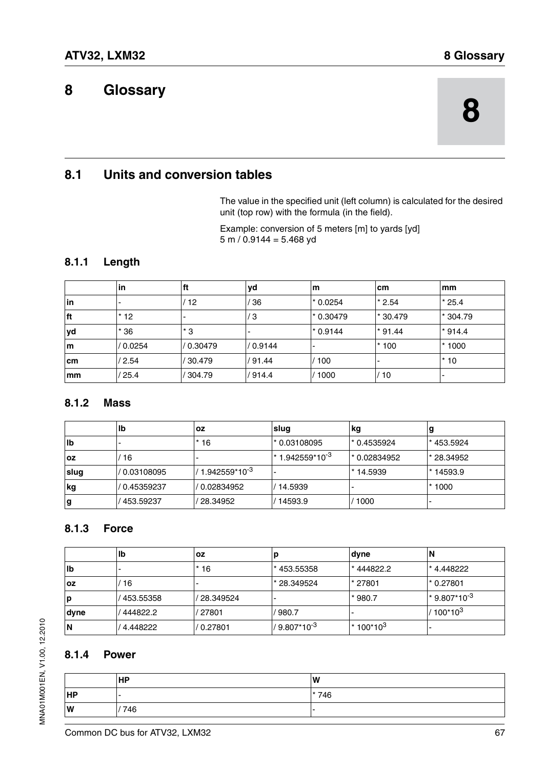# 8 Glossary

## 8.1 Units and conversion tables

The value in the specified unit (left column) is calculated for the desired unit (top row) with the formula (in the field).

Example: conversion of 5 meters [m] to yards [yd]
5 m / 0.9144 = 5.468 yd

### 8.1.1 Length

| | in | ft | yd | m | cm | mm |
|---|---|---|---|---|---|---|
| **in** | - | / 12 | / 36 | * 0.0254 | * 2.54 | * 25.4 |
| **ft** | * 12 | - | / 3 | * 0.30479 | * 30.479 | * 304.79 |
| **yd** | * 36 | * 3 | - | * 0.9144 | * 91.44 | * 914.4 |
| **m** | / 0.0254 | / 0.30479 | / 0.9144 | - | * 100 | * 1000 |
| **cm** | / 2.54 | / 30.479 | / 91.44 | / 100 | - | * 10 |
| **mm** | / 25.4 | / 304.79 | / 914.4 | / 1000 | / 10 | - |

### 8.1.2 Mass

| | lb | oz | slug | kg | g |
|---|---|---|---|---|---|
| **lb** | - | * 16 | * 0.03108095 | * 0.4535924 | * 453.5924 |
| **oz** | / 16 | - | * 1.942559*10$^{-3}$ | * 0.02834952 | * 28.34952 |
| **slug** | / 0.03108095 | / 1.942559*10$^{-3}$ | - | * 14.5939 | * 14593.9 |
| **kg** | / 0.45359237 | / 0.02834952 | / 14.5939 | - | * 1000 |
| **g** | / 453.59237 | / 28.34952 | / 14593.9 | / 1000 | - |

### 8.1.3 Force

| | lb | oz | p | dyne | N |
|---|---|---|---|---|---|
| **lb** | - | * 16 | * 453.55358 | * 444822.2 | * 4.448222 |
| **oz** | / 16 | - | * 28.349524 | * 27801 | * 0.27801 |
| **p** | / 453.55358 | / 28.349524 | - | * 980.7 | * 9.807*10$^{-3}$ |
| **dyne** | / 444822.2 | / 27801 | / 980.7 | - | / 100*10$^{3}$ |
| **N** | / 4.448222 | / 0.27801 | / 9.807*10$^{-3}$ | * 100*10$^{3}$ | - |

### 8.1.4 Power

| | HP | W |
|---|---|---|
| **HP** | - | * 746 |
| **W** | / 746 | - |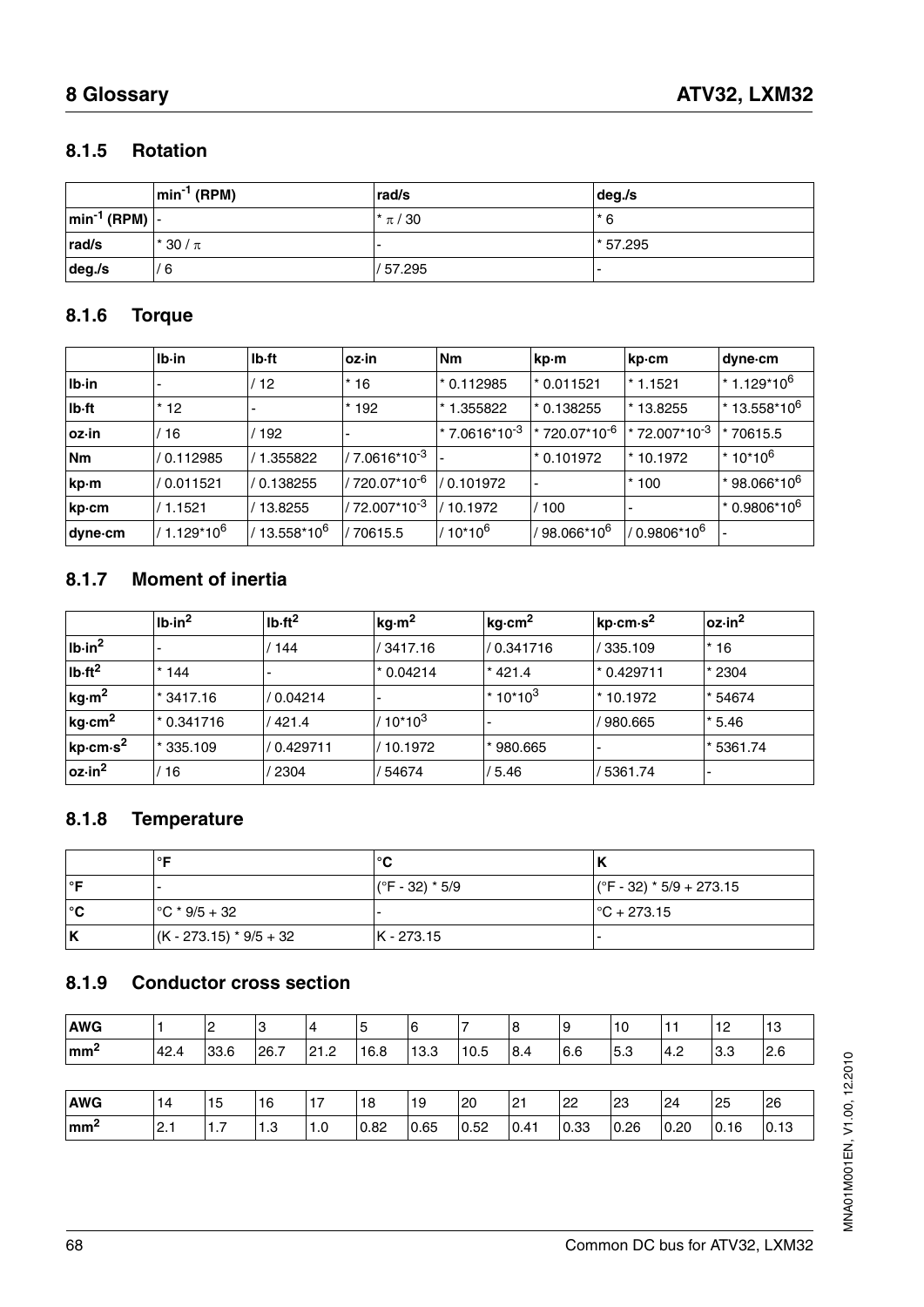### 8.1.5 Rotation

| | $min^{-1}$ (RPM) | rad/s | deg./s |
|---|---|---|---|
| $min^{-1}$ (RPM) | - | * π / 30 | * 6 |
| rad/s | * 30 / π | - | * 57.295 |
| deg./s | / 6 | / 57.295 | - |

### 8.1.6 Torque

| | lb·in | lb·ft | oz·in | Nm | kp·m | kp·cm | dyne·cm |
|---|---|---|---|---|---|---|---|
| lb·in | - | / 12 | * 16 | * 0.112985 | * 0.011521 | * 1.1521 | * $1.129*10^6$ |
| lb·ft | * 12 | - | * 192 | * 1.355822 | * 0.138255 | * 13.8255 | * $13.558*10^6$ |
| oz·in | / 16 | / 192 | - | * $7.0616*10^{-3}$ | * $720.07*10^{-6}$ | * $72.007*10^{-3}$ | * 70615.5 |
| Nm | / 0.112985 | / 1.355822 | / $7.0616*10^{-3}$ | - | * 0.101972 | * 10.1972 | * $10*10^6$ |
| kp·m | / 0.011521 | / 0.138255 | / $720.07*10^{-6}$ | / 0.101972 | - | * 100 | * $98.066*10^6$ |
| kp·cm | / 1.1521 | / 13.8255 | / $72.007*10^{-3}$ | / 10.1972 | / 100 | - | * $0.9806*10^6$ |
| dyne·cm | / $1.129*10^6$ | / $13.558*10^6$ | / 70615.5 | / $10*10^6$ | / $98.066*10^6$ | / $0.9806*10^6$ | - |

### 8.1.7 Moment of inertia

| | $lb·in^2$ | $lb·ft^2$ | $kg·m^2$ | $kg·cm^2$ | $kp·cm·s^2$ | $oz·in^2$ |
|---|---|---|---|---|---|---|
| $lb·in^2$ | - | / 144 | / 3417.16 | / 0.341716 | / 335.109 | * 16 |
| $lb·ft^2$ | * 144 | - | * 0.04214 | * 421.4 | * 0.429711 | * 2304 |
| $kg·m^2$ | * 3417.16 | / 0.04214 | - | * $10*10^3$ | * 10.1972 | * 54674 |
| $kg·cm^2$ | * 0.341716 | / 421.4 | / $10*10^3$ | - | / 980.665 | * 5.46 |
| $kp·cm·s^2$ | * 335.109 | / 0.429711 | / 10.1972 | * 980.665 | - | * 5361.74 |
| $oz·in^2$ | / 16 | / 2304 | / 54674 | / 5.46 | / 5361.74 | - |

### 8.1.8 Temperature

| | °F | °C | K |
|---|---|---|---|
| °F | - | (°F - 32) * 5/9 | (°F - 32) * 5/9 + 273.15 |
| °C | °C * 9/5 + 32 | - | °C + 273.15 |
| K | (K - 273.15) * 9/5 + 32 | K - 273.15 | - |

### 8.1.9 Conductor cross section

| AWG | 1 | 2 | 3 | 4 | 5 | 6 | 7 | 8 | 9 | 10 | 11 | 12 | 13 |
|---|---|---|---|---|---|---|---|---|---|---|---|---|---|
| $mm^2$ | 42.4 | 33.6 | 26.7 | 21.2 | 16.8 | 13.3 | 10.5 | 8.4 | 6.6 | 5.3 | 4.2 | 3.3 | 2.6 |

| AWG | 14 | 15 | 16 | 17 | 18 | 19 | 20 | 21 | 22 | 23 | 24 | 25 | 26 |
|---|---|---|---|---|---|---|---|---|---|---|---|---|---|
| $mm^2$ | 2.1 | 1.7 | 1.3 | 1.0 | 0.82 | 0.65 | 0.52 | 0.41 | 0.33 | 0.26 | 0.20 | 0.16 | 0.13 |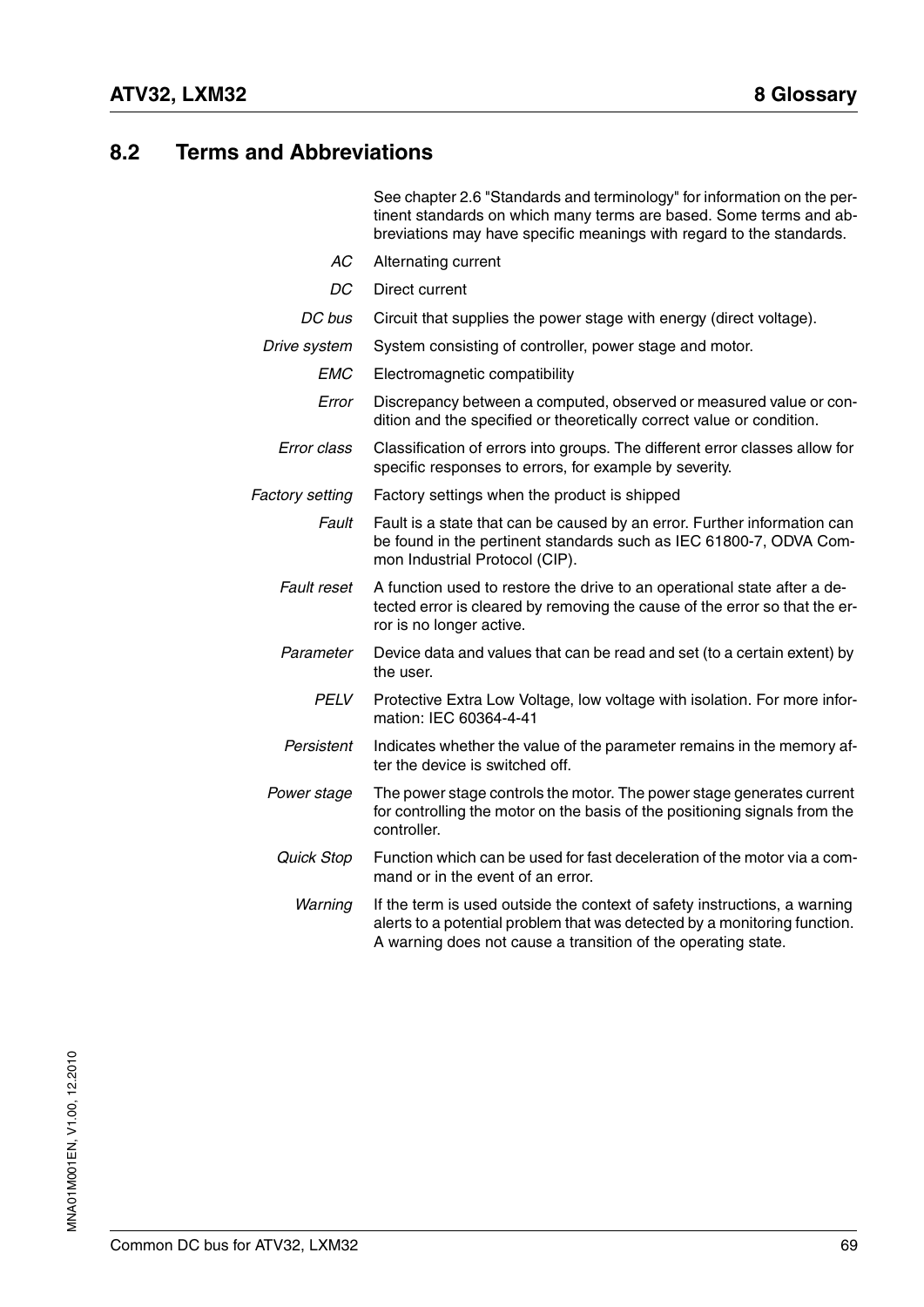## 8.2 Terms and Abbreviations

See chapter 2.6 "Standards and terminology" for information on the pertinent standards on which many terms are based. Some terms and abbreviations may have specific meanings with regard to the standards.

*AC* Alternating current

*DC* Direct current

*DC bus* Circuit that supplies the power stage with energy (direct voltage).

*Drive system* System consisting of controller, power stage and motor.

*EMC* Electromagnetic compatibility

*Error* Discrepancy between a computed, observed or measured value or condition and the specified or theoretically correct value or condition.

*Error class* Classification of errors into groups. The different error classes allow for specific responses to errors, for example by severity.

*Factory setting* Factory settings when the product is shipped

*Fault* Fault is a state that can be caused by an error. Further information can be found in the pertinent standards such as IEC 61800-7, ODVA Common Industrial Protocol (CIP).

*Fault reset* A function used to restore the drive to an operational state after a detected error is cleared by removing the cause of the error so that the error is no longer active.

*Parameter* Device data and values that can be read and set (to a certain extent) by the user.

*PELV* Protective Extra Low Voltage, low voltage with isolation. For more information: IEC 60364-4-41

*Persistent* Indicates whether the value of the parameter remains in the memory after the device is switched off.

*Power stage* The power stage controls the motor. The power stage generates current for controlling the motor on the basis of the positioning signals from the controller.

*Quick Stop* Function which can be used for fast deceleration of the motor via a command or in the event of an error.

*Warning* If the term is used outside the context of safety instructions, a warning alerts to a potential problem that was detected by a monitoring function. A warning does not cause a transition of the operating state.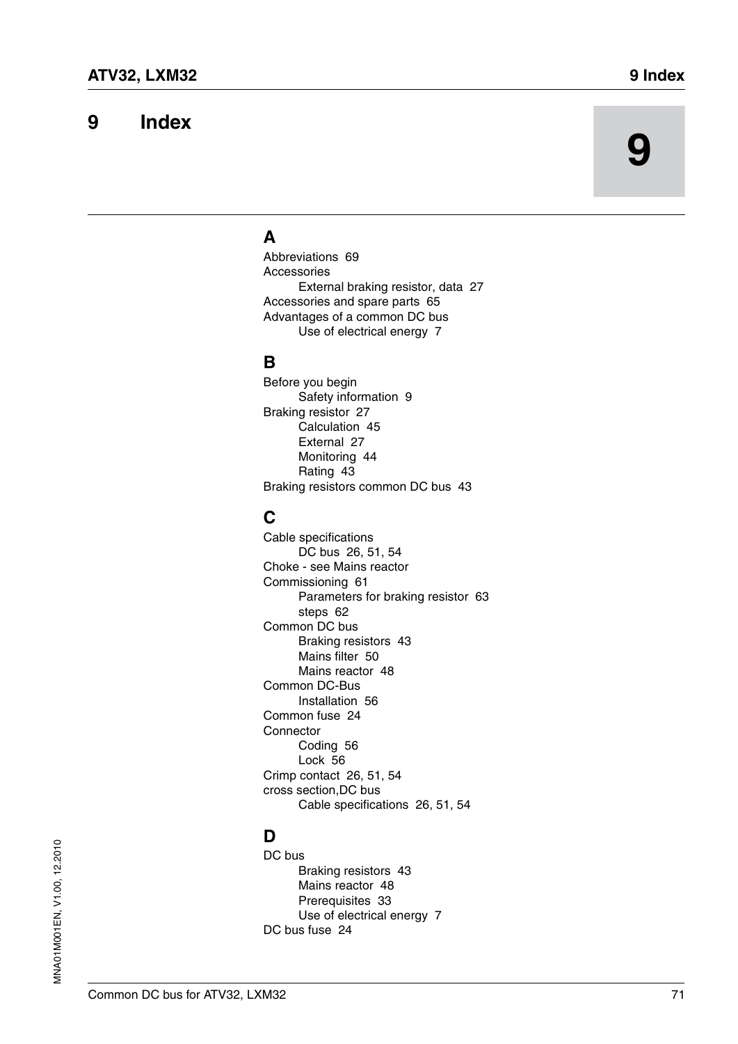# 9 Index

## A

Abbreviations 69
Accessories
- External braking resistor, data 27

Accessories and spare parts 65
Advantages of a common DC bus
- Use of electrical energy 7

## B

Before you begin
- Safety information 9

Braking resistor 27
- Calculation 45
- External 27
- Monitoring 44
- Rating 43

Braking resistors common DC bus 43

## C

Cable specifications
- DC bus 26, 51, 54

Choke - see Mains reactor
Commissioning 61
- Parameters for braking resistor 63
- steps 62

Common DC bus
- Braking resistors 43
- Mains filter 50
- Mains reactor 48

Common DC-Bus
- Installation 56

Common fuse 24
Connector
- Coding 56
- Lock 56

Crimp contact 26, 51, 54
cross section,DC bus
- Cable specifications 26, 51, 54

## D

DC bus
- Braking resistors 43
- Mains reactor 48
- Prerequisites 33
- Use of electrical energy 7

DC bus fuse 24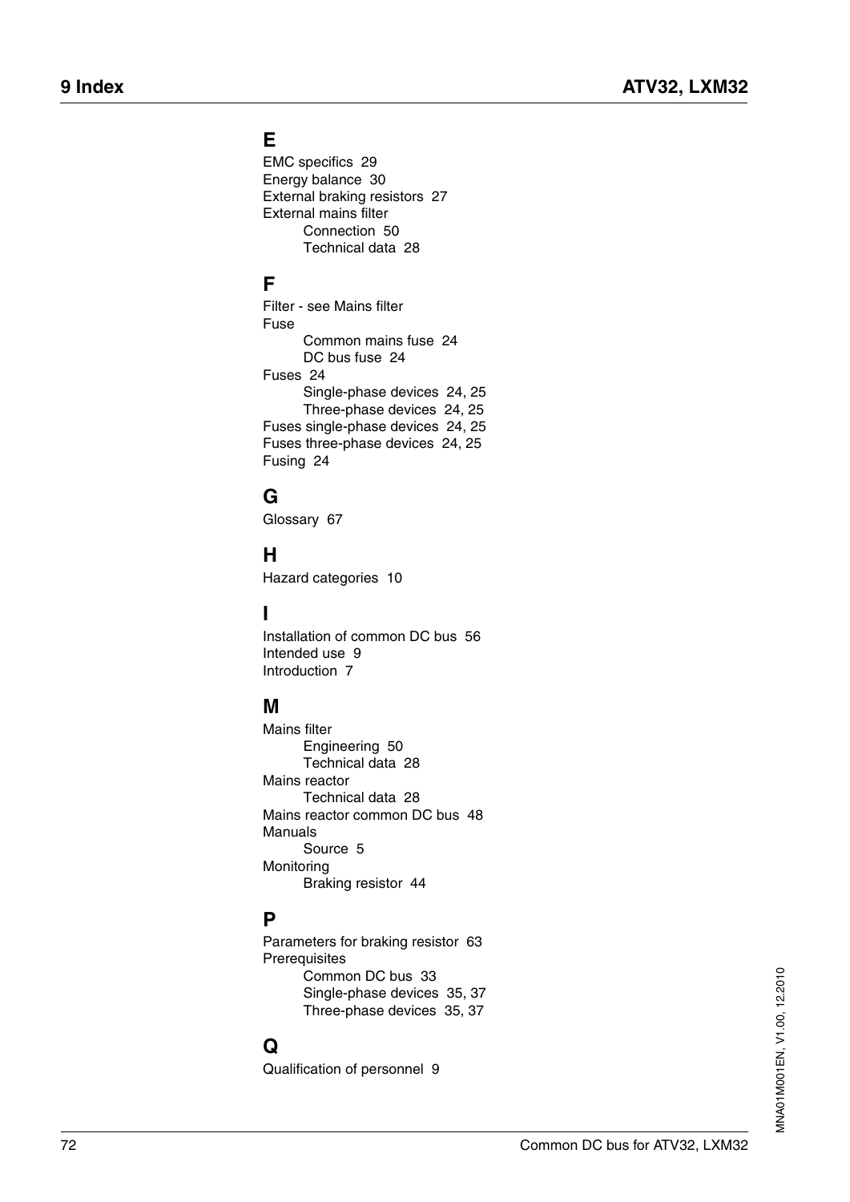## E

EMC specifics 29
Energy balance 30
External braking resistors 27
External mains filter
- Connection 50
- Technical data 28

## F

Filter - see Mains filter
Fuse
- Common mains fuse 24
- DC bus fuse 24

Fuses 24
- Single-phase devices 24, 25
- Three-phase devices 24, 25

Fuses single-phase devices 24, 25
Fuses three-phase devices 24, 25
Fusing 24

## G

Glossary 67

## H

Hazard categories 10

## I

Installation of common DC bus 56
Intended use 9
Introduction 7

## M

Mains filter
- Engineering 50
- Technical data 28

Mains reactor
- Technical data 28

Mains reactor common DC bus 48
Manuals
- Source 5

Monitoring
- Braking resistor 44

## P

Parameters for braking resistor 63
Prerequisites
- Common DC bus 33
- Single-phase devices 35, 37
- Three-phase devices 35, 37

## Q

Qualification of personnel 9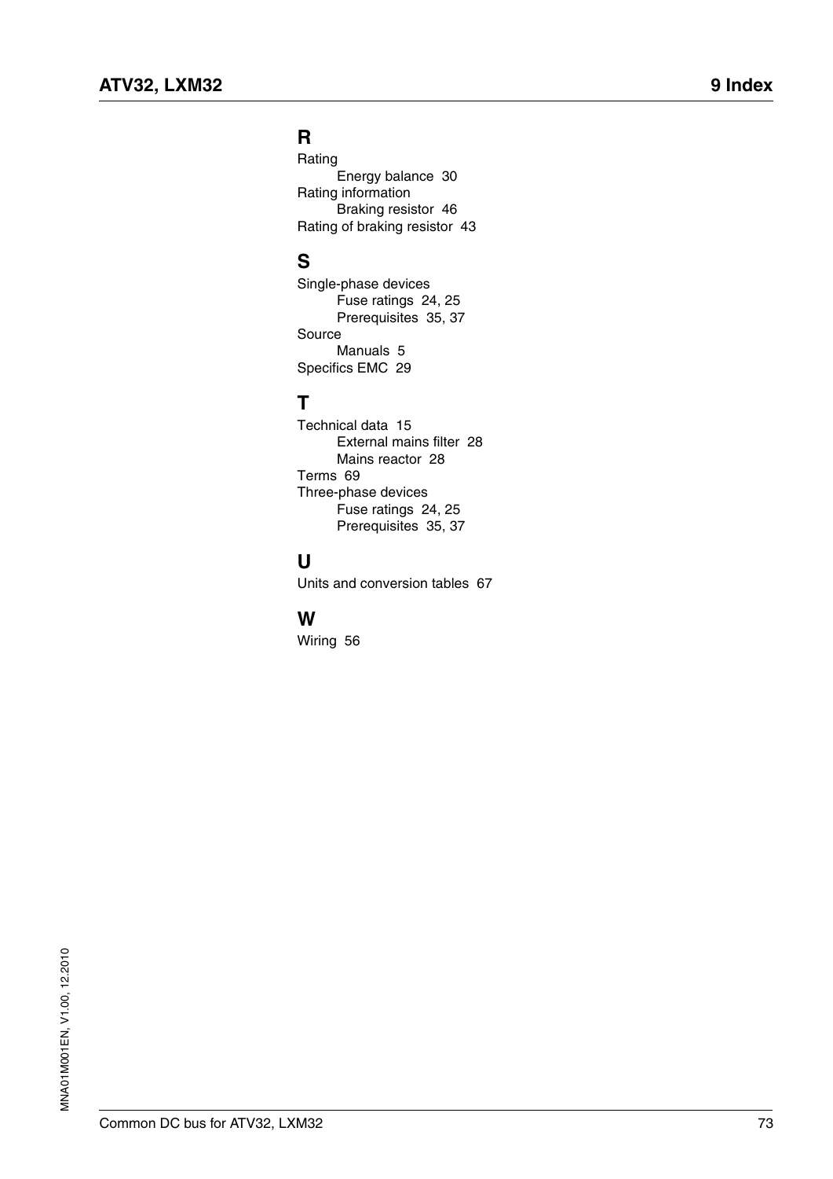## R

Rating
  Energy balance 30
Rating information
  Braking resistor 46
Rating of braking resistor 43

## S

Single-phase devices
  Fuse ratings 24, 25
  Prerequisites 35, 37
Source
  Manuals 5
Specifics EMC 29

## T

Technical data 15
  External mains filter 28
  Mains reactor 28
Terms 69
Three-phase devices
  Fuse ratings 24, 25
  Prerequisites 35, 37

## U

Units and conversion tables 67

## W

Wiring 56